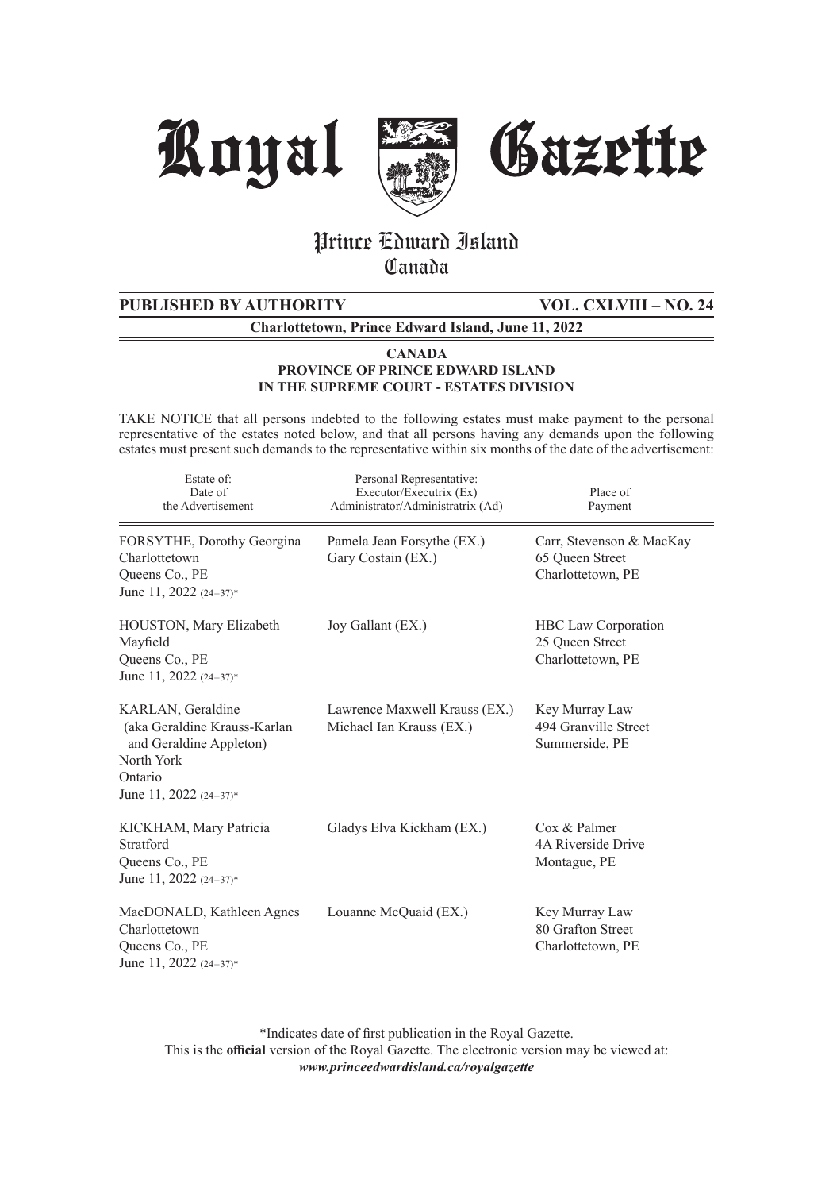# Royal Gazette

## Prince Edward Island
## Canada

**PUBLISHED BY AUTHORITY** **VOL. CXLVIII – NO. 24**

**Charlottetown, Prince Edward Island, June 11, 2022**

**CANADA**
**PROVINCE OF PRINCE EDWARD ISLAND**
**IN THE SUPREME COURT - ESTATES DIVISION**

TAKE NOTICE that all persons indebted to the following estates must make payment to the personal representative of the estates noted below, and that all persons having any demands upon the following estates must present such demands to the representative within six months of the date of the advertisement:

| Estate of: Date of the Advertisement | Personal Representative: Executor/Executrix (Ex) Administrator/Administratrix (Ad) | Place of Payment |
|---|---|---|
| FORSYTHE, Dorothy Georgina<br>Charlottetown<br>Queens Co., PE<br>June 11, 2022 (24–37)* | Pamela Jean Forsythe (EX.)<br>Gary Costain (EX.) | Carr, Stevenson & MacKay<br>65 Queen Street<br>Charlottetown, PE |
| HOUSTON, Mary Elizabeth<br>Mayfield<br>Queens Co., PE<br>June 11, 2022 (24–37)* | Joy Gallant (EX.) | HBC Law Corporation<br>25 Queen Street<br>Charlottetown, PE |
| KARLAN, Geraldine<br>(aka Geraldine Krauss-Karlan and Geraldine Appleton)<br>North York<br>Ontario<br>June 11, 2022 (24–37)* | Lawrence Maxwell Krauss (EX.)<br>Michael Ian Krauss (EX.) | Key Murray Law<br>494 Granville Street<br>Summerside, PE |
| KICKHAM, Mary Patricia<br>Stratford<br>Queens Co., PE<br>June 11, 2022 (24–37)* | Gladys Elva Kickham (EX.) | Cox & Palmer<br>4A Riverside Drive<br>Montague, PE |
| MacDONALD, Kathleen Agnes<br>Charlottetown<br>Queens Co., PE<br>June 11, 2022 (24–37)* | Louanne McQuaid (EX.) | Key Murray Law<br>80 Grafton Street<br>Charlottetown, PE |

*Indicates date of first publication in the Royal Gazette.

This is the **official** version of the Royal Gazette. The electronic version may be viewed at: ***www.princeedwardisland.ca/royalgazette***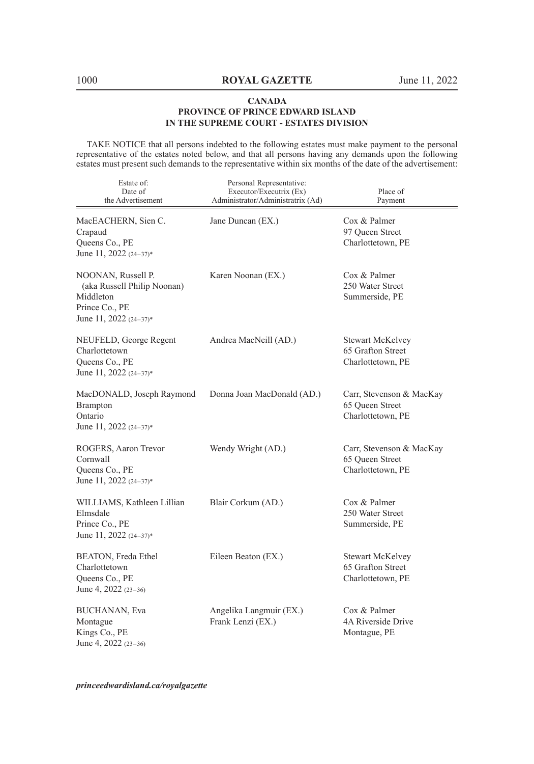**CANADA**
**PROVINCE OF PRINCE EDWARD ISLAND**
**IN THE SUPREME COURT - ESTATES DIVISION**

TAKE NOTICE that all persons indebted to the following estates must make payment to the personal representative of the estates noted below, and that all persons having any demands upon the following estates must present such demands to the representative within six months of the date of the advertisement:

| Estate of: Date of the Advertisement | Personal Representative: Executor/Executrix (Ex) Administrator/Administratrix (Ad) | Place of Payment |
|---|---|---|
| MacEACHERN, Sien C.<br>Crapaud<br>Queens Co., PE<br>June 11, 2022 (24–37)* | Jane Duncan (EX.) | Cox & Palmer<br>97 Queen Street<br>Charlottetown, PE |
| NOONAN, Russell P.<br>(aka Russell Philip Noonan)<br>Middleton<br>Prince Co., PE<br>June 11, 2022 (24–37)* | Karen Noonan (EX.) | Cox & Palmer<br>250 Water Street<br>Summerside, PE |
| NEUFELD, George Regent<br>Charlottetown<br>Queens Co., PE<br>June 11, 2022 (24–37)* | Andrea MacNeill (AD.) | Stewart McKelvey<br>65 Grafton Street<br>Charlottetown, PE |
| MacDONALD, Joseph Raymond<br>Brampton<br>Ontario<br>June 11, 2022 (24–37)* | Donna Joan MacDonald (AD.) | Carr, Stevenson & MacKay<br>65 Queen Street<br>Charlottetown, PE |
| ROGERS, Aaron Trevor<br>Cornwall<br>Queens Co., PE<br>June 11, 2022 (24–37)* | Wendy Wright (AD.) | Carr, Stevenson & MacKay<br>65 Queen Street<br>Charlottetown, PE |
| WILLIAMS, Kathleen Lillian<br>Elmsdale<br>Prince Co., PE<br>June 11, 2022 (24–37)* | Blair Corkum (AD.) | Cox & Palmer<br>250 Water Street<br>Summerside, PE |
| BEATON, Freda Ethel<br>Charlottetown<br>Queens Co., PE<br>June 4, 2022 (23–36) | Eileen Beaton (EX.) | Stewart McKelvey<br>65 Grafton Street<br>Charlottetown, PE |
| BUCHANAN, Eva<br>Montague<br>Kings Co., PE<br>June 4, 2022 (23–36) | Angelika Langmuir (EX.)<br>Frank Lenzi (EX.) | Cox & Palmer<br>4A Riverside Drive<br>Montague, PE |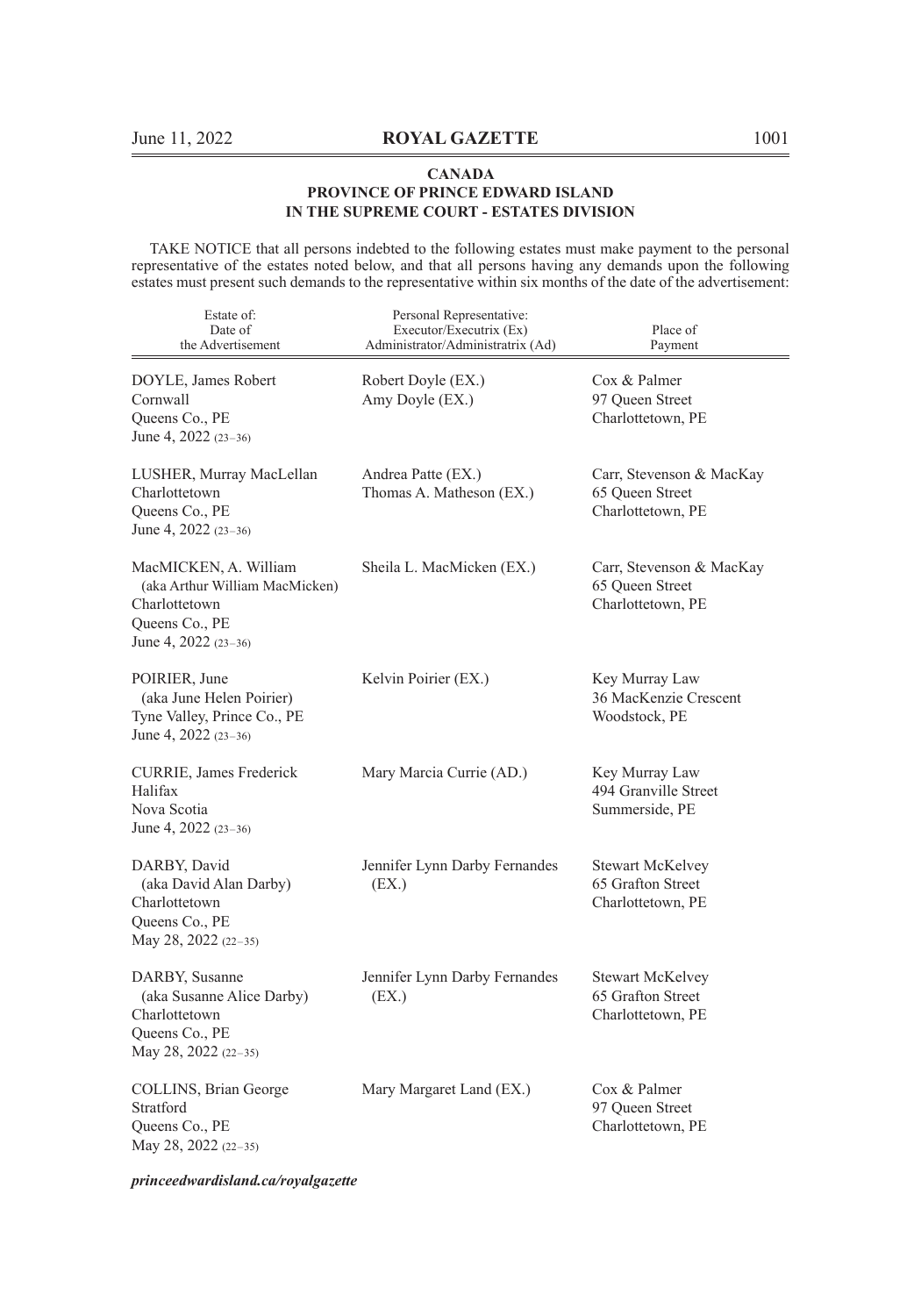**CANADA**
**PROVINCE OF PRINCE EDWARD ISLAND**
**IN THE SUPREME COURT - ESTATES DIVISION**

TAKE NOTICE that all persons indebted to the following estates must make payment to the personal representative of the estates noted below, and that all persons having any demands upon the following estates must present such demands to the representative within six months of the date of the advertisement:

| Estate of: Date of the Advertisement | Personal Representative: Executor/Executrix (Ex) Administrator/Administratrix (Ad) | Place of Payment |
|---|---|---|
| DOYLE, James Robert<br>Cornwall<br>Queens Co., PE<br>June 4, 2022 (23–36) | Robert Doyle (EX.)<br>Amy Doyle (EX.) | Cox & Palmer<br>97 Queen Street<br>Charlottetown, PE |
| LUSHER, Murray MacLellan<br>Charlottetown<br>Queens Co., PE<br>June 4, 2022 (23–36) | Andrea Patte (EX.)<br>Thomas A. Matheson (EX.) | Carr, Stevenson & MacKay<br>65 Queen Street<br>Charlottetown, PE |
| MacMICKEN, A. William<br>(aka Arthur William MacMicken)<br>Charlottetown<br>Queens Co., PE<br>June 4, 2022 (23–36) | Sheila L. MacMicken (EX.) | Carr, Stevenson & MacKay<br>65 Queen Street<br>Charlottetown, PE |
| POIRIER, June<br>(aka June Helen Poirier)<br>Tyne Valley, Prince Co., PE<br>June 4, 2022 (23–36) | Kelvin Poirier (EX.) | Key Murray Law<br>36 MacKenzie Crescent<br>Woodstock, PE |
| CURRIE, James Frederick<br>Halifax<br>Nova Scotia<br>June 4, 2022 (23–36) | Mary Marcia Currie (AD.) | Key Murray Law<br>494 Granville Street<br>Summerside, PE |
| DARBY, David<br>(aka David Alan Darby)<br>Charlottetown<br>Queens Co., PE<br>May 28, 2022 (22–35) | Jennifer Lynn Darby Fernandes (EX.) | Stewart McKelvey<br>65 Grafton Street<br>Charlottetown, PE |
| DARBY, Susanne<br>(aka Susanne Alice Darby)<br>Charlottetown<br>Queens Co., PE<br>May 28, 2022 (22–35) | Jennifer Lynn Darby Fernandes (EX.) | Stewart McKelvey<br>65 Grafton Street<br>Charlottetown, PE |
| COLLINS, Brian George<br>Stratford<br>Queens Co., PE<br>May 28, 2022 (22–35) | Mary Margaret Land (EX.) | Cox & Palmer<br>97 Queen Street<br>Charlottetown, PE |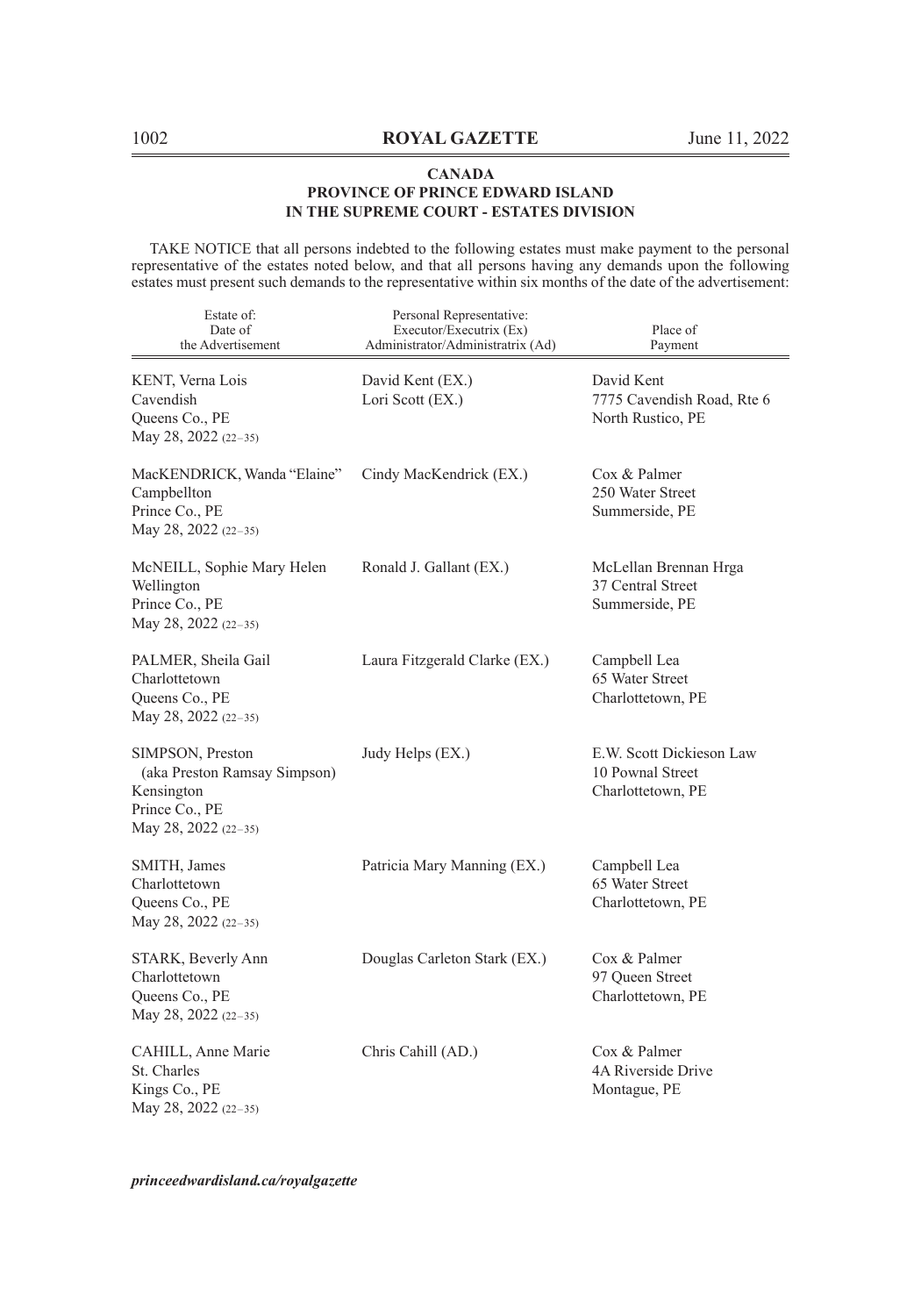**CANADA**
**PROVINCE OF PRINCE EDWARD ISLAND**
**IN THE SUPREME COURT - ESTATES DIVISION**

TAKE NOTICE that all persons indebted to the following estates must make payment to the personal representative of the estates noted below, and that all persons having any demands upon the following estates must present such demands to the representative within six months of the date of the advertisement:

| Estate of: Date of the Advertisement | Personal Representative: Executor/Executrix (Ex) Administrator/Administratrix (Ad) | Place of Payment |
|---|---|---|
| KENT, Verna Lois<br>Cavendish<br>Queens Co., PE<br>May 28, 2022 (22–35) | David Kent (EX.)<br>Lori Scott (EX.) | David Kent<br>7775 Cavendish Road, Rte 6<br>North Rustico, PE |
| MacKENDRICK, Wanda "Elaine"<br>Campbellton<br>Prince Co., PE<br>May 28, 2022 (22–35) | Cindy MacKendrick (EX.) | Cox & Palmer<br>250 Water Street<br>Summerside, PE |
| McNEILL, Sophie Mary Helen<br>Wellington<br>Prince Co., PE<br>May 28, 2022 (22–35) | Ronald J. Gallant (EX.) | McLellan Brennan Hrga<br>37 Central Street<br>Summerside, PE |
| PALMER, Sheila Gail<br>Charlottetown<br>Queens Co., PE<br>May 28, 2022 (22–35) | Laura Fitzgerald Clarke (EX.) | Campbell Lea<br>65 Water Street<br>Charlottetown, PE |
| SIMPSON, Preston<br>(aka Preston Ramsay Simpson)<br>Kensington<br>Prince Co., PE<br>May 28, 2022 (22–35) | Judy Helps (EX.) | E.W. Scott Dickieson Law<br>10 Pownal Street<br>Charlottetown, PE |
| SMITH, James<br>Charlottetown<br>Queens Co., PE<br>May 28, 2022 (22–35) | Patricia Mary Manning (EX.) | Campbell Lea<br>65 Water Street<br>Charlottetown, PE |
| STARK, Beverly Ann<br>Charlottetown<br>Queens Co., PE<br>May 28, 2022 (22–35) | Douglas Carleton Stark (EX.) | Cox & Palmer<br>97 Queen Street<br>Charlottetown, PE |
| CAHILL, Anne Marie<br>St. Charles<br>Kings Co., PE<br>May 28, 2022 (22–35) | Chris Cahill (AD.) | Cox & Palmer<br>4A Riverside Drive<br>Montague, PE |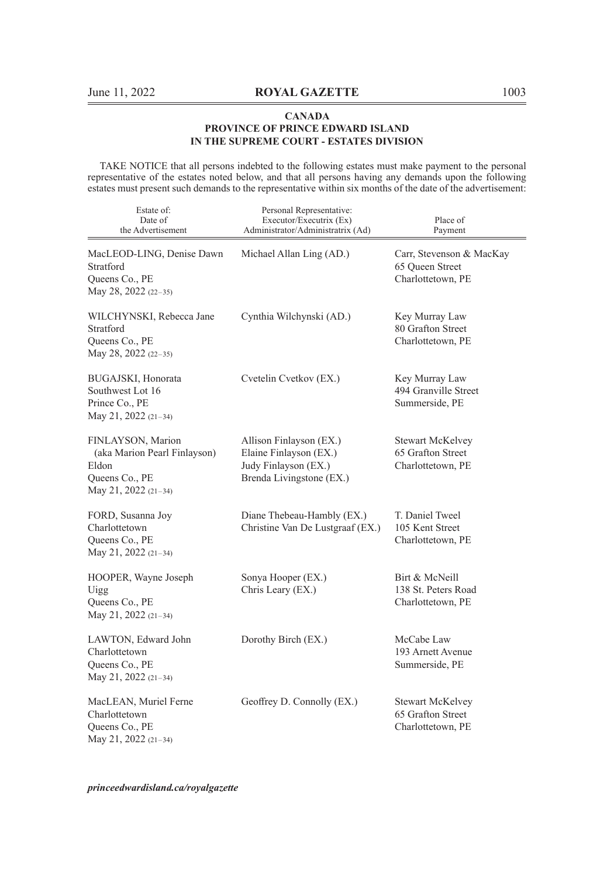**CANADA**
**PROVINCE OF PRINCE EDWARD ISLAND**
**IN THE SUPREME COURT - ESTATES DIVISION**

TAKE NOTICE that all persons indebted to the following estates must make payment to the personal representative of the estates noted below, and that all persons having any demands upon the following estates must present such demands to the representative within six months of the date of the advertisement:

| Estate of: Date of the Advertisement | Personal Representative: Executor/Executrix (Ex) Administrator/Administratrix (Ad) | Place of Payment |
|---|---|---|
| MacLEOD-LING, Denise Dawn<br>Stratford<br>Queens Co., PE<br>May 28, 2022 (22–35) | Michael Allan Ling (AD.) | Carr, Stevenson & MacKay<br>65 Queen Street<br>Charlottetown, PE |
| WILCHYNSKI, Rebecca Jane<br>Stratford<br>Queens Co., PE<br>May 28, 2022 (22–35) | Cynthia Wilchynski (AD.) | Key Murray Law<br>80 Grafton Street<br>Charlottetown, PE |
| BUGAJSKI, Honorata<br>Southwest Lot 16<br>Prince Co., PE<br>May 21, 2022 (21–34) | Cvetelin Cvetkov (EX.) | Key Murray Law<br>494 Granville Street<br>Summerside, PE |
| FINLAYSON, Marion<br>(aka Marion Pearl Finlayson)<br>Eldon<br>Queens Co., PE<br>May 21, 2022 (21–34) | Allison Finlayson (EX.)<br>Elaine Finlayson (EX.)<br>Judy Finlayson (EX.)<br>Brenda Livingstone (EX.) | Stewart McKelvey<br>65 Grafton Street<br>Charlottetown, PE |
| FORD, Susanna Joy<br>Charlottetown<br>Queens Co., PE<br>May 21, 2022 (21–34) | Diane Thebeau-Hambly (EX.)<br>Christine Van De Lustgraaf (EX.) | T. Daniel Tweel<br>105 Kent Street<br>Charlottetown, PE |
| HOOPER, Wayne Joseph<br>Uigg<br>Queens Co., PE<br>May 21, 2022 (21–34) | Sonya Hooper (EX.)<br>Chris Leary (EX.) | Birt & McNeill<br>138 St. Peters Road<br>Charlottetown, PE |
| LAWTON, Edward John<br>Charlottetown<br>Queens Co., PE<br>May 21, 2022 (21–34) | Dorothy Birch (EX.) | McCabe Law<br>193 Arnett Avenue<br>Summerside, PE |
| MacLEAN, Muriel Ferne<br>Charlottetown<br>Queens Co., PE<br>May 21, 2022 (21–34) | Geoffrey D. Connolly (EX.) | Stewart McKelvey<br>65 Grafton Street<br>Charlottetown, PE |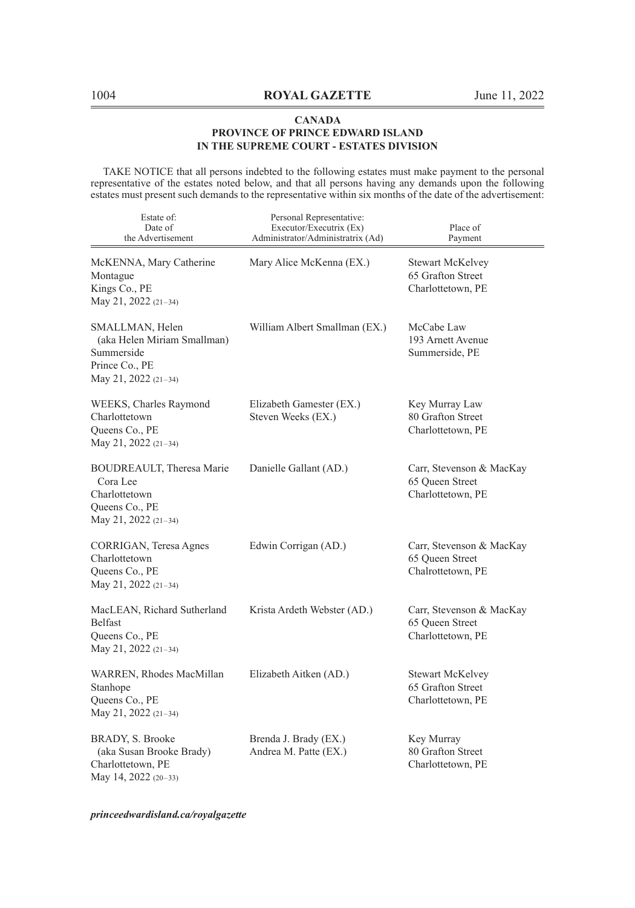**CANADA**
**PROVINCE OF PRINCE EDWARD ISLAND**
**IN THE SUPREME COURT - ESTATES DIVISION**

TAKE NOTICE that all persons indebted to the following estates must make payment to the personal representative of the estates noted below, and that all persons having any demands upon the following estates must present such demands to the representative within six months of the date of the advertisement:

| Estate of: Date of the Advertisement | Personal Representative: Executor/Executrix (Ex) Administrator/Administratrix (Ad) | Place of Payment |
|---|---|---|
| McKENNA, Mary Catherine<br>Montague<br>Kings Co., PE<br>May 21, 2022 (21–34) | Mary Alice McKenna (EX.) | Stewart McKelvey<br>65 Grafton Street<br>Charlottetown, PE |
| SMALLMAN, Helen<br>(aka Helen Miriam Smallman)<br>Summerside<br>Prince Co., PE<br>May 21, 2022 (21–34) | William Albert Smallman (EX.) | McCabe Law<br>193 Arnett Avenue<br>Summerside, PE |
| WEEKS, Charles Raymond<br>Charlottetown<br>Queens Co., PE<br>May 21, 2022 (21–34) | Elizabeth Gamester (EX.)<br>Steven Weeks (EX.) | Key Murray Law<br>80 Grafton Street<br>Charlottetown, PE |
| BOUDREAULT, Theresa Marie Cora Lee<br>Charlottetown<br>Queens Co., PE<br>May 21, 2022 (21–34) | Danielle Gallant (AD.) | Carr, Stevenson & MacKay<br>65 Queen Street<br>Charlottetown, PE |
| CORRIGAN, Teresa Agnes<br>Charlottetown<br>Queens Co., PE<br>May 21, 2022 (21–34) | Edwin Corrigan (AD.) | Carr, Stevenson & MacKay<br>65 Queen Street<br>Chalrottetown, PE |
| MacLEAN, Richard Sutherland<br>Belfast<br>Queens Co., PE<br>May 21, 2022 (21–34) | Krista Ardeth Webster (AD.) | Carr, Stevenson & MacKay<br>65 Queen Street<br>Charlottetown, PE |
| WARREN, Rhodes MacMillan<br>Stanhope<br>Queens Co., PE<br>May 21, 2022 (21–34) | Elizabeth Aitken (AD.) | Stewart McKelvey<br>65 Grafton Street<br>Charlottetown, PE |
| BRADY, S. Brooke<br>(aka Susan Brooke Brady)<br>Charlottetown, PE<br>May 14, 2022 (20–33) | Brenda J. Brady (EX.)<br>Andrea M. Patte (EX.) | Key Murray<br>80 Grafton Street<br>Charlottetown, PE |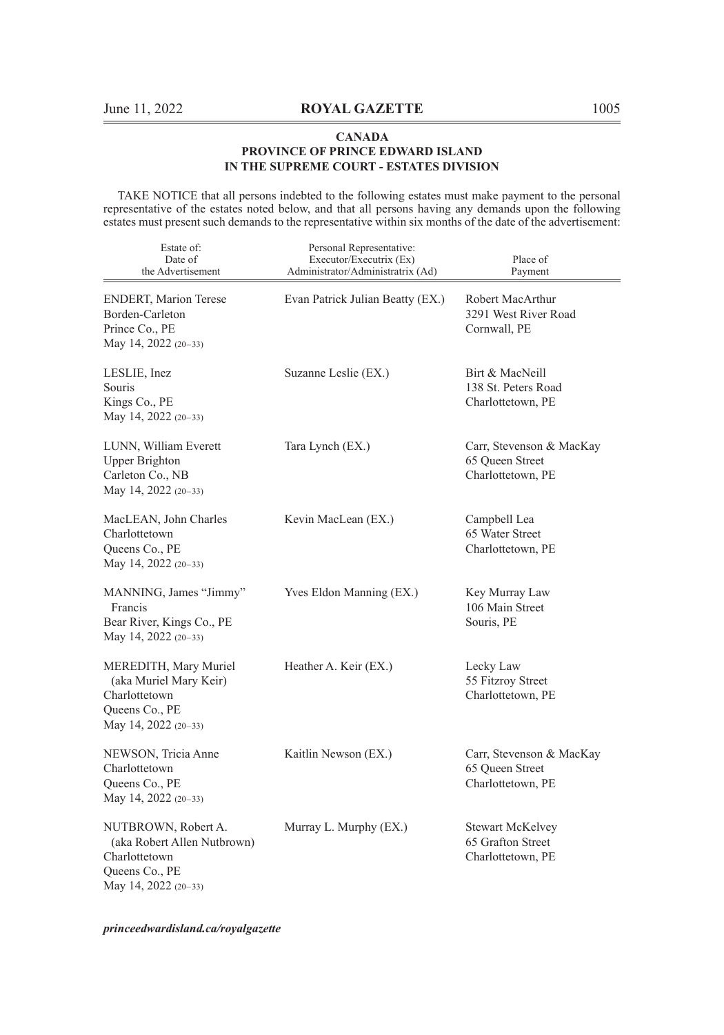**CANADA**
**PROVINCE OF PRINCE EDWARD ISLAND**
**IN THE SUPREME COURT - ESTATES DIVISION**

TAKE NOTICE that all persons indebted to the following estates must make payment to the personal representative of the estates noted below, and that all persons having any demands upon the following estates must present such demands to the representative within six months of the date of the advertisement:

| Estate of: Date of the Advertisement | Personal Representative: Executor/Executrix (Ex) Administrator/Administratrix (Ad) | Place of Payment |
|---|---|---|
| ENDERT, Marion Terese<br>Borden-Carleton<br>Prince Co., PE<br>May 14, 2022 (20–33) | Evan Patrick Julian Beatty (EX.) | Robert MacArthur<br>3291 West River Road<br>Cornwall, PE |
| LESLIE, Inez<br>Souris<br>Kings Co., PE<br>May 14, 2022 (20–33) | Suzanne Leslie (EX.) | Birt & MacNeill<br>138 St. Peters Road<br>Charlottetown, PE |
| LUNN, William Everett<br>Upper Brighton<br>Carleton Co., NB<br>May 14, 2022 (20–33) | Tara Lynch (EX.) | Carr, Stevenson & MacKay<br>65 Queen Street<br>Charlottetown, PE |
| MacLEAN, John Charles<br>Charlottetown<br>Queens Co., PE<br>May 14, 2022 (20–33) | Kevin MacLean (EX.) | Campbell Lea<br>65 Water Street<br>Charlottetown, PE |
| MANNING, James "Jimmy" Francis<br>Bear River, Kings Co., PE<br>May 14, 2022 (20–33) | Yves Eldon Manning (EX.) | Key Murray Law<br>106 Main Street<br>Souris, PE |
| MEREDITH, Mary Muriel<br>(aka Muriel Mary Keir)<br>Charlottetown<br>Queens Co., PE<br>May 14, 2022 (20–33) | Heather A. Keir (EX.) | Lecky Law<br>55 Fitzroy Street<br>Charlottetown, PE |
| NEWSON, Tricia Anne<br>Charlottetown<br>Queens Co., PE<br>May 14, 2022 (20–33) | Kaitlin Newson (EX.) | Carr, Stevenson & MacKay<br>65 Queen Street<br>Charlottetown, PE |
| NUTBROWN, Robert A.<br>(aka Robert Allen Nutbrown)<br>Charlottetown<br>Queens Co., PE<br>May 14, 2022 (20–33) | Murray L. Murphy (EX.) | Stewart McKelvey<br>65 Grafton Street<br>Charlottetown, PE |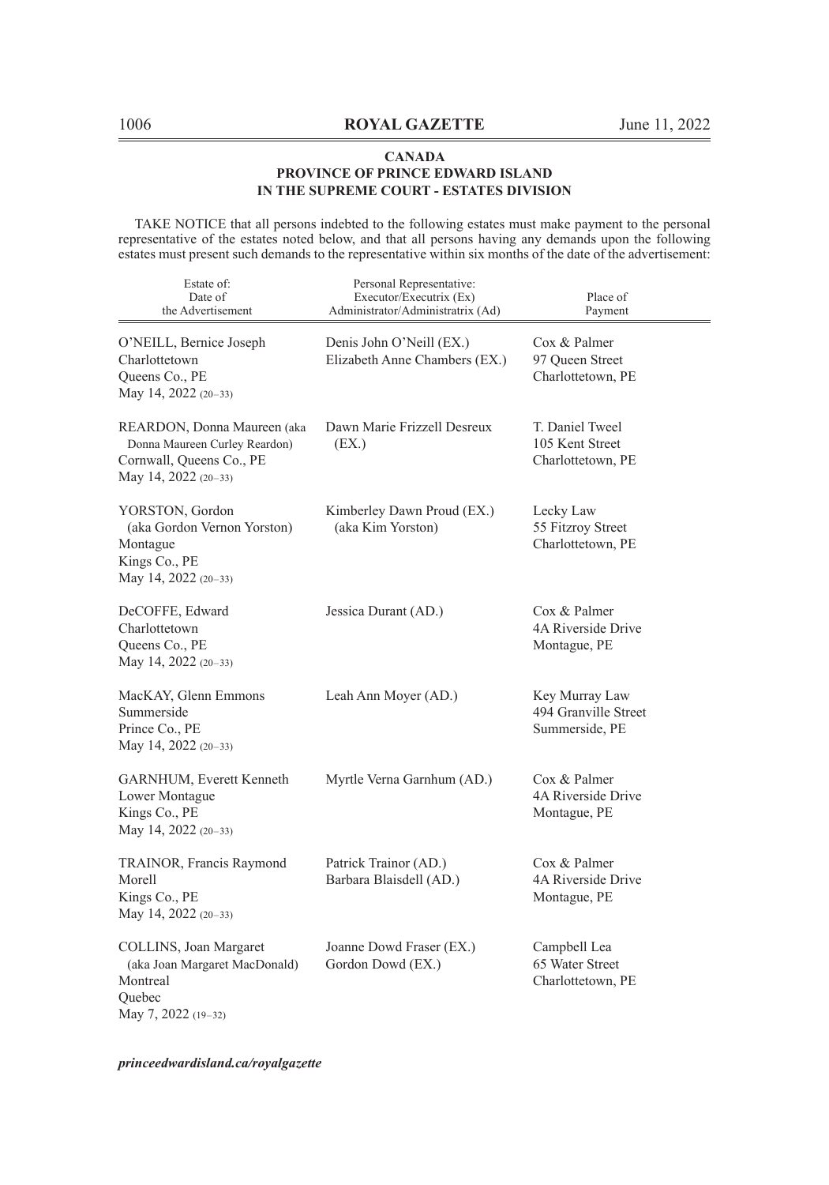**CANADA**
**PROVINCE OF PRINCE EDWARD ISLAND**
**IN THE SUPREME COURT - ESTATES DIVISION**

TAKE NOTICE that all persons indebted to the following estates must make payment to the personal representative of the estates noted below, and that all persons having any demands upon the following estates must present such demands to the representative within six months of the date of the advertisement:

| Estate of: Date of the Advertisement | Personal Representative: Executor/Executrix (Ex) Administrator/Administratrix (Ad) | Place of Payment |
|---|---|---|
| O'NEILL, Bernice Joseph<br>Charlottetown<br>Queens Co., PE<br>May 14, 2022 (20–33) | Denis John O'Neill (EX.)<br>Elizabeth Anne Chambers (EX.) | Cox & Palmer<br>97 Queen Street<br>Charlottetown, PE |
| REARDON, Donna Maureen (aka Donna Maureen Curley Reardon)<br>Cornwall, Queens Co., PE<br>May 14, 2022 (20–33) | Dawn Marie Frizzell Desreux (EX.) | T. Daniel Tweel<br>105 Kent Street<br>Charlottetown, PE |
| YORSTON, Gordon (aka Gordon Vernon Yorston)<br>Montague<br>Kings Co., PE<br>May 14, 2022 (20–33) | Kimberley Dawn Proud (EX.) (aka Kim Yorston) | Lecky Law<br>55 Fitzroy Street<br>Charlottetown, PE |
| DeCOFFE, Edward<br>Charlottetown<br>Queens Co., PE<br>May 14, 2022 (20–33) | Jessica Durant (AD.) | Cox & Palmer<br>4A Riverside Drive<br>Montague, PE |
| MacKAY, Glenn Emmons<br>Summerside<br>Prince Co., PE<br>May 14, 2022 (20–33) | Leah Ann Moyer (AD.) | Key Murray Law<br>494 Granville Street<br>Summerside, PE |
| GARNHUM, Everett Kenneth<br>Lower Montague<br>Kings Co., PE<br>May 14, 2022 (20–33) | Myrtle Verna Garnhum (AD.) | Cox & Palmer<br>4A Riverside Drive<br>Montague, PE |
| TRAINOR, Francis Raymond<br>Morell<br>Kings Co., PE<br>May 14, 2022 (20–33) | Patrick Trainor (AD.)<br>Barbara Blaisdell (AD.) | Cox & Palmer<br>4A Riverside Drive<br>Montague, PE |
| COLLINS, Joan Margaret (aka Joan Margaret MacDonald)<br>Montreal<br>Quebec<br>May 7, 2022 (19–32) | Joanne Dowd Fraser (EX.)<br>Gordon Dowd (EX.) | Campbell Lea<br>65 Water Street<br>Charlottetown, PE |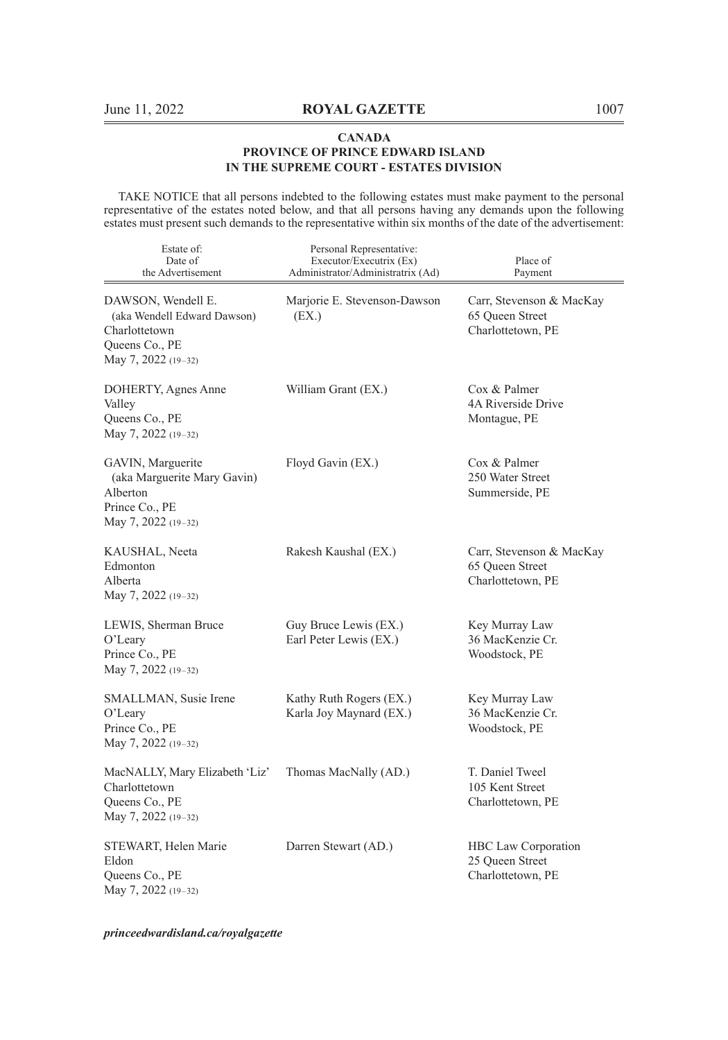**CANADA**
**PROVINCE OF PRINCE EDWARD ISLAND**
**IN THE SUPREME COURT - ESTATES DIVISION**

TAKE NOTICE that all persons indebted to the following estates must make payment to the personal representative of the estates noted below, and that all persons having any demands upon the following estates must present such demands to the representative within six months of the date of the advertisement:

| Estate of: Date of the Advertisement | Personal Representative: Executor/Executrix (Ex) Administrator/Administratrix (Ad) | Place of Payment |
|---|---|---|
| DAWSON, Wendell E. (aka Wendell Edward Dawson) Charlottetown Queens Co., PE May 7, 2022 (19–32) | Marjorie E. Stevenson-Dawson (EX.) | Carr, Stevenson & MacKay 65 Queen Street Charlottetown, PE |
| DOHERTY, Agnes Anne Valley Queens Co., PE May 7, 2022 (19–32) | William Grant (EX.) | Cox & Palmer 4A Riverside Drive Montague, PE |
| GAVIN, Marguerite (aka Marguerite Mary Gavin) Alberton Prince Co., PE May 7, 2022 (19–32) | Floyd Gavin (EX.) | Cox & Palmer 250 Water Street Summerside, PE |
| KAUSHAL, Neeta Edmonton Alberta May 7, 2022 (19–32) | Rakesh Kaushal (EX.) | Carr, Stevenson & MacKay 65 Queen Street Charlottetown, PE |
| LEWIS, Sherman Bruce O'Leary Prince Co., PE May 7, 2022 (19–32) | Guy Bruce Lewis (EX.) Earl Peter Lewis (EX.) | Key Murray Law 36 MacKenzie Cr. Woodstock, PE |
| SMALLMAN, Susie Irene O'Leary Prince Co., PE May 7, 2022 (19–32) | Kathy Ruth Rogers (EX.) Karla Joy Maynard (EX.) | Key Murray Law 36 MacKenzie Cr. Woodstock, PE |
| MacNALLY, Mary Elizabeth 'Liz' Charlottetown Queens Co., PE May 7, 2022 (19–32) | Thomas MacNally (AD.) | T. Daniel Tweel 105 Kent Street Charlottetown, PE |
| STEWART, Helen Marie Eldon Queens Co., PE May 7, 2022 (19–32) | Darren Stewart (AD.) | HBC Law Corporation 25 Queen Street Charlottetown, PE |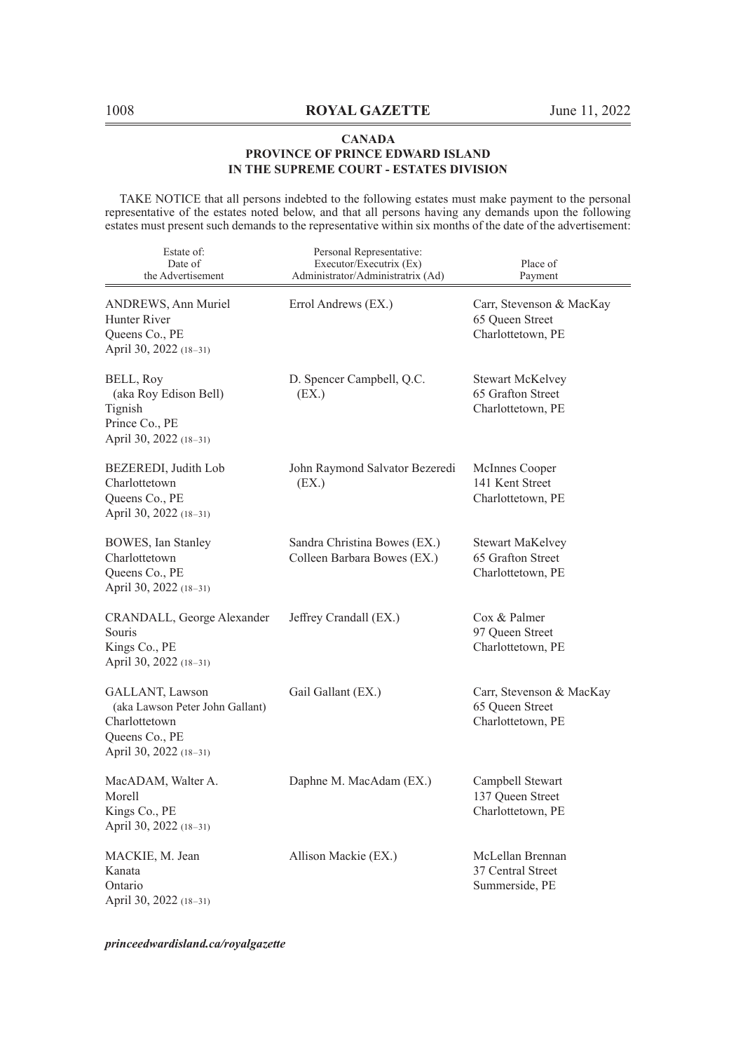**CANADA**
**PROVINCE OF PRINCE EDWARD ISLAND**
**IN THE SUPREME COURT - ESTATES DIVISION**

TAKE NOTICE that all persons indebted to the following estates must make payment to the personal representative of the estates noted below, and that all persons having any demands upon the following estates must present such demands to the representative within six months of the date of the advertisement:

| Estate of: Date of the Advertisement | Personal Representative: Executor/Executrix (Ex) Administrator/Administratrix (Ad) | Place of Payment |
|---|---|---|
| ANDREWS, Ann Muriel<br>Hunter River<br>Queens Co., PE<br>April 30, 2022 (18–31) | Errol Andrews (EX.) | Carr, Stevenson & MacKay<br>65 Queen Street<br>Charlottetown, PE |
| BELL, Roy<br>(aka Roy Edison Bell)<br>Tignish<br>Prince Co., PE<br>April 30, 2022 (18–31) | D. Spencer Campbell, Q.C. (EX.) | Stewart McKelvey<br>65 Grafton Street<br>Charlottetown, PE |
| BEZEREDI, Judith Lob<br>Charlottetown<br>Queens Co., PE<br>April 30, 2022 (18–31) | John Raymond Salvator Bezeredi (EX.) | McInnes Cooper<br>141 Kent Street<br>Charlottetown, PE |
| BOWES, Ian Stanley<br>Charlottetown<br>Queens Co., PE<br>April 30, 2022 (18–31) | Sandra Christina Bowes (EX.)<br>Colleen Barbara Bowes (EX.) | Stewart MaKelvey<br>65 Grafton Street<br>Charlottetown, PE |
| CRANDALL, George Alexander<br>Souris<br>Kings Co., PE<br>April 30, 2022 (18–31) | Jeffrey Crandall (EX.) | Cox & Palmer<br>97 Queen Street<br>Charlottetown, PE |
| GALLANT, Lawson<br>(aka Lawson Peter John Gallant)<br>Charlottetown<br>Queens Co., PE<br>April 30, 2022 (18–31) | Gail Gallant (EX.) | Carr, Stevenson & MacKay<br>65 Queen Street<br>Charlottetown, PE |
| MacADAM, Walter A.<br>Morell<br>Kings Co., PE<br>April 30, 2022 (18–31) | Daphne M. MacAdam (EX.) | Campbell Stewart<br>137 Queen Street<br>Charlottetown, PE |
| MACKIE, M. Jean<br>Kanata<br>Ontario<br>April 30, 2022 (18–31) | Allison Mackie (EX.) | McLellan Brennan<br>37 Central Street<br>Summerside, PE |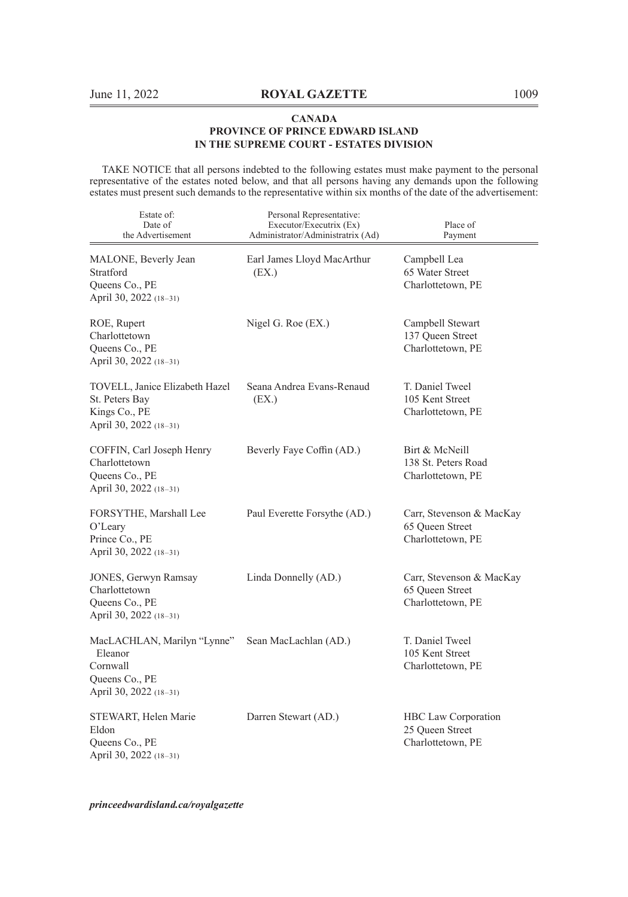**CANADA**
**PROVINCE OF PRINCE EDWARD ISLAND**
**IN THE SUPREME COURT - ESTATES DIVISION**

TAKE NOTICE that all persons indebted to the following estates must make payment to the personal representative of the estates noted below, and that all persons having any demands upon the following estates must present such demands to the representative within six months of the date of the advertisement:

| Estate of: Date of the Advertisement | Personal Representative: Executor/Executrix (Ex) Administrator/Administratrix (Ad) | Place of Payment |
|---|---|---|
| MALONE, Beverly Jean<br>Stratford<br>Queens Co., PE<br>April 30, 2022 (18–31) | Earl James Lloyd MacArthur (EX.) | Campbell Lea<br>65 Water Street<br>Charlottetown, PE |
| ROE, Rupert<br>Charlottetown<br>Queens Co., PE<br>April 30, 2022 (18–31) | Nigel G. Roe (EX.) | Campbell Stewart<br>137 Queen Street<br>Charlottetown, PE |
| TOVELL, Janice Elizabeth Hazel<br>St. Peters Bay<br>Kings Co., PE<br>April 30, 2022 (18–31) | Seana Andrea Evans-Renaud (EX.) | T. Daniel Tweel<br>105 Kent Street<br>Charlottetown, PE |
| COFFIN, Carl Joseph Henry<br>Charlottetown<br>Queens Co., PE<br>April 30, 2022 (18–31) | Beverly Faye Coffin (AD.) | Birt & McNeill<br>138 St. Peters Road<br>Charlottetown, PE |
| FORSYTHE, Marshall Lee<br>O'Leary<br>Prince Co., PE<br>April 30, 2022 (18–31) | Paul Everette Forsythe (AD.) | Carr, Stevenson & MacKay<br>65 Queen Street<br>Charlottetown, PE |
| JONES, Gerwyn Ramsay<br>Charlottetown<br>Queens Co., PE<br>April 30, 2022 (18–31) | Linda Donnelly (AD.) | Carr, Stevenson & MacKay<br>65 Queen Street<br>Charlottetown, PE |
| MacLACHLAN, Marilyn "Lynne" Eleanor<br>Cornwall<br>Queens Co., PE<br>April 30, 2022 (18–31) | Sean MacLachlan (AD.) | T. Daniel Tweel<br>105 Kent Street<br>Charlottetown, PE |
| STEWART, Helen Marie<br>Eldon<br>Queens Co., PE<br>April 30, 2022 (18–31) | Darren Stewart (AD.) | HBC Law Corporation<br>25 Queen Street<br>Charlottetown, PE |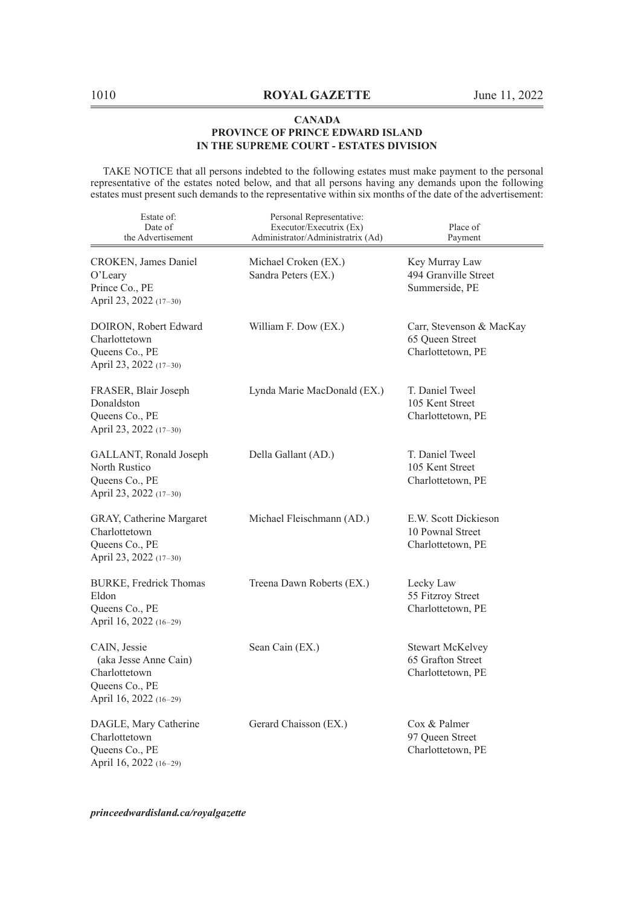**CANADA**
**PROVINCE OF PRINCE EDWARD ISLAND**
**IN THE SUPREME COURT - ESTATES DIVISION**

TAKE NOTICE that all persons indebted to the following estates must make payment to the personal representative of the estates noted below, and that all persons having any demands upon the following estates must present such demands to the representative within six months of the date of the advertisement:

| Estate of: Date of the Advertisement | Personal Representative: Executor/Executrix (Ex) Administrator/Administratrix (Ad) | Place of Payment |
|---|---|---|
| CROKEN, James Daniel<br>O'Leary<br>Prince Co., PE<br>April 23, 2022 (17–30) | Michael Croken (EX.)<br>Sandra Peters (EX.) | Key Murray Law<br>494 Granville Street<br>Summerside, PE |
| DOIRON, Robert Edward<br>Charlottetown<br>Queens Co., PE<br>April 23, 2022 (17–30) | William F. Dow (EX.) | Carr, Stevenson & MacKay<br>65 Queen Street<br>Charlottetown, PE |
| FRASER, Blair Joseph<br>Donaldston<br>Queens Co., PE<br>April 23, 2022 (17–30) | Lynda Marie MacDonald (EX.) | T. Daniel Tweel<br>105 Kent Street<br>Charlottetown, PE |
| GALLANT, Ronald Joseph<br>North Rustico<br>Queens Co., PE<br>April 23, 2022 (17–30) | Della Gallant (AD.) | T. Daniel Tweel<br>105 Kent Street<br>Charlottetown, PE |
| GRAY, Catherine Margaret<br>Charlottetown<br>Queens Co., PE<br>April 23, 2022 (17–30) | Michael Fleischmann (AD.) | E.W. Scott Dickieson<br>10 Pownal Street<br>Charlottetown, PE |
| BURKE, Fredrick Thomas<br>Eldon<br>Queens Co., PE<br>April 16, 2022 (16–29) | Treena Dawn Roberts (EX.) | Lecky Law<br>55 Fitzroy Street<br>Charlottetown, PE |
| CAIN, Jessie<br>(aka Jesse Anne Cain)<br>Charlottetown<br>Queens Co., PE<br>April 16, 2022 (16–29) | Sean Cain (EX.) | Stewart McKelvey<br>65 Grafton Street<br>Charlottetown, PE |
| DAGLE, Mary Catherine<br>Charlottetown<br>Queens Co., PE<br>April 16, 2022 (16–29) | Gerard Chaisson (EX.) | Cox & Palmer<br>97 Queen Street<br>Charlottetown, PE |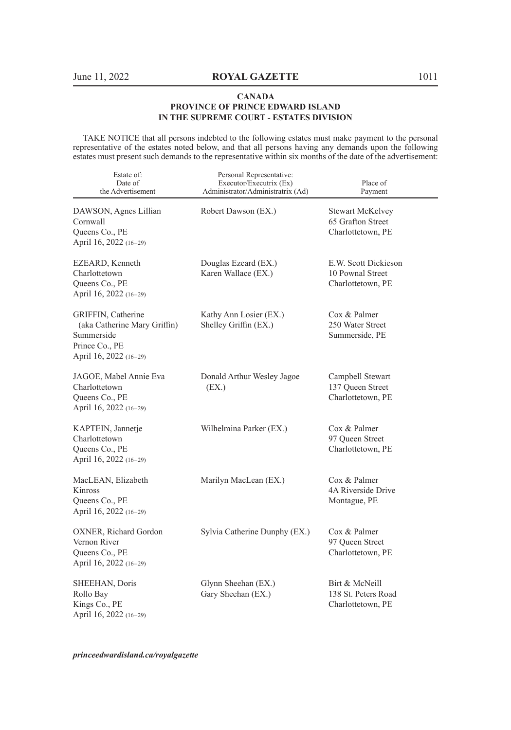**CANADA**
**PROVINCE OF PRINCE EDWARD ISLAND**
**IN THE SUPREME COURT - ESTATES DIVISION**

TAKE NOTICE that all persons indebted to the following estates must make payment to the personal representative of the estates noted below, and that all persons having any demands upon the following estates must present such demands to the representative within six months of the date of the advertisement:

| Estate of: Date of the Advertisement | Personal Representative: Executor/Executrix (Ex) Administrator/Administratrix (Ad) | Place of Payment |
|---|---|---|
| DAWSON, Agnes Lillian<br>Cornwall<br>Queens Co., PE<br>April 16, 2022 (16–29) | Robert Dawson (EX.) | Stewart McKelvey<br>65 Grafton Street<br>Charlottetown, PE |
| EZEARD, Kenneth<br>Charlottetown<br>Queens Co., PE<br>April 16, 2022 (16–29) | Douglas Ezeard (EX.)<br>Karen Wallace (EX.) | E.W. Scott Dickieson<br>10 Pownal Street<br>Charlottetown, PE |
| GRIFFIN, Catherine<br>(aka Catherine Mary Griffin)<br>Summerside<br>Prince Co., PE<br>April 16, 2022 (16–29) | Kathy Ann Losier (EX.)<br>Shelley Griffin (EX.) | Cox & Palmer<br>250 Water Street<br>Summerside, PE |
| JAGOE, Mabel Annie Eva<br>Charlottetown<br>Queens Co., PE<br>April 16, 2022 (16–29) | Donald Arthur Wesley Jagoe (EX.) | Campbell Stewart<br>137 Queen Street<br>Charlottetown, PE |
| KAPTEIN, Jannetje<br>Charlottetown<br>Queens Co., PE<br>April 16, 2022 (16–29) | Wilhelmina Parker (EX.) | Cox & Palmer<br>97 Queen Street<br>Charlottetown, PE |
| MacLEAN, Elizabeth<br>Kinross<br>Queens Co., PE<br>April 16, 2022 (16–29) | Marilyn MacLean (EX.) | Cox & Palmer<br>4A Riverside Drive<br>Montague, PE |
| OXNER, Richard Gordon<br>Vernon River<br>Queens Co., PE<br>April 16, 2022 (16–29) | Sylvia Catherine Dunphy (EX.) | Cox & Palmer<br>97 Queen Street<br>Charlottetown, PE |
| SHEEHAN, Doris<br>Rollo Bay<br>Kings Co., PE<br>April 16, 2022 (16–29) | Glynn Sheehan (EX.)<br>Gary Sheehan (EX.) | Birt & McNeill<br>138 St. Peters Road<br>Charlottetown, PE |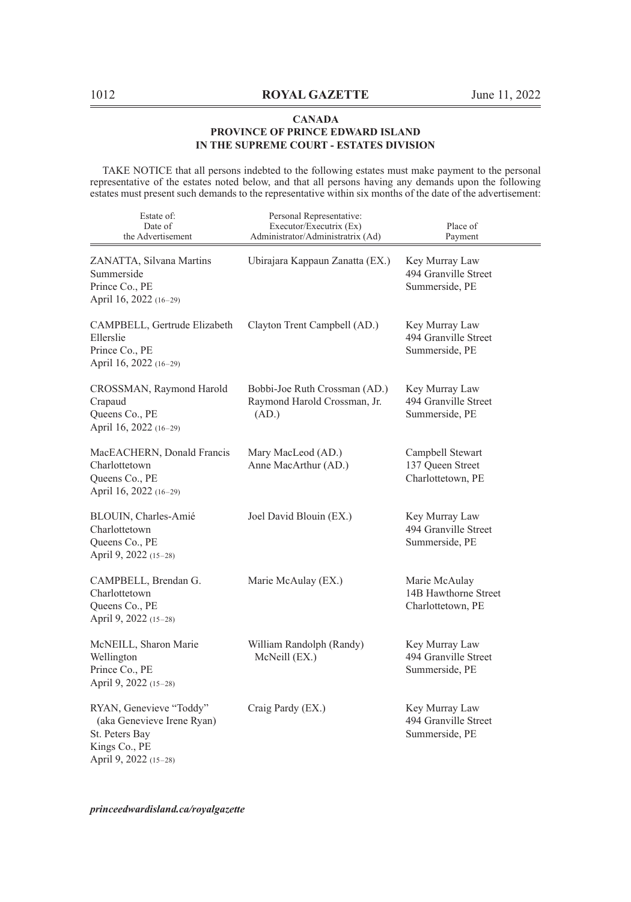**CANADA**
**PROVINCE OF PRINCE EDWARD ISLAND**
**IN THE SUPREME COURT - ESTATES DIVISION**

TAKE NOTICE that all persons indebted to the following estates must make payment to the personal representative of the estates noted below, and that all persons having any demands upon the following estates must present such demands to the representative within six months of the date of the advertisement:

| Estate of: Date of the Advertisement | Personal Representative: Executor/Executrix (Ex) Administrator/Administratrix (Ad) | Place of Payment |
|---|---|---|
| ZANATTA, Silvana Martins<br>Summerside<br>Prince Co., PE<br>April 16, 2022 (16–29) | Ubirajara Kappaun Zanatta (EX.) | Key Murray Law<br>494 Granville Street<br>Summerside, PE |
| CAMPBELL, Gertrude Elizabeth<br>Ellerslie<br>Prince Co., PE<br>April 16, 2022 (16–29) | Clayton Trent Campbell (AD.) | Key Murray Law<br>494 Granville Street<br>Summerside, PE |
| CROSSMAN, Raymond Harold<br>Crapaud<br>Queens Co., PE<br>April 16, 2022 (16–29) | Bobbi-Joe Ruth Crossman (AD.)<br>Raymond Harold Crossman, Jr. (AD.) | Key Murray Law<br>494 Granville Street<br>Summerside, PE |
| MacEACHERN, Donald Francis<br>Charlottetown<br>Queens Co., PE<br>April 16, 2022 (16–29) | Mary MacLeod (AD.)<br>Anne MacArthur (AD.) | Campbell Stewart<br>137 Queen Street<br>Charlottetown, PE |
| BLOUIN, Charles-Amié<br>Charlottetown<br>Queens Co., PE<br>April 9, 2022 (15–28) | Joel David Blouin (EX.) | Key Murray Law<br>494 Granville Street<br>Summerside, PE |
| CAMPBELL, Brendan G.<br>Charlottetown<br>Queens Co., PE<br>April 9, 2022 (15–28) | Marie McAulay (EX.) | Marie McAulay<br>14B Hawthorne Street<br>Charlottetown, PE |
| McNEILL, Sharon Marie<br>Wellington<br>Prince Co., PE<br>April 9, 2022 (15–28) | William Randolph (Randy) McNeill (EX.) | Key Murray Law<br>494 Granville Street<br>Summerside, PE |
| RYAN, Genevieve "Toddy" (aka Genevieve Irene Ryan)<br>St. Peters Bay<br>Kings Co., PE<br>April 9, 2022 (15–28) | Craig Pardy (EX.) | Key Murray Law<br>494 Granville Street<br>Summerside, PE |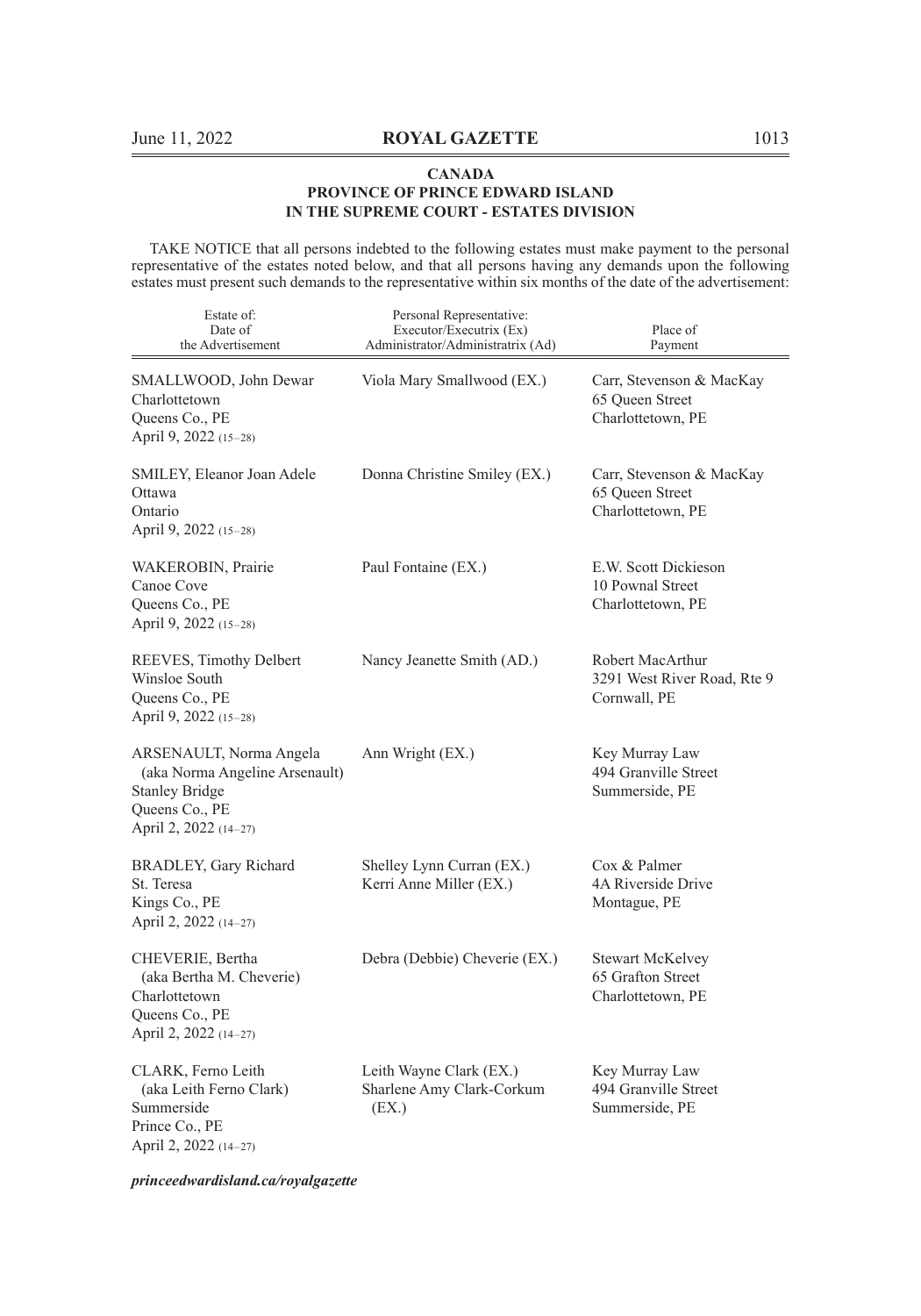**CANADA**
**PROVINCE OF PRINCE EDWARD ISLAND**
**IN THE SUPREME COURT - ESTATES DIVISION**

TAKE NOTICE that all persons indebted to the following estates must make payment to the personal representative of the estates noted below, and that all persons having any demands upon the following estates must present such demands to the representative within six months of the date of the advertisement:

| Estate of: Date of the Advertisement | Personal Representative: Executor/Executrix (Ex) Administrator/Administratrix (Ad) | Place of Payment |
|---|---|---|
| SMALLWOOD, John Dewar<br>Charlottetown<br>Queens Co., PE<br>April 9, 2022 (15–28) | Viola Mary Smallwood (EX.) | Carr, Stevenson & MacKay<br>65 Queen Street<br>Charlottetown, PE |
| SMILEY, Eleanor Joan Adele<br>Ottawa<br>Ontario<br>April 9, 2022 (15–28) | Donna Christine Smiley (EX.) | Carr, Stevenson & MacKay<br>65 Queen Street<br>Charlottetown, PE |
| WAKEROBIN, Prairie<br>Canoe Cove<br>Queens Co., PE<br>April 9, 2022 (15–28) | Paul Fontaine (EX.) | E.W. Scott Dickieson<br>10 Pownal Street<br>Charlottetown, PE |
| REEVES, Timothy Delbert<br>Winsloe South<br>Queens Co., PE<br>April 9, 2022 (15–28) | Nancy Jeanette Smith (AD.) | Robert MacArthur<br>3291 West River Road, Rte 9<br>Cornwall, PE |
| ARSENAULT, Norma Angela<br>(aka Norma Angeline Arsenault)<br>Stanley Bridge<br>Queens Co., PE<br>April 2, 2022 (14–27) | Ann Wright (EX.) | Key Murray Law<br>494 Granville Street<br>Summerside, PE |
| BRADLEY, Gary Richard<br>St. Teresa<br>Kings Co., PE<br>April 2, 2022 (14–27) | Shelley Lynn Curran (EX.)<br>Kerri Anne Miller (EX.) | Cox & Palmer<br>4A Riverside Drive<br>Montague, PE |
| CHEVERIE, Bertha<br>(aka Bertha M. Cheverie)<br>Charlottetown<br>Queens Co., PE<br>April 2, 2022 (14–27) | Debra (Debbie) Cheverie (EX.) | Stewart McKelvey<br>65 Grafton Street<br>Charlottetown, PE |
| CLARK, Ferno Leith<br>(aka Leith Ferno Clark)<br>Summerside<br>Prince Co., PE<br>April 2, 2022 (14–27) | Leith Wayne Clark (EX.)<br>Sharlene Amy Clark-Corkum (EX.) | Key Murray Law<br>494 Granville Street<br>Summerside, PE |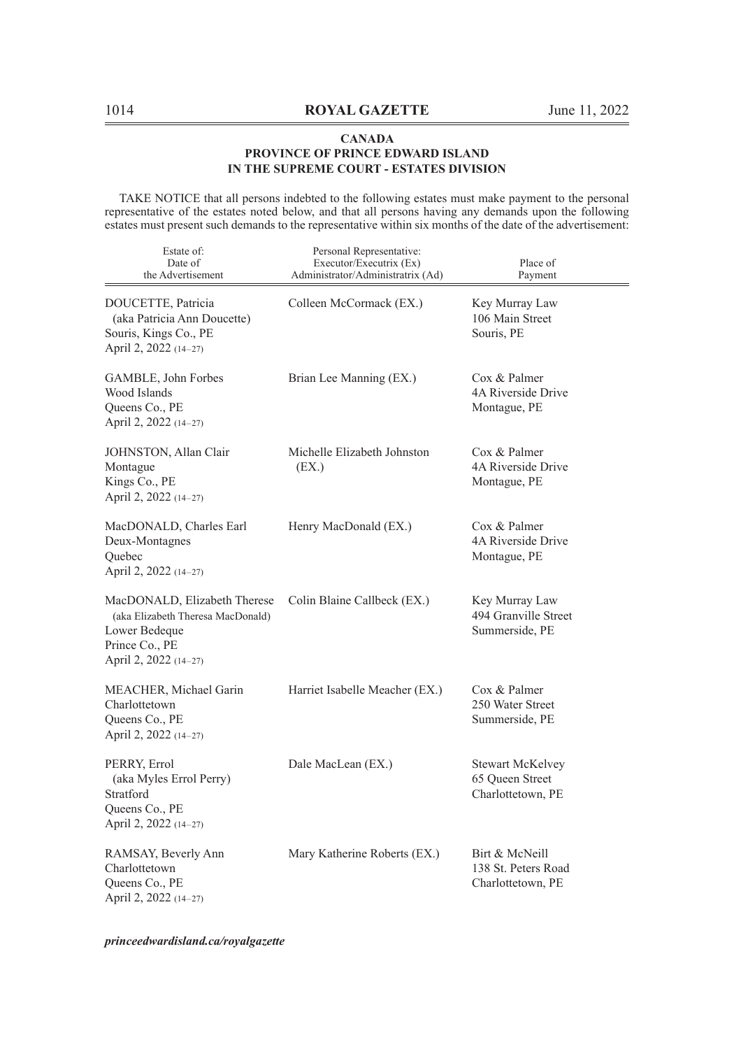**CANADA**
**PROVINCE OF PRINCE EDWARD ISLAND**
**IN THE SUPREME COURT - ESTATES DIVISION**

TAKE NOTICE that all persons indebted to the following estates must make payment to the personal representative of the estates noted below, and that all persons having any demands upon the following estates must present such demands to the representative within six months of the date of the advertisement:

| Estate of: Date of the Advertisement | Personal Representative: Executor/Executrix (Ex) Administrator/Administratrix (Ad) | Place of Payment |
|---|---|---|
| DOUCETTE, Patricia (aka Patricia Ann Doucette) Souris, Kings Co., PE April 2, 2022 (14–27) | Colleen McCormack (EX.) | Key Murray Law 106 Main Street Souris, PE |
| GAMBLE, John Forbes Wood Islands Queens Co., PE April 2, 2022 (14–27) | Brian Lee Manning (EX.) | Cox & Palmer 4A Riverside Drive Montague, PE |
| JOHNSTON, Allan Clair Montague Kings Co., PE April 2, 2022 (14–27) | Michelle Elizabeth Johnston (EX.) | Cox & Palmer 4A Riverside Drive Montague, PE |
| MacDONALD, Charles Earl Deux-Montagnes Quebec April 2, 2022 (14–27) | Henry MacDonald (EX.) | Cox & Palmer 4A Riverside Drive Montague, PE |
| MacDONALD, Elizabeth Therese (aka Elizabeth Theresa MacDonald) Lower Bedeque Prince Co., PE April 2, 2022 (14–27) | Colin Blaine Callbeck (EX.) | Key Murray Law 494 Granville Street Summerside, PE |
| MEACHER, Michael Garin Charlottetown Queens Co., PE April 2, 2022 (14–27) | Harriet Isabelle Meacher (EX.) | Cox & Palmer 250 Water Street Summerside, PE |
| PERRY, Errol (aka Myles Errol Perry) Stratford Queens Co., PE April 2, 2022 (14–27) | Dale MacLean (EX.) | Stewart McKelvey 65 Queen Street Charlottetown, PE |
| RAMSAY, Beverly Ann Charlottetown Queens Co., PE April 2, 2022 (14–27) | Mary Katherine Roberts (EX.) | Birt & McNeill 138 St. Peters Road Charlottetown, PE |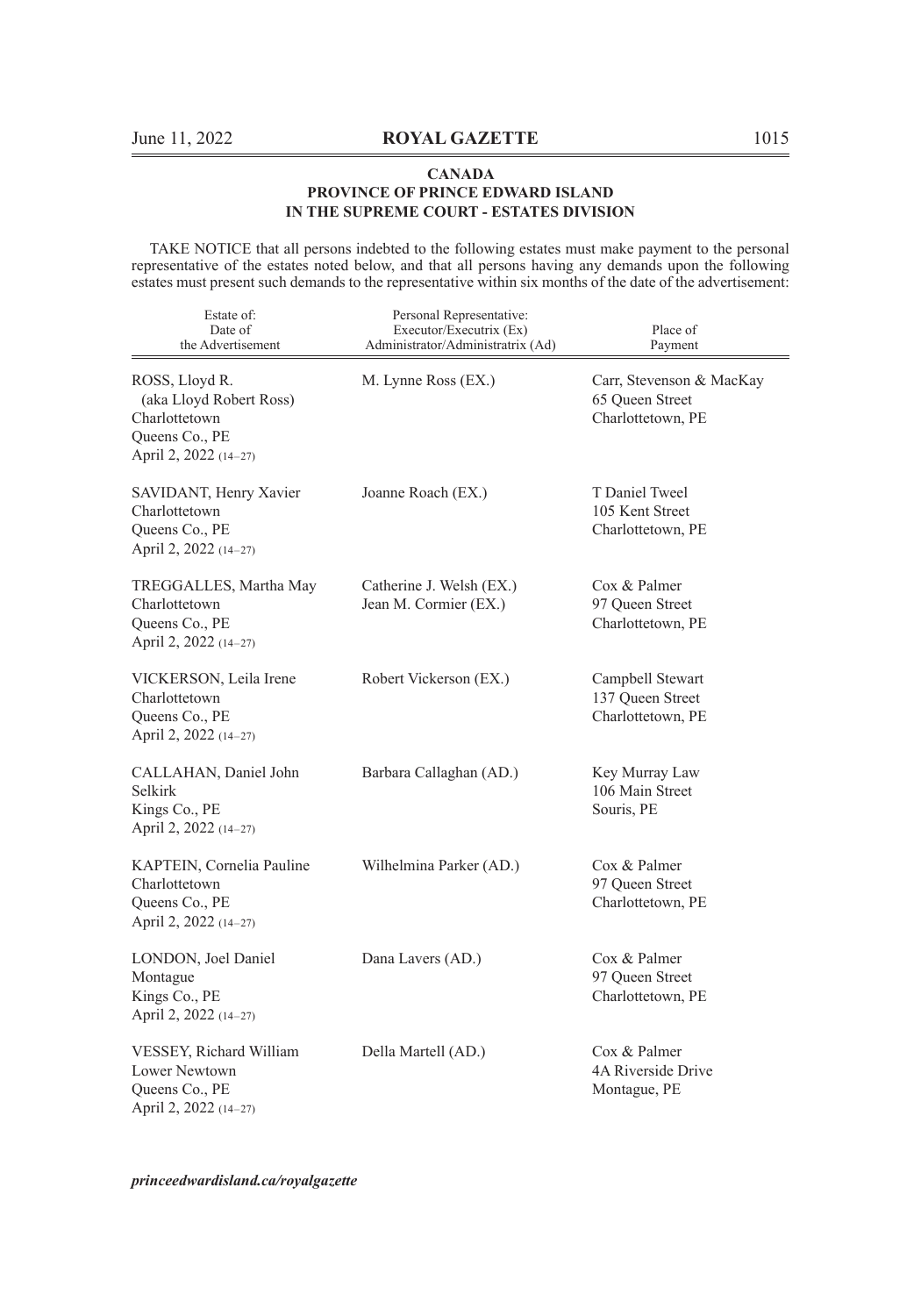**CANADA**
**PROVINCE OF PRINCE EDWARD ISLAND**
**IN THE SUPREME COURT - ESTATES DIVISION**

TAKE NOTICE that all persons indebted to the following estates must make payment to the personal representative of the estates noted below, and that all persons having any demands upon the following estates must present such demands to the representative within six months of the date of the advertisement:

| Estate of: Date of the Advertisement | Personal Representative: Executor/Executrix (Ex) Administrator/Administratrix (Ad) | Place of Payment |
|---|---|---|
| ROSS, Lloyd R. (aka Lloyd Robert Ross) Charlottetown Queens Co., PE April 2, 2022 (14–27) | M. Lynne Ross (EX.) | Carr, Stevenson & MacKay 65 Queen Street Charlottetown, PE |
| SAVIDANT, Henry Xavier Charlottetown Queens Co., PE April 2, 2022 (14–27) | Joanne Roach (EX.) | T Daniel Tweel 105 Kent Street Charlottetown, PE |
| TREGGALLES, Martha May Charlottetown Queens Co., PE April 2, 2022 (14–27) | Catherine J. Welsh (EX.) Jean M. Cormier (EX.) | Cox & Palmer 97 Queen Street Charlottetown, PE |
| VICKERSON, Leila Irene Charlottetown Queens Co., PE April 2, 2022 (14–27) | Robert Vickerson (EX.) | Campbell Stewart 137 Queen Street Charlottetown, PE |
| CALLAHAN, Daniel John Selkirk Kings Co., PE April 2, 2022 (14–27) | Barbara Callaghan (AD.) | Key Murray Law 106 Main Street Souris, PE |
| KAPTEIN, Cornelia Pauline Charlottetown Queens Co., PE April 2, 2022 (14–27) | Wilhelmina Parker (AD.) | Cox & Palmer 97 Queen Street Charlottetown, PE |
| LONDON, Joel Daniel Montague Kings Co., PE April 2, 2022 (14–27) | Dana Lavers (AD.) | Cox & Palmer 97 Queen Street Charlottetown, PE |
| VESSEY, Richard William Lower Newtown Queens Co., PE April 2, 2022 (14–27) | Della Martell (AD.) | Cox & Palmer 4A Riverside Drive Montague, PE |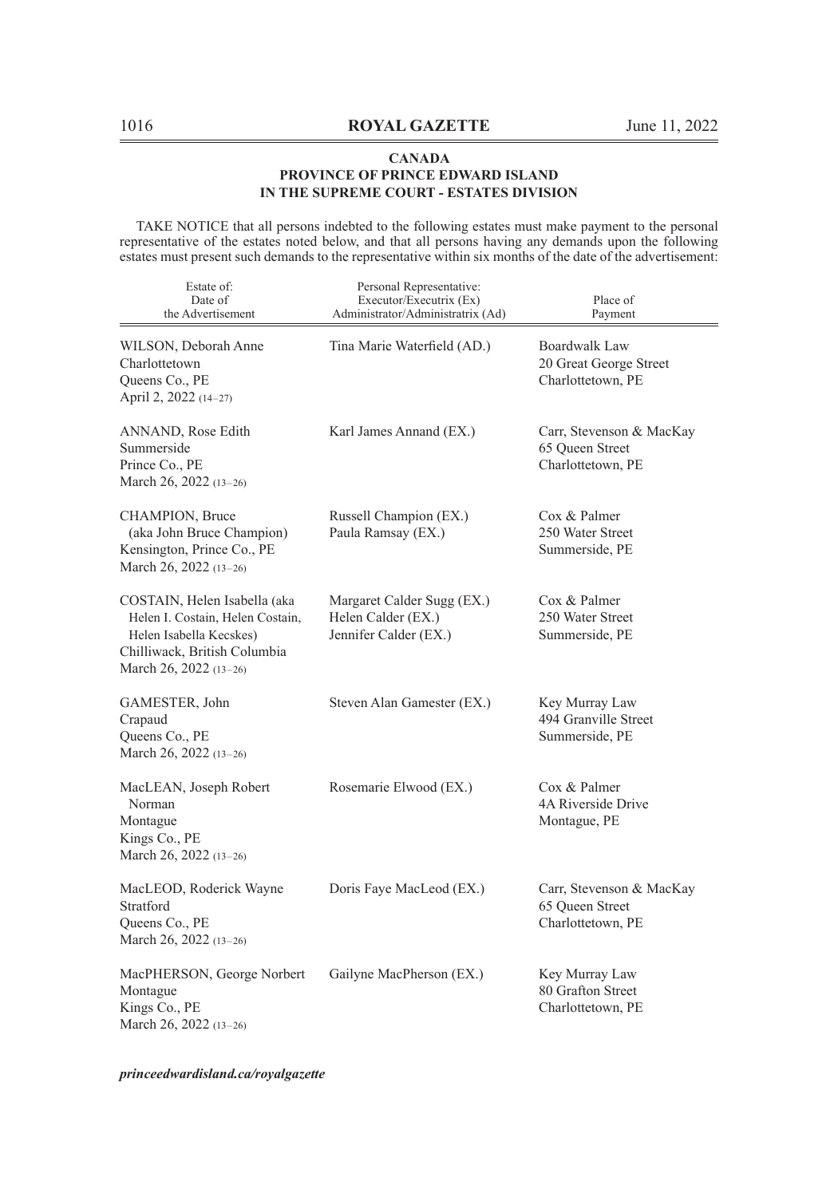**CANADA**
**PROVINCE OF PRINCE EDWARD ISLAND**
**IN THE SUPREME COURT - ESTATES DIVISION**

TAKE NOTICE that all persons indebted to the following estates must make payment to the personal representative of the estates noted below, and that all persons having any demands upon the following estates must present such demands to the representative within six months of the date of the advertisement:

| Estate of: Date of the Advertisement | Personal Representative: Executor/Executrix (Ex) Administrator/Administratrix (Ad) | Place of Payment |
|---|---|---|
| WILSON, Deborah Anne<br>Charlottetown<br>Queens Co., PE<br>April 2, 2022 (14–27) | Tina Marie Waterfield (AD.) | Boardwalk Law<br>20 Great George Street<br>Charlottetown, PE |
| ANNAND, Rose Edith<br>Summerside<br>Prince Co., PE<br>March 26, 2022 (13–26) | Karl James Annand (EX.) | Carr, Stevenson & MacKay<br>65 Queen Street<br>Charlottetown, PE |
| CHAMPION, Bruce<br>(aka John Bruce Champion)<br>Kensington, Prince Co., PE<br>March 26, 2022 (13–26) | Russell Champion (EX.)<br>Paula Ramsay (EX.) | Cox & Palmer<br>250 Water Street<br>Summerside, PE |
| COSTAIN, Helen Isabella (aka Helen I. Costain, Helen Costain, Helen Isabella Kecskes)<br>Chilliwack, British Columbia<br>March 26, 2022 (13–26) | Margaret Calder Sugg (EX.)<br>Helen Calder (EX.)<br>Jennifer Calder (EX.) | Cox & Palmer<br>250 Water Street<br>Summerside, PE |
| GAMESTER, John<br>Crapaud<br>Queens Co., PE<br>March 26, 2022 (13–26) | Steven Alan Gamester (EX.) | Key Murray Law<br>494 Granville Street<br>Summerside, PE |
| MacLEAN, Joseph Robert Norman<br>Montague<br>Kings Co., PE<br>March 26, 2022 (13–26) | Rosemarie Elwood (EX.) | Cox & Palmer<br>4A Riverside Drive<br>Montague, PE |
| MacLEOD, Roderick Wayne<br>Stratford<br>Queens Co., PE<br>March 26, 2022 (13–26) | Doris Faye MacLeod (EX.) | Carr, Stevenson & MacKay<br>65 Queen Street<br>Charlottetown, PE |
| MacPHERSON, George Norbert<br>Montague<br>Kings Co., PE<br>March 26, 2022 (13–26) | Gailyne MacPherson (EX.) | Key Murray Law<br>80 Grafton Street<br>Charlottetown, PE |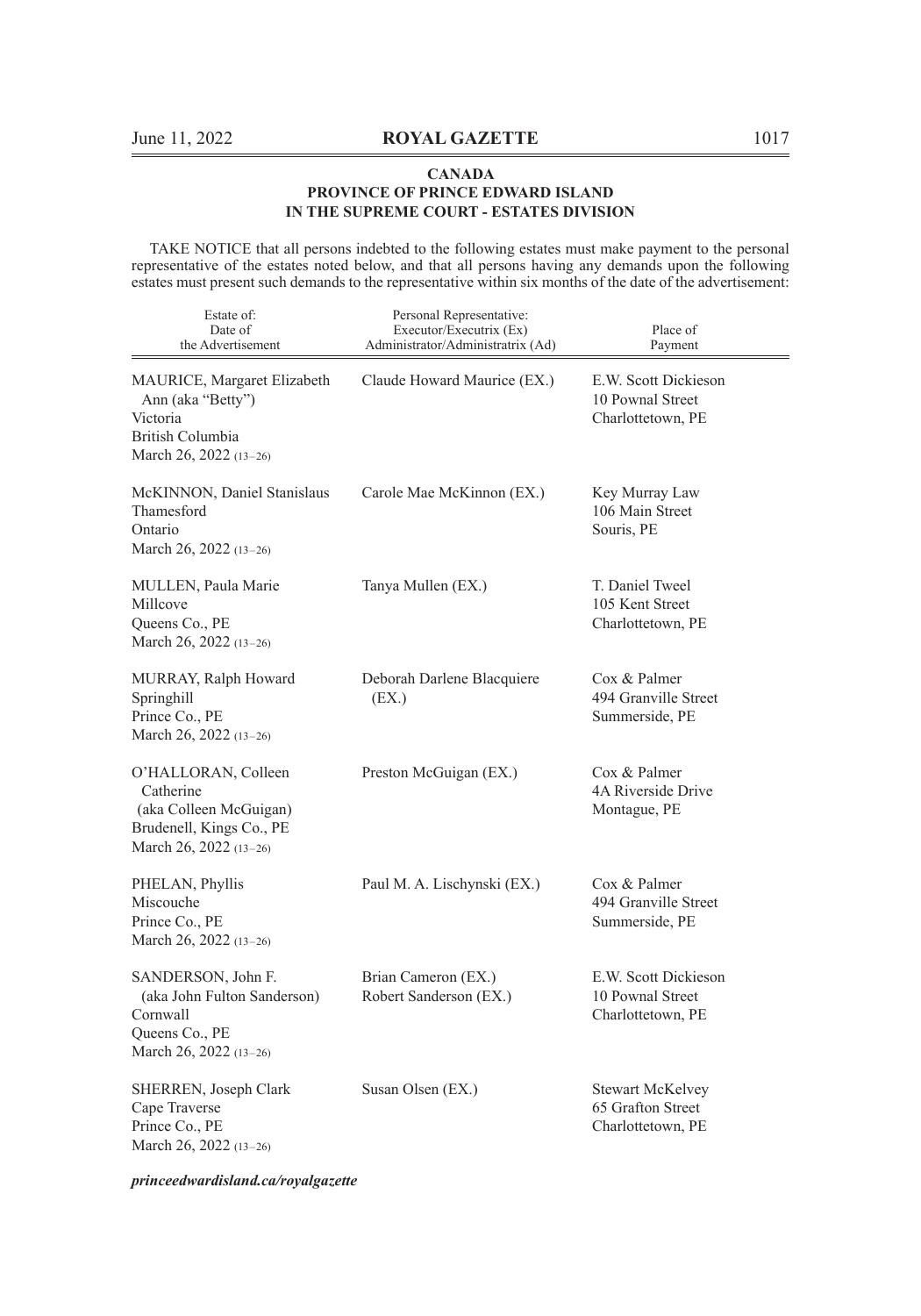**CANADA**
**PROVINCE OF PRINCE EDWARD ISLAND**
**IN THE SUPREME COURT - ESTATES DIVISION**

TAKE NOTICE that all persons indebted to the following estates must make payment to the personal representative of the estates noted below, and that all persons having any demands upon the following estates must present such demands to the representative within six months of the date of the advertisement:

| Estate of: Date of the Advertisement | Personal Representative: Executor/Executrix (Ex) Administrator/Administratrix (Ad) | Place of Payment |
|---|---|---|
| MAURICE, Margaret Elizabeth Ann (aka "Betty")<br>Victoria<br>British Columbia<br>March 26, 2022 (13–26) | Claude Howard Maurice (EX.) | E.W. Scott Dickieson<br>10 Pownal Street<br>Charlottetown, PE |
| McKINNON, Daniel Stanislaus<br>Thamesford<br>Ontario<br>March 26, 2022 (13–26) | Carole Mae McKinnon (EX.) | Key Murray Law<br>106 Main Street<br>Souris, PE |
| MULLEN, Paula Marie<br>Millcove<br>Queens Co., PE<br>March 26, 2022 (13–26) | Tanya Mullen (EX.) | T. Daniel Tweel<br>105 Kent Street<br>Charlottetown, PE |
| MURRAY, Ralph Howard<br>Springhill<br>Prince Co., PE<br>March 26, 2022 (13–26) | Deborah Darlene Blacquiere (EX.) | Cox & Palmer<br>494 Granville Street<br>Summerside, PE |
| O'HALLORAN, Colleen Catherine<br>(aka Colleen McGuigan)<br>Brudenell, Kings Co., PE<br>March 26, 2022 (13–26) | Preston McGuigan (EX.) | Cox & Palmer<br>4A Riverside Drive<br>Montague, PE |
| PHELAN, Phyllis<br>Miscouche<br>Prince Co., PE<br>March 26, 2022 (13–26) | Paul M. A. Lischynski (EX.) | Cox & Palmer<br>494 Granville Street<br>Summerside, PE |
| SANDERSON, John F.<br>(aka John Fulton Sanderson)<br>Cornwall<br>Queens Co., PE<br>March 26, 2022 (13–26) | Brian Cameron (EX.)<br>Robert Sanderson (EX.) | E.W. Scott Dickieson<br>10 Pownal Street<br>Charlottetown, PE |
| SHERREN, Joseph Clark<br>Cape Traverse<br>Prince Co., PE<br>March 26, 2022 (13–26) | Susan Olsen (EX.) | Stewart McKelvey<br>65 Grafton Street<br>Charlottetown, PE |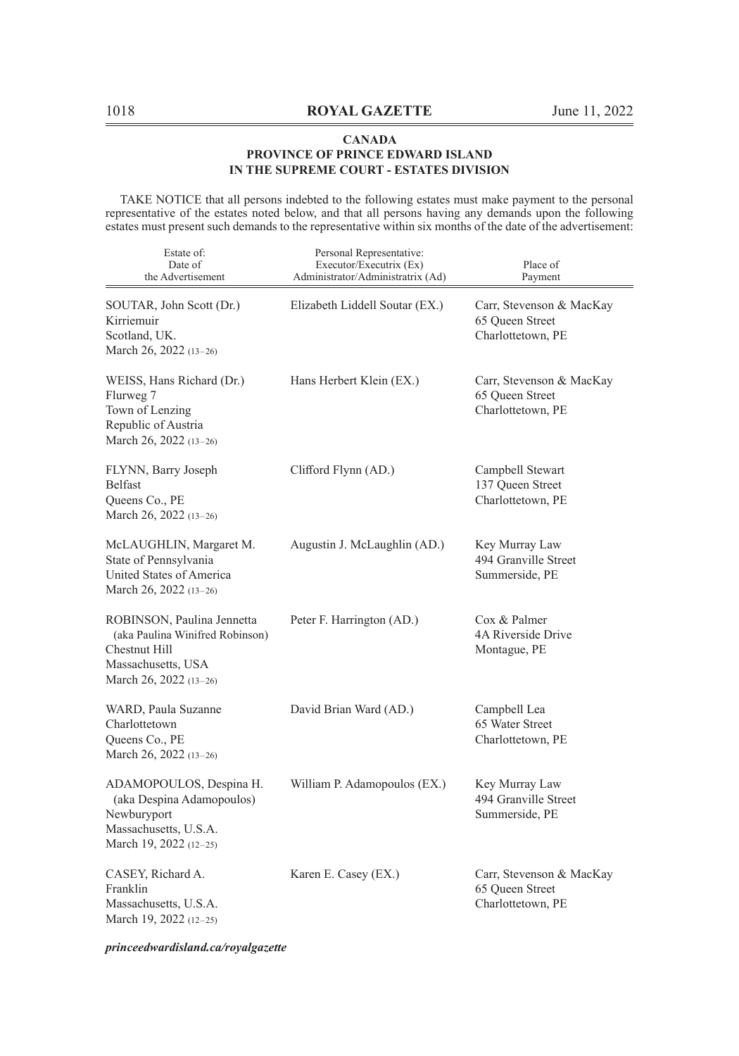**CANADA**
**PROVINCE OF PRINCE EDWARD ISLAND**
**IN THE SUPREME COURT - ESTATES DIVISION**

TAKE NOTICE that all persons indebted to the following estates must make payment to the personal representative of the estates noted below, and that all persons having any demands upon the following estates must present such demands to the representative within six months of the date of the advertisement:

| Estate of: Date of the Advertisement | Personal Representative: Executor/Executrix (Ex) Administrator/Administratrix (Ad) | Place of Payment |
|---|---|---|
| SOUTAR, John Scott (Dr.) Kirriemuir Scotland, UK. March 26, 2022 (13–26) | Elizabeth Liddell Soutar (EX.) | Carr, Stevenson & MacKay 65 Queen Street Charlottetown, PE |
| WEISS, Hans Richard (Dr.) Flurweg 7 Town of Lenzing Republic of Austria March 26, 2022 (13–26) | Hans Herbert Klein (EX.) | Carr, Stevenson & MacKay 65 Queen Street Charlottetown, PE |
| FLYNN, Barry Joseph Belfast Queens Co., PE March 26, 2022 (13–26) | Clifford Flynn (AD.) | Campbell Stewart 137 Queen Street Charlottetown, PE |
| McLAUGHLIN, Margaret M. State of Pennsylvania United States of America March 26, 2022 (13–26) | Augustin J. McLaughlin (AD.) | Key Murray Law 494 Granville Street Summerside, PE |
| ROBINSON, Paulina Jennetta (aka Paulina Winifred Robinson) Chestnut Hill Massachusetts, USA March 26, 2022 (13–26) | Peter F. Harrington (AD.) | Cox & Palmer 4A Riverside Drive Montague, PE |
| WARD, Paula Suzanne Charlottetown Queens Co., PE March 26, 2022 (13–26) | David Brian Ward (AD.) | Campbell Lea 65 Water Street Charlottetown, PE |
| ADAMOPOULOS, Despina H. (aka Despina Adamopoulos) Newburyport Massachusetts, U.S.A. March 19, 2022 (12–25) | William P. Adamopoulos (EX.) | Key Murray Law 494 Granville Street Summerside, PE |
| CASEY, Richard A. Franklin Massachusetts, U.S.A. March 19, 2022 (12–25) | Karen E. Casey (EX.) | Carr, Stevenson & MacKay 65 Queen Street Charlottetown, PE |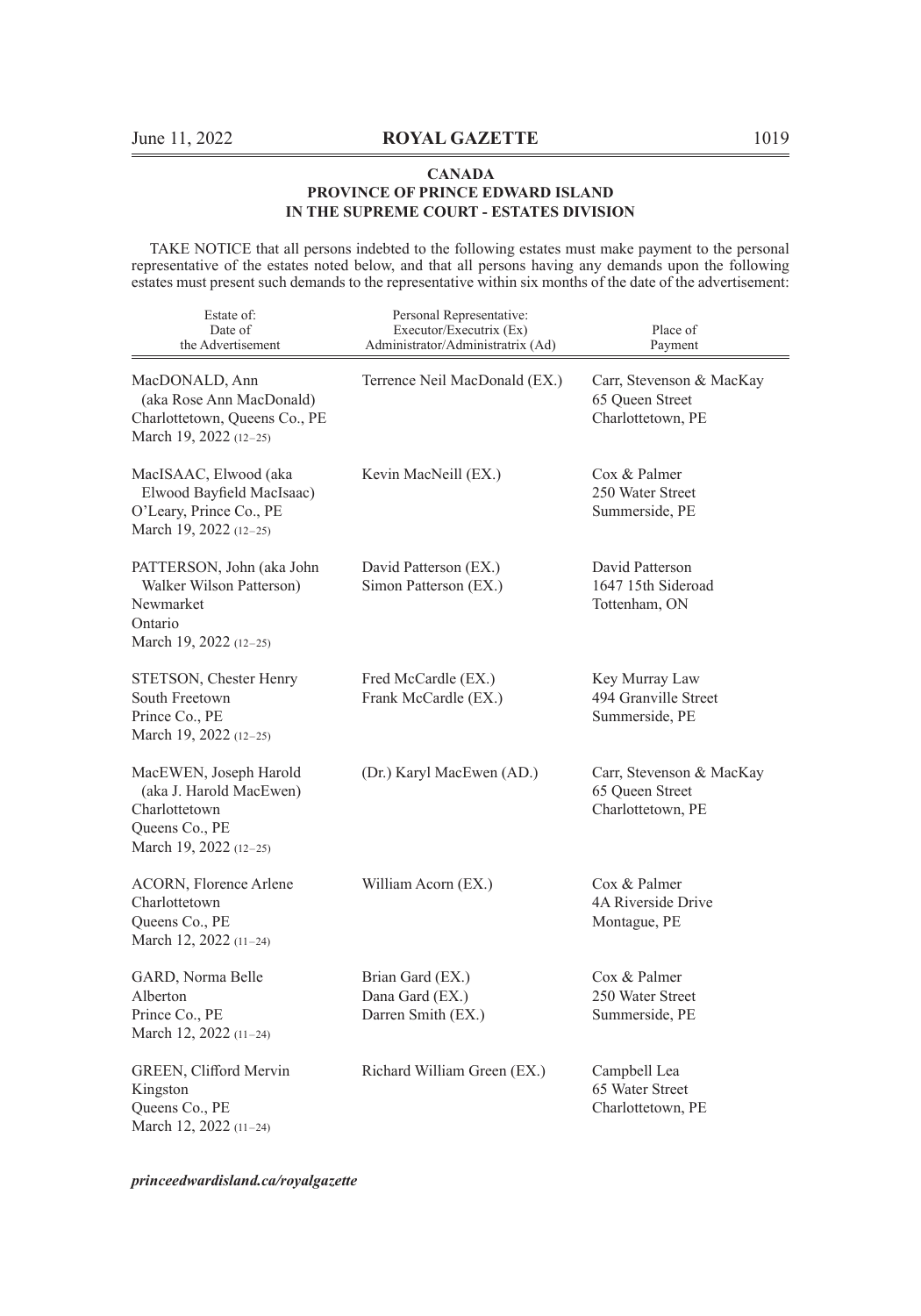**CANADA**
**PROVINCE OF PRINCE EDWARD ISLAND**
**IN THE SUPREME COURT - ESTATES DIVISION**

TAKE NOTICE that all persons indebted to the following estates must make payment to the personal representative of the estates noted below, and that all persons having any demands upon the following estates must present such demands to the representative within six months of the date of the advertisement:

| Estate of: Date of the Advertisement | Personal Representative: Executor/Executrix (Ex) Administrator/Administratrix (Ad) | Place of Payment |
|---|---|---|
| MacDONALD, Ann (aka Rose Ann MacDonald) Charlottetown, Queens Co., PE March 19, 2022 (12–25) | Terrence Neil MacDonald (EX.) | Carr, Stevenson & MacKay 65 Queen Street Charlottetown, PE |
| MacISAAC, Elwood (aka Elwood Bayfield MacIsaac) O'Leary, Prince Co., PE March 19, 2022 (12–25) | Kevin MacNeill (EX.) | Cox & Palmer 250 Water Street Summerside, PE |
| PATTERSON, John (aka John Walker Wilson Patterson) Newmarket Ontario March 19, 2022 (12–25) | David Patterson (EX.) Simon Patterson (EX.) | David Patterson 1647 15th Sideroad Tottenham, ON |
| STETSON, Chester Henry South Freetown Prince Co., PE March 19, 2022 (12–25) | Fred McCardle (EX.) Frank McCardle (EX.) | Key Murray Law 494 Granville Street Summerside, PE |
| MacEWEN, Joseph Harold (aka J. Harold MacEwen) Charlottetown Queens Co., PE March 19, 2022 (12–25) | (Dr.) Karyl MacEwen (AD.) | Carr, Stevenson & MacKay 65 Queen Street Charlottetown, PE |
| ACORN, Florence Arlene Charlottetown Queens Co., PE March 12, 2022 (11–24) | William Acorn (EX.) | Cox & Palmer 4A Riverside Drive Montague, PE |
| GARD, Norma Belle Alberton Prince Co., PE March 12, 2022 (11–24) | Brian Gard (EX.) Dana Gard (EX.) Darren Smith (EX.) | Cox & Palmer 250 Water Street Summerside, PE |
| GREEN, Clifford Mervin Kingston Queens Co., PE March 12, 2022 (11–24) | Richard William Green (EX.) | Campbell Lea 65 Water Street Charlottetown, PE |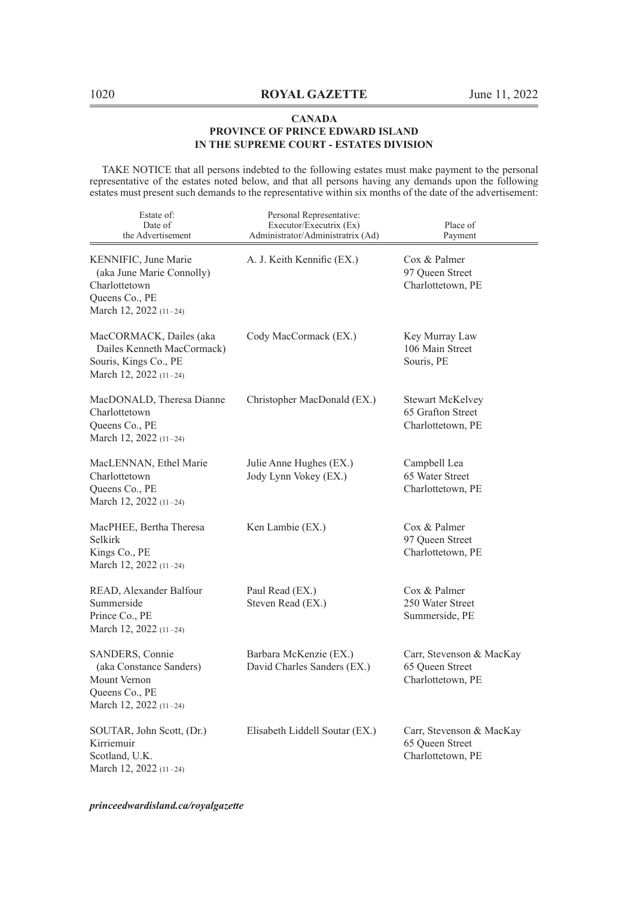**CANADA**
**PROVINCE OF PRINCE EDWARD ISLAND**
**IN THE SUPREME COURT - ESTATES DIVISION**

TAKE NOTICE that all persons indebted to the following estates must make payment to the personal representative of the estates noted below, and that all persons having any demands upon the following estates must present such demands to the representative within six months of the date of the advertisement:

| Estate of: Date of the Advertisement | Personal Representative: Executor/Executrix (Ex) Administrator/Administratrix (Ad) | Place of Payment |
|---|---|---|
| KENNIFIC, June Marie (aka June Marie Connolly) Charlottetown Queens Co., PE March 12, 2022 (11–24) | A. J. Keith Kennific (EX.) | Cox & Palmer 97 Queen Street Charlottetown, PE |
| MacCORMACK, Dailes (aka Dailes Kenneth MacCormack) Souris, Kings Co., PE March 12, 2022 (11–24) | Cody MacCormack (EX.) | Key Murray Law 106 Main Street Souris, PE |
| MacDONALD, Theresa Dianne Charlottetown Queens Co., PE March 12, 2022 (11–24) | Christopher MacDonald (EX.) | Stewart McKelvey 65 Grafton Street Charlottetown, PE |
| MacLENNAN, Ethel Marie Charlottetown Queens Co., PE March 12, 2022 (11–24) | Julie Anne Hughes (EX.) Jody Lynn Vokey (EX.) | Campbell Lea 65 Water Street Charlottetown, PE |
| MacPHEE, Bertha Theresa Selkirk Kings Co., PE March 12, 2022 (11–24) | Ken Lambie (EX.) | Cox & Palmer 97 Queen Street Charlottetown, PE |
| READ, Alexander Balfour Summerside Prince Co., PE March 12, 2022 (11–24) | Paul Read (EX.) Steven Read (EX.) | Cox & Palmer 250 Water Street Summerside, PE |
| SANDERS, Connie (aka Constance Sanders) Mount Vernon Queens Co., PE March 12, 2022 (11–24) | Barbara McKenzie (EX.) David Charles Sanders (EX.) | Carr, Stevenson & MacKay 65 Queen Street Charlottetown, PE |
| SOUTAR, John Scott, (Dr.) Kirriemuir Scotland, U.K. March 12, 2022 (11–24) | Elisabeth Liddell Soutar (EX.) | Carr, Stevenson & MacKay 65 Queen Street Charlottetown, PE |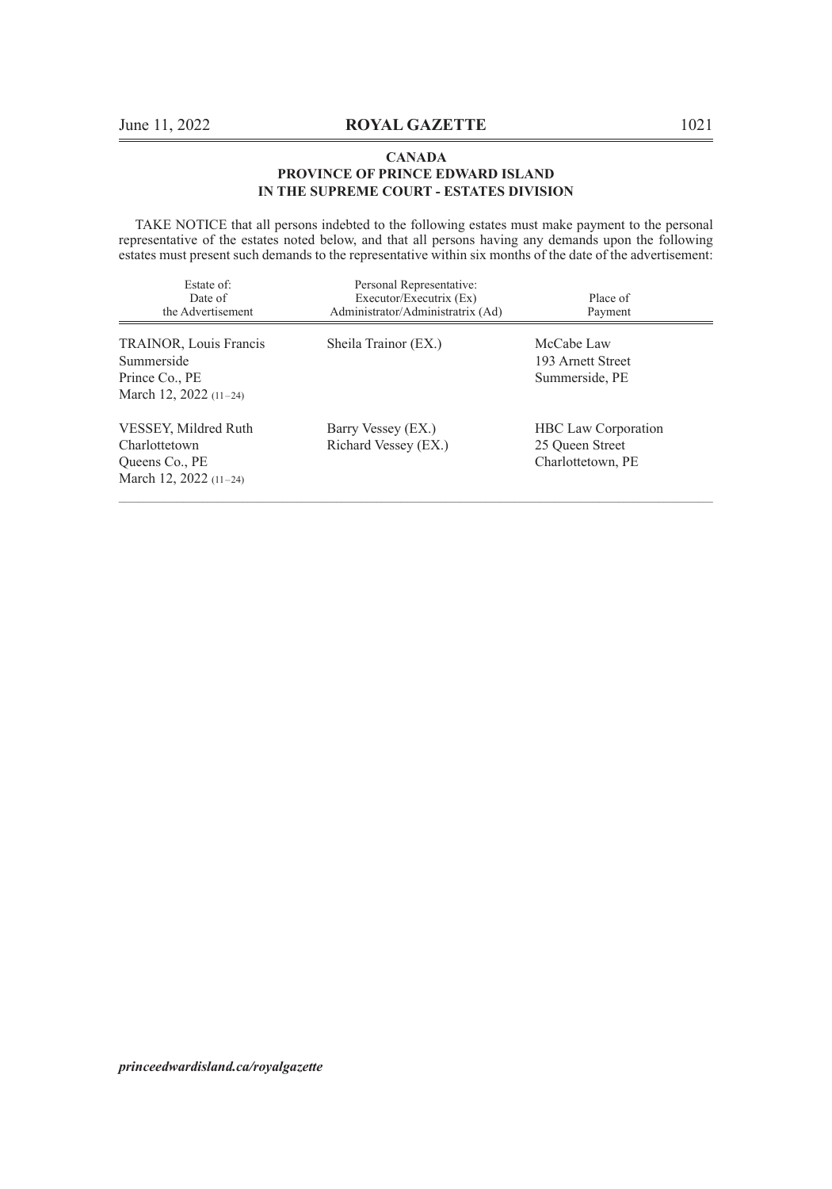**CANADA**
**PROVINCE OF PRINCE EDWARD ISLAND**
**IN THE SUPREME COURT - ESTATES DIVISION**

TAKE NOTICE that all persons indebted to the following estates must make payment to the personal representative of the estates noted below, and that all persons having any demands upon the following estates must present such demands to the representative within six months of the date of the advertisement:

| Estate of: Date of the Advertisement | Personal Representative: Executor/Executrix (Ex) Administrator/Administratrix (Ad) | Place of Payment |
|---|---|---|
| TRAINOR, Louis Francis Summerside Prince Co., PE March 12, 2022 (11–24) | Sheila Trainor (EX.) | McCabe Law 193 Arnett Street Summerside, PE |
| VESSEY, Mildred Ruth Charlottetown Queens Co., PE March 12, 2022 (11–24) | Barry Vessey (EX.) Richard Vessey (EX.) | HBC Law Corporation 25 Queen Street Charlottetown, PE |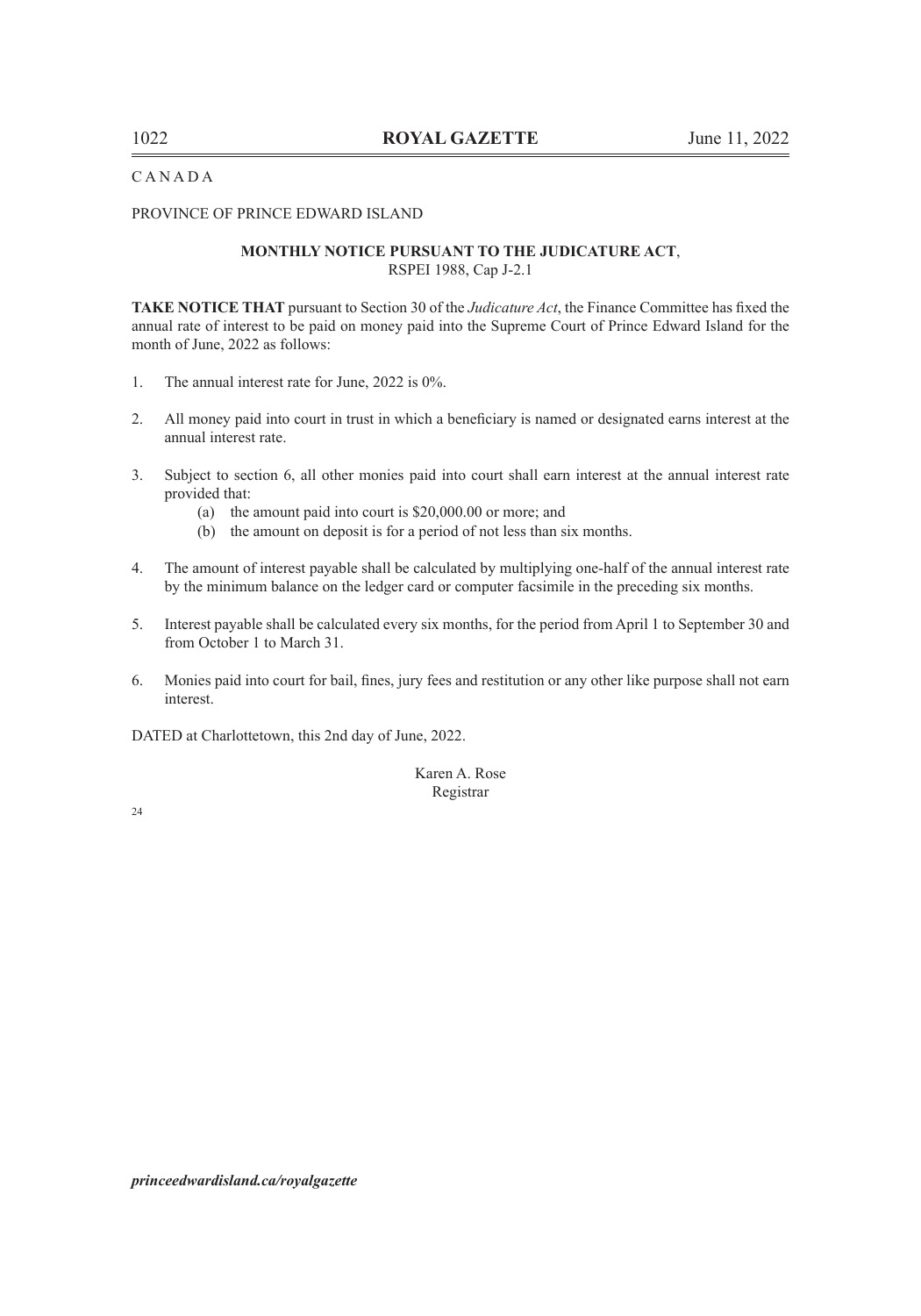C A N A D A

PROVINCE OF PRINCE EDWARD ISLAND

**MONTHLY NOTICE PURSUANT TO THE JUDICATURE ACT**,
RSPEI 1988, Cap J-2.1

**TAKE NOTICE THAT** pursuant to Section 30 of the *Judicature Act*, the Finance Committee has fixed the annual rate of interest to be paid on money paid into the Supreme Court of Prince Edward Island for the month of June, 2022 as follows:

1. The annual interest rate for June, 2022 is 0%.

2. All money paid into court in trust in which a beneficiary is named or designated earns interest at the annual interest rate.

3. Subject to section 6, all other monies paid into court shall earn interest at the annual interest rate provided that:
   - (a) the amount paid into court is $20,000.00 or more; and
   - (b) the amount on deposit is for a period of not less than six months.

4. The amount of interest payable shall be calculated by multiplying one-half of the annual interest rate by the minimum balance on the ledger card or computer facsimile in the preceding six months.

5. Interest payable shall be calculated every six months, for the period from April 1 to September 30 and from October 1 to March 31.

6. Monies paid into court for bail, fines, jury fees and restitution or any other like purpose shall not earn interest.

DATED at Charlottetown, this 2nd day of June, 2022.

Karen A. Rose
Registrar

24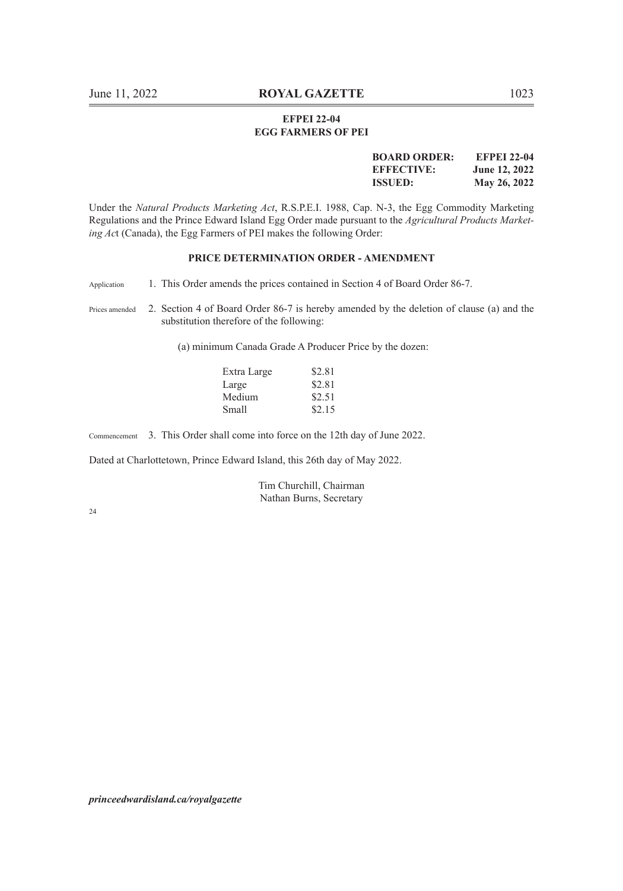**EFPEI 22-04**
**EGG FARMERS OF PEI**

| | |
|---|---|
| **BOARD ORDER:** | **EFPEI 22-04** |
| **EFFECTIVE:** | **June 12, 2022** |
| **ISSUED:** | **May 26, 2022** |

Under the *Natural Products Marketing Act*, R.S.P.E.I. 1988, Cap. N-3, the Egg Commodity Marketing Regulations and the Prince Edward Island Egg Order made pursuant to the *Agricultural Products Marketing Ac*t (Canada), the Egg Farmers of PEI makes the following Order:

**PRICE DETERMINATION ORDER - AMENDMENT**

Application 1. This Order amends the prices contained in Section 4 of Board Order 86-7.

Prices amended 2. Section 4 of Board Order 86-7 is hereby amended by the deletion of clause (a) and the substitution therefore of the following:

(a) minimum Canada Grade A Producer Price by the dozen:

| | |
|---|---|
| Extra Large | $2.81 |
| Large | $2.81 |
| Medium | $2.51 |
| Small | $2.15 |

Commencement 3. This Order shall come into force on the 12th day of June 2022.

Dated at Charlottetown, Prince Edward Island, this 26th day of May 2022.

Tim Churchill, Chairman
Nathan Burns, Secretary

24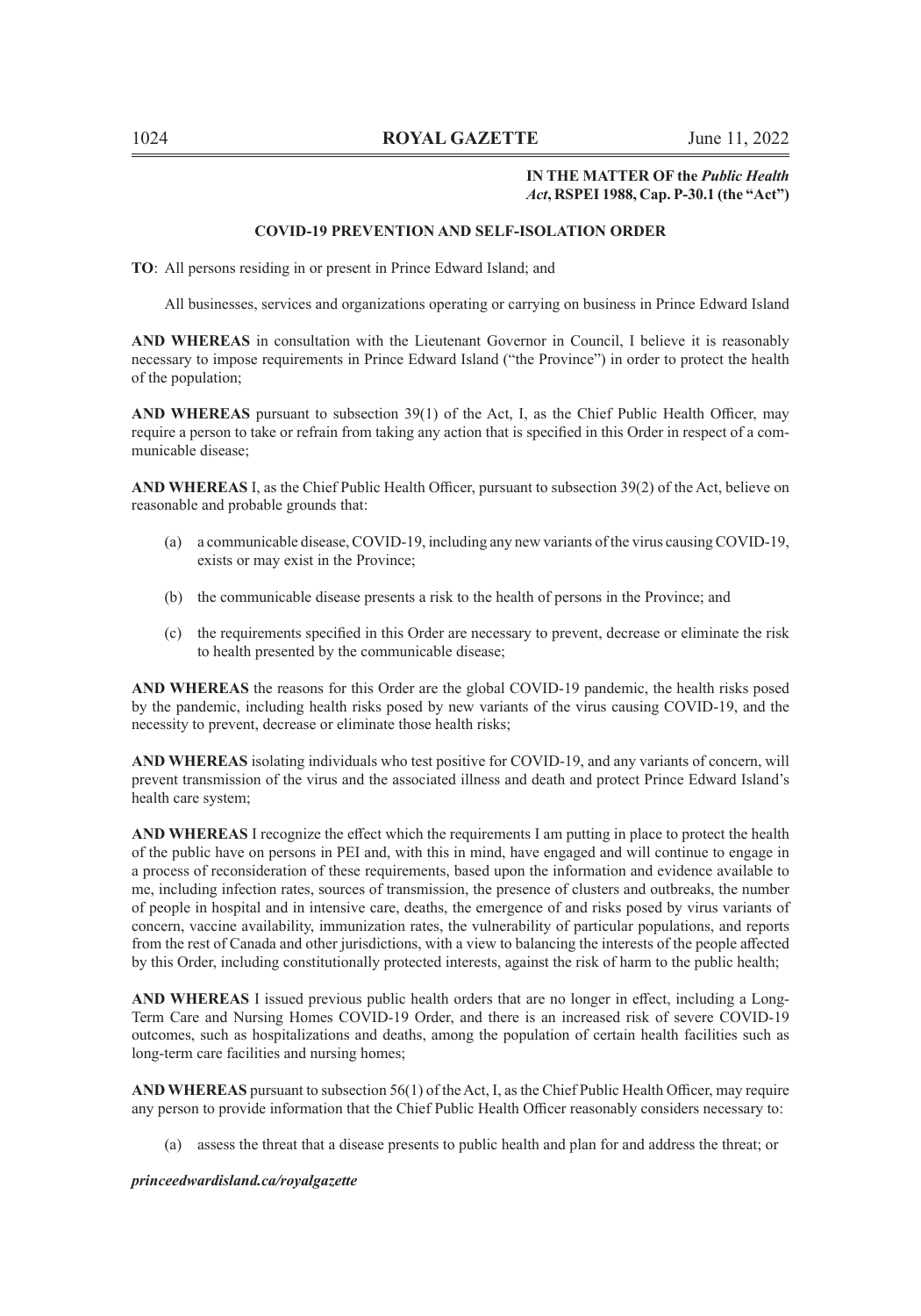**IN THE MATTER OF the *Public Health Act*, RSPEI 1988, Cap. P-30.1 (the "Act")**

## COVID-19 PREVENTION AND SELF-ISOLATION ORDER

**TO**: All persons residing in or present in Prince Edward Island; and

All businesses, services and organizations operating or carrying on business in Prince Edward Island

**AND WHEREAS** in consultation with the Lieutenant Governor in Council, I believe it is reasonably necessary to impose requirements in Prince Edward Island ("the Province") in order to protect the health of the population;

**AND WHEREAS** pursuant to subsection 39(1) of the Act, I, as the Chief Public Health Officer, may require a person to take or refrain from taking any action that is specified in this Order in respect of a communicable disease;

**AND WHEREAS** I, as the Chief Public Health Officer, pursuant to subsection 39(2) of the Act, believe on reasonable and probable grounds that:

(a) a communicable disease, COVID-19, including any new variants of the virus causing COVID-19, exists or may exist in the Province;

(b) the communicable disease presents a risk to the health of persons in the Province; and

(c) the requirements specified in this Order are necessary to prevent, decrease or eliminate the risk to health presented by the communicable disease;

**AND WHEREAS** the reasons for this Order are the global COVID-19 pandemic, the health risks posed by the pandemic, including health risks posed by new variants of the virus causing COVID-19, and the necessity to prevent, decrease or eliminate those health risks;

**AND WHEREAS** isolating individuals who test positive for COVID-19, and any variants of concern, will prevent transmission of the virus and the associated illness and death and protect Prince Edward Island's health care system;

**AND WHEREAS** I recognize the effect which the requirements I am putting in place to protect the health of the public have on persons in PEI and, with this in mind, have engaged and will continue to engage in a process of reconsideration of these requirements, based upon the information and evidence available to me, including infection rates, sources of transmission, the presence of clusters and outbreaks, the number of people in hospital and in intensive care, deaths, the emergence of and risks posed by virus variants of concern, vaccine availability, immunization rates, the vulnerability of particular populations, and reports from the rest of Canada and other jurisdictions, with a view to balancing the interests of the people affected by this Order, including constitutionally protected interests, against the risk of harm to the public health;

**AND WHEREAS** I issued previous public health orders that are no longer in effect, including a Long-Term Care and Nursing Homes COVID-19 Order, and there is an increased risk of severe COVID-19 outcomes, such as hospitalizations and deaths, among the population of certain health facilities such as long-term care facilities and nursing homes;

**AND WHEREAS** pursuant to subsection 56(1) of the Act, I, as the Chief Public Health Officer, may require any person to provide information that the Chief Public Health Officer reasonably considers necessary to:

(a) assess the threat that a disease presents to public health and plan for and address the threat; or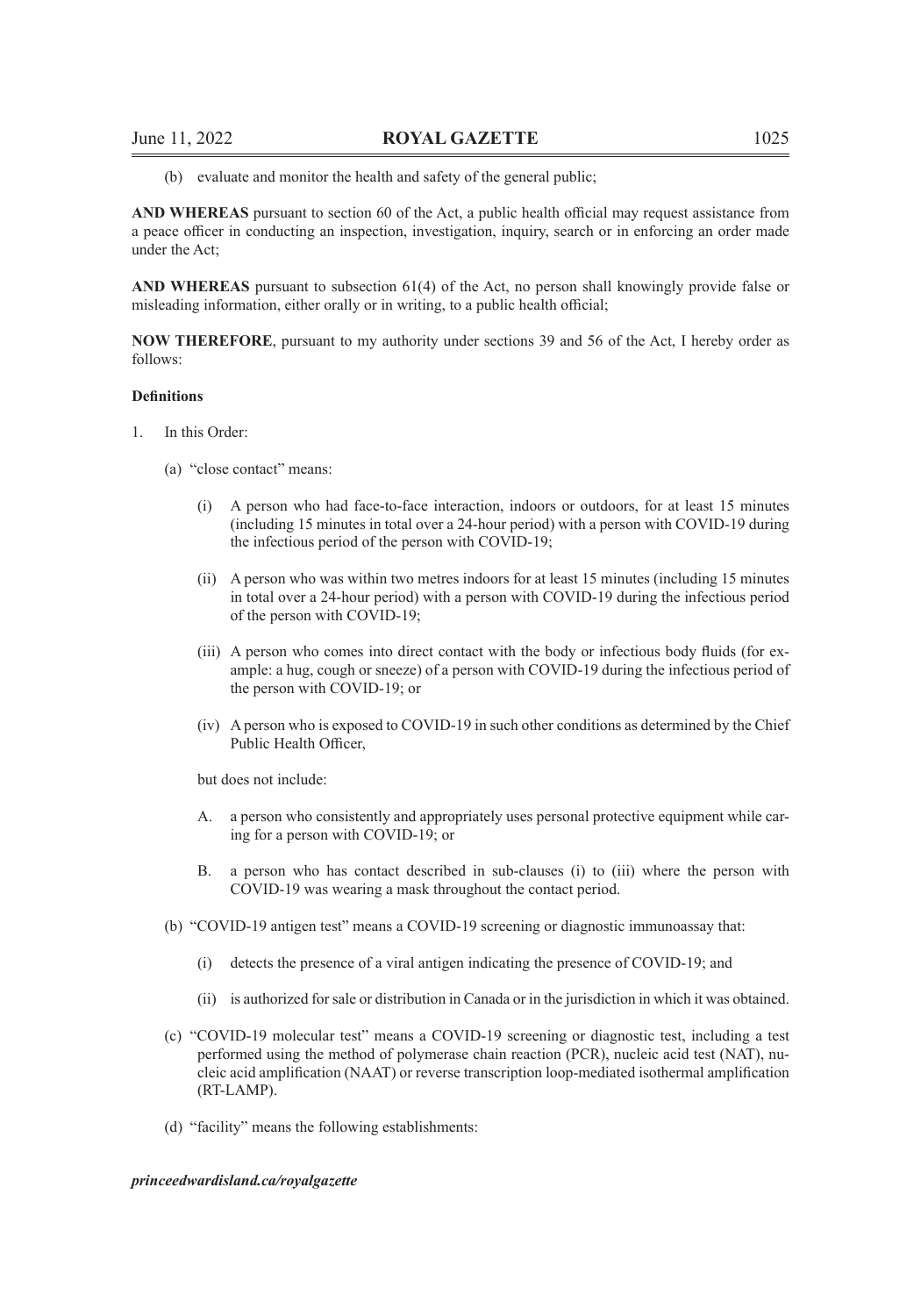(b) evaluate and monitor the health and safety of the general public;

**AND WHEREAS** pursuant to section 60 of the Act, a public health official may request assistance from a peace officer in conducting an inspection, investigation, inquiry, search or in enforcing an order made under the Act;

**AND WHEREAS** pursuant to subsection 61(4) of the Act, no person shall knowingly provide false or misleading information, either orally or in writing, to a public health official;

**NOW THEREFORE**, pursuant to my authority under sections 39 and 56 of the Act, I hereby order as follows:

**Definitions**

1. In this Order:

   (a) "close contact" means:

      (i) A person who had face-to-face interaction, indoors or outdoors, for at least 15 minutes (including 15 minutes in total over a 24-hour period) with a person with COVID-19 during the infectious period of the person with COVID-19;

      (ii) A person who was within two metres indoors for at least 15 minutes (including 15 minutes in total over a 24-hour period) with a person with COVID-19 during the infectious period of the person with COVID-19;

      (iii) A person who comes into direct contact with the body or infectious body fluids (for example: a hug, cough or sneeze) of a person with COVID-19 during the infectious period of the person with COVID-19; or

      (iv) A person who is exposed to COVID-19 in such other conditions as determined by the Chief Public Health Officer,

      but does not include:

      A. a person who consistently and appropriately uses personal protective equipment while caring for a person with COVID-19; or

      B. a person who has contact described in sub-clauses (i) to (iii) where the person with COVID-19 was wearing a mask throughout the contact period.

   (b) "COVID-19 antigen test" means a COVID-19 screening or diagnostic immunoassay that:

      (i) detects the presence of a viral antigen indicating the presence of COVID-19; and

      (ii) is authorized for sale or distribution in Canada or in the jurisdiction in which it was obtained.

   (c) "COVID-19 molecular test" means a COVID-19 screening or diagnostic test, including a test performed using the method of polymerase chain reaction (PCR), nucleic acid test (NAT), nucleic acid amplification (NAAT) or reverse transcription loop-mediated isothermal amplification (RT-LAMP).

   (d) "facility" means the following establishments: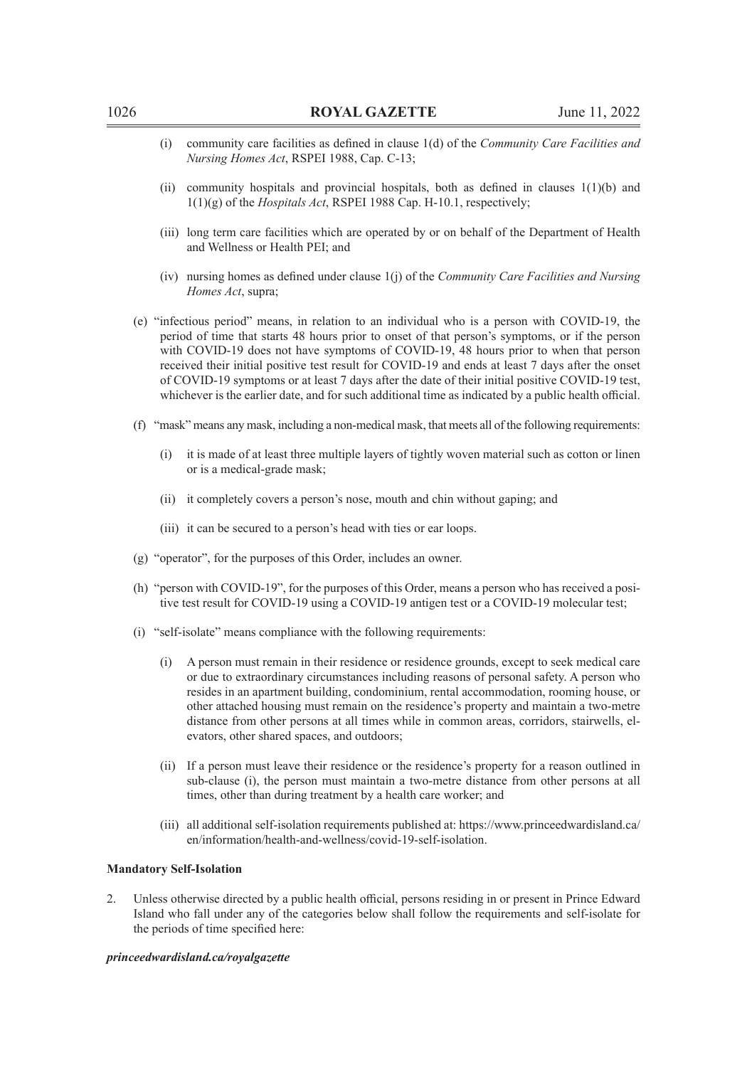(i) community care facilities as defined in clause 1(d) of the *Community Care Facilities and Nursing Homes Act*, RSPEI 1988, Cap. C-13;

(ii) community hospitals and provincial hospitals, both as defined in clauses 1(1)(b) and 1(1)(g) of the *Hospitals Act*, RSPEI 1988 Cap. H-10.1, respectively;

(iii) long term care facilities which are operated by or on behalf of the Department of Health and Wellness or Health PEI; and

(iv) nursing homes as defined under clause 1(j) of the *Community Care Facilities and Nursing Homes Act*, supra;

(e) "infectious period" means, in relation to an individual who is a person with COVID-19, the period of time that starts 48 hours prior to onset of that person's symptoms, or if the person with COVID-19 does not have symptoms of COVID-19, 48 hours prior to when that person received their initial positive test result for COVID-19 and ends at least 7 days after the onset of COVID-19 symptoms or at least 7 days after the date of their initial positive COVID-19 test, whichever is the earlier date, and for such additional time as indicated by a public health official.

(f) "mask" means any mask, including a non-medical mask, that meets all of the following requirements:

(i) it is made of at least three multiple layers of tightly woven material such as cotton or linen or is a medical-grade mask;

(ii) it completely covers a person's nose, mouth and chin without gaping; and

(iii) it can be secured to a person's head with ties or ear loops.

(g) "operator", for the purposes of this Order, includes an owner.

(h) "person with COVID-19", for the purposes of this Order, means a person who has received a positive test result for COVID-19 using a COVID-19 antigen test or a COVID-19 molecular test;

(i) "self-isolate" means compliance with the following requirements:

(i) A person must remain in their residence or residence grounds, except to seek medical care or due to extraordinary circumstances including reasons of personal safety. A person who resides in an apartment building, condominium, rental accommodation, rooming house, or other attached housing must remain on the residence's property and maintain a two-metre distance from other persons at all times while in common areas, corridors, stairwells, elevators, other shared spaces, and outdoors;

(ii) If a person must leave their residence or the residence's property for a reason outlined in sub-clause (i), the person must maintain a two-metre distance from other persons at all times, other than during treatment by a health care worker; and

(iii) all additional self-isolation requirements published at: https://www.princeedwardisland.ca/en/information/health-and-wellness/covid-19-self-isolation.

**Mandatory Self-Isolation**

2. Unless otherwise directed by a public health official, persons residing in or present in Prince Edward Island who fall under any of the categories below shall follow the requirements and self-isolate for the periods of time specified here: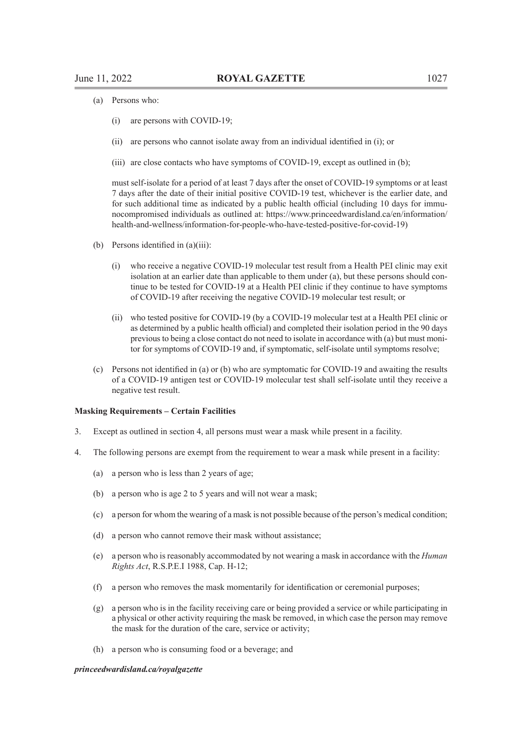(a) Persons who:

  (i) are persons with COVID-19;

  (ii) are persons who cannot isolate away from an individual identified in (i); or

  (iii) are close contacts who have symptoms of COVID-19, except as outlined in (b);

must self-isolate for a period of at least 7 days after the onset of COVID-19 symptoms or at least 7 days after the date of their initial positive COVID-19 test, whichever is the earlier date, and for such additional time as indicated by a public health official (including 10 days for immunocompromised individuals as outlined at: https://www.princeedwardisland.ca/en/information/health-and-wellness/information-for-people-who-have-tested-positive-for-covid-19)

(b) Persons identified in (a)(iii):

  (i) who receive a negative COVID-19 molecular test result from a Health PEI clinic may exit isolation at an earlier date than applicable to them under (a), but these persons should continue to be tested for COVID-19 at a Health PEI clinic if they continue to have symptoms of COVID-19 after receiving the negative COVID-19 molecular test result; or

  (ii) who tested positive for COVID-19 (by a COVID-19 molecular test at a Health PEI clinic or as determined by a public health official) and completed their isolation period in the 90 days previous to being a close contact do not need to isolate in accordance with (a) but must monitor for symptoms of COVID-19 and, if symptomatic, self-isolate until symptoms resolve;

(c) Persons not identified in (a) or (b) who are symptomatic for COVID-19 and awaiting the results of a COVID-19 antigen test or COVID-19 molecular test shall self-isolate until they receive a negative test result.

**Masking Requirements – Certain Facilities**

3. Except as outlined in section 4, all persons must wear a mask while present in a facility.

4. The following persons are exempt from the requirement to wear a mask while present in a facility:

  (a) a person who is less than 2 years of age;

  (b) a person who is age 2 to 5 years and will not wear a mask;

  (c) a person for whom the wearing of a mask is not possible because of the person's medical condition;

  (d) a person who cannot remove their mask without assistance;

  (e) a person who is reasonably accommodated by not wearing a mask in accordance with the *Human Rights Act*, R.S.P.E.I 1988, Cap. H-12;

  (f) a person who removes the mask momentarily for identification or ceremonial purposes;

  (g) a person who is in the facility receiving care or being provided a service or while participating in a physical or other activity requiring the mask be removed, in which case the person may remove the mask for the duration of the care, service or activity;

  (h) a person who is consuming food or a beverage; and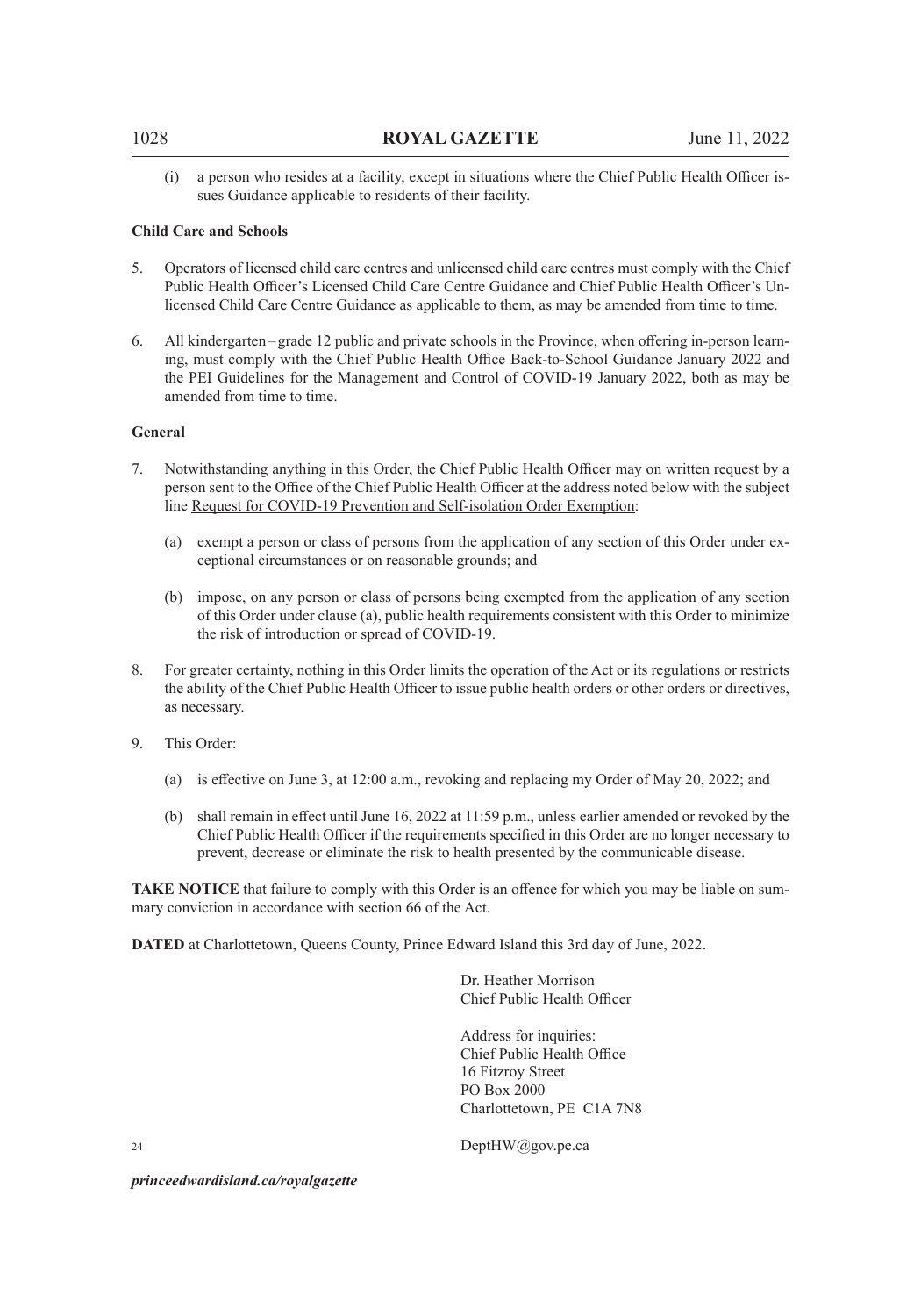(i) a person who resides at a facility, except in situations where the Chief Public Health Officer issues Guidance applicable to residents of their facility.

**Child Care and Schools**

5. Operators of licensed child care centres and unlicensed child care centres must comply with the Chief Public Health Officer's Licensed Child Care Centre Guidance and Chief Public Health Officer's Unlicensed Child Care Centre Guidance as applicable to them, as may be amended from time to time.

6. All kindergarten – grade 12 public and private schools in the Province, when offering in-person learning, must comply with the Chief Public Health Office Back-to-School Guidance January 2022 and the PEI Guidelines for the Management and Control of COVID-19 January 2022, both as may be amended from time to time.

**General**

7. Notwithstanding anything in this Order, the Chief Public Health Officer may on written request by a person sent to the Office of the Chief Public Health Officer at the address noted below with the subject line Request for COVID-19 Prevention and Self-isolation Order Exemption:

   (a) exempt a person or class of persons from the application of any section of this Order under exceptional circumstances or on reasonable grounds; and

   (b) impose, on any person or class of persons being exempted from the application of any section of this Order under clause (a), public health requirements consistent with this Order to minimize the risk of introduction or spread of COVID-19.

8. For greater certainty, nothing in this Order limits the operation of the Act or its regulations or restricts the ability of the Chief Public Health Officer to issue public health orders or other orders or directives, as necessary.

9. This Order:

   (a) is effective on June 3, at 12:00 a.m., revoking and replacing my Order of May 20, 2022; and

   (b) shall remain in effect until June 16, 2022 at 11:59 p.m., unless earlier amended or revoked by the Chief Public Health Officer if the requirements specified in this Order are no longer necessary to prevent, decrease or eliminate the risk to health presented by the communicable disease.

**TAKE NOTICE** that failure to comply with this Order is an offence for which you may be liable on summary conviction in accordance with section 66 of the Act.

**DATED** at Charlottetown, Queens County, Prince Edward Island this 3rd day of June, 2022.

Dr. Heather Morrison
Chief Public Health Officer

Address for inquiries:
Chief Public Health Office
16 Fitzroy Street
PO Box 2000
Charlottetown, PE C1A 7N8

24 DeptHW@gov.pe.ca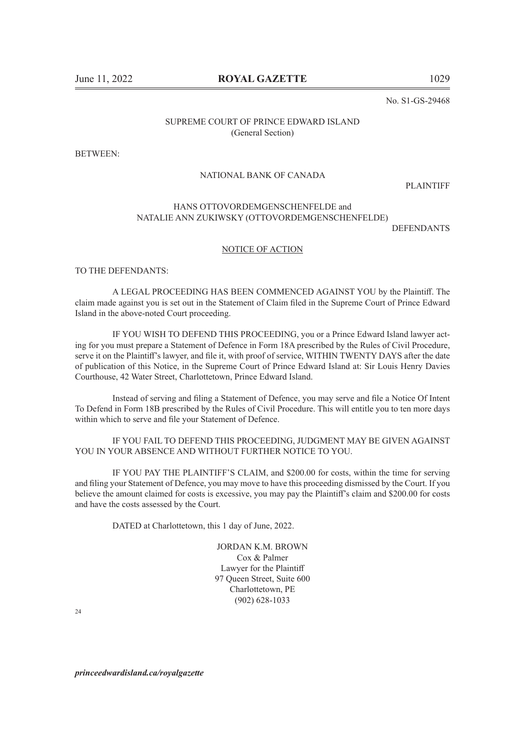No. S1-GS-29468

SUPREME COURT OF PRINCE EDWARD ISLAND
(General Section)

BETWEEN:

NATIONAL BANK OF CANADA

PLAINTIFF

HANS OTTOVORDEMGENSCHENFELDE and
NATALIE ANN ZUKIWSKY (OTTOVORDEMGENSCHENFELDE)

DEFENDANTS

NOTICE OF ACTION

TO THE DEFENDANTS:

A LEGAL PROCEEDING HAS BEEN COMMENCED AGAINST YOU by the Plaintiff. The claim made against you is set out in the Statement of Claim filed in the Supreme Court of Prince Edward Island in the above-noted Court proceeding.

IF YOU WISH TO DEFEND THIS PROCEEDING, you or a Prince Edward Island lawyer acting for you must prepare a Statement of Defence in Form 18A prescribed by the Rules of Civil Procedure, serve it on the Plaintiff's lawyer, and file it, with proof of service, WITHIN TWENTY DAYS after the date of publication of this Notice, in the Supreme Court of Prince Edward Island at: Sir Louis Henry Davies Courthouse, 42 Water Street, Charlottetown, Prince Edward Island.

Instead of serving and filing a Statement of Defence, you may serve and file a Notice Of Intent To Defend in Form 18B prescribed by the Rules of Civil Procedure. This will entitle you to ten more days within which to serve and file your Statement of Defence.

IF YOU FAIL TO DEFEND THIS PROCEEDING, JUDGMENT MAY BE GIVEN AGAINST YOU IN YOUR ABSENCE AND WITHOUT FURTHER NOTICE TO YOU.

IF YOU PAY THE PLAINTIFF'S CLAIM, and $200.00 for costs, within the time for serving and filing your Statement of Defence, you may move to have this proceeding dismissed by the Court. If you believe the amount claimed for costs is excessive, you may pay the Plaintiff's claim and $200.00 for costs and have the costs assessed by the Court.

DATED at Charlottetown, this 1 day of June, 2022.

JORDAN K.M. BROWN
Cox & Palmer
Lawyer for the Plaintiff
97 Queen Street, Suite 600
Charlottetown, PE
(902) 628-1033

24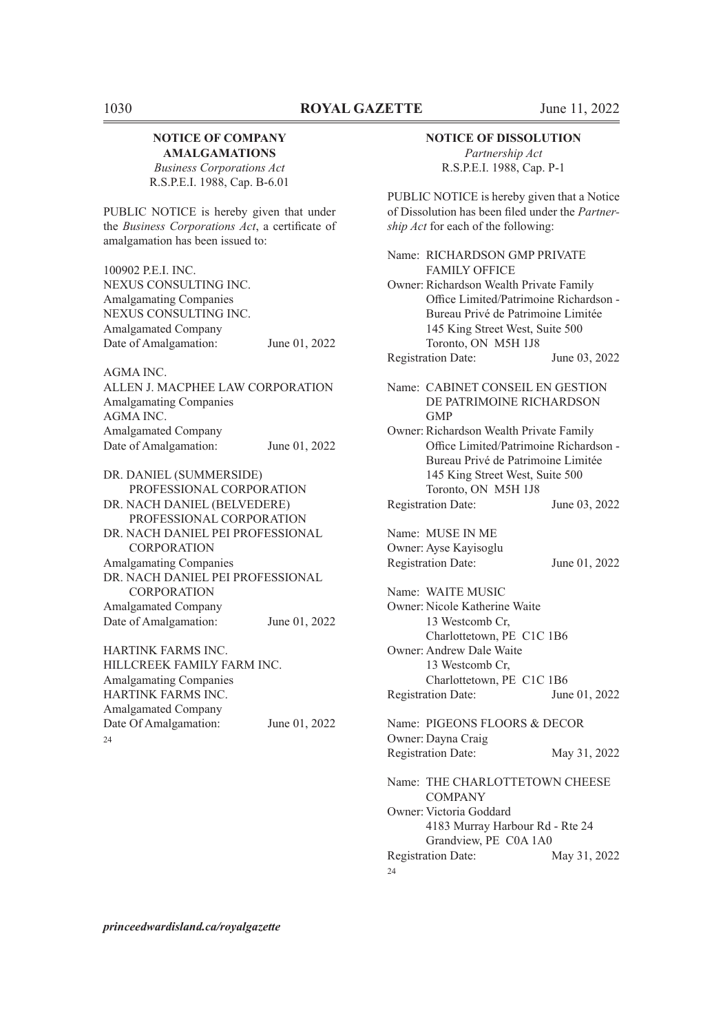## NOTICE OF COMPANY AMALGAMATIONS

*Business Corporations Act*
R.S.P.E.I. 1988, Cap. B-6.01

PUBLIC NOTICE is hereby given that under the *Business Corporations Act*, a certificate of amalgamation has been issued to:

100902 P.E.I. INC.
NEXUS CONSULTING INC.
Amalgamating Companies
NEXUS CONSULTING INC.
Amalgamated Company
Date of Amalgamation: June 01, 2022

AGMA INC.
ALLEN J. MACPHEE LAW CORPORATION
Amalgamating Companies
AGMA INC.
Amalgamated Company
Date of Amalgamation: June 01, 2022

DR. DANIEL (SUMMERSIDE) PROFESSIONAL CORPORATION
DR. NACH DANIEL (BELVEDERE) PROFESSIONAL CORPORATION
DR. NACH DANIEL PEI PROFESSIONAL CORPORATION
Amalgamating Companies
DR. NACH DANIEL PEI PROFESSIONAL CORPORATION
Amalgamated Company
Date of Amalgamation: June 01, 2022

HARTINK FARMS INC.
HILLCREEK FAMILY FARM INC.
Amalgamating Companies
HARTINK FARMS INC.
Amalgamated Company
Date Of Amalgamation: June 01, 2022

24

## NOTICE OF DISSOLUTION

*Partnership Act*
R.S.P.E.I. 1988, Cap. P-1

PUBLIC NOTICE is hereby given that a Notice of Dissolution has been filed under the *Partnership Act* for each of the following:

Name: RICHARDSON GMP PRIVATE FAMILY OFFICE
Owner: Richardson Wealth Private Family Office Limited/Patrimoine Richardson - Bureau Privé de Patrimoine Limitée
145 King Street West, Suite 500
Toronto, ON M5H 1J8
Registration Date: June 03, 2022

Name: CABINET CONSEIL EN GESTION DE PATRIMOINE RICHARDSON GMP
Owner: Richardson Wealth Private Family Office Limited/Patrimoine Richardson - Bureau Privé de Patrimoine Limitée
145 King Street West, Suite 500
Toronto, ON M5H 1J8
Registration Date: June 03, 2022

Name: MUSE IN ME
Owner: Ayse Kayisoglu
Registration Date: June 01, 2022

Name: WAITE MUSIC
Owner: Nicole Katherine Waite
13 Westcomb Cr,
Charlottetown, PE C1C 1B6
Owner: Andrew Dale Waite
13 Westcomb Cr,
Charlottetown, PE C1C 1B6
Registration Date: June 01, 2022

Name: PIGEONS FLOORS & DECOR
Owner: Dayna Craig
Registration Date: May 31, 2022

Name: THE CHARLOTTETOWN CHEESE COMPANY
Owner: Victoria Goddard
4183 Murray Harbour Rd - Rte 24
Grandview, PE C0A 1A0
Registration Date: May 31, 2022

24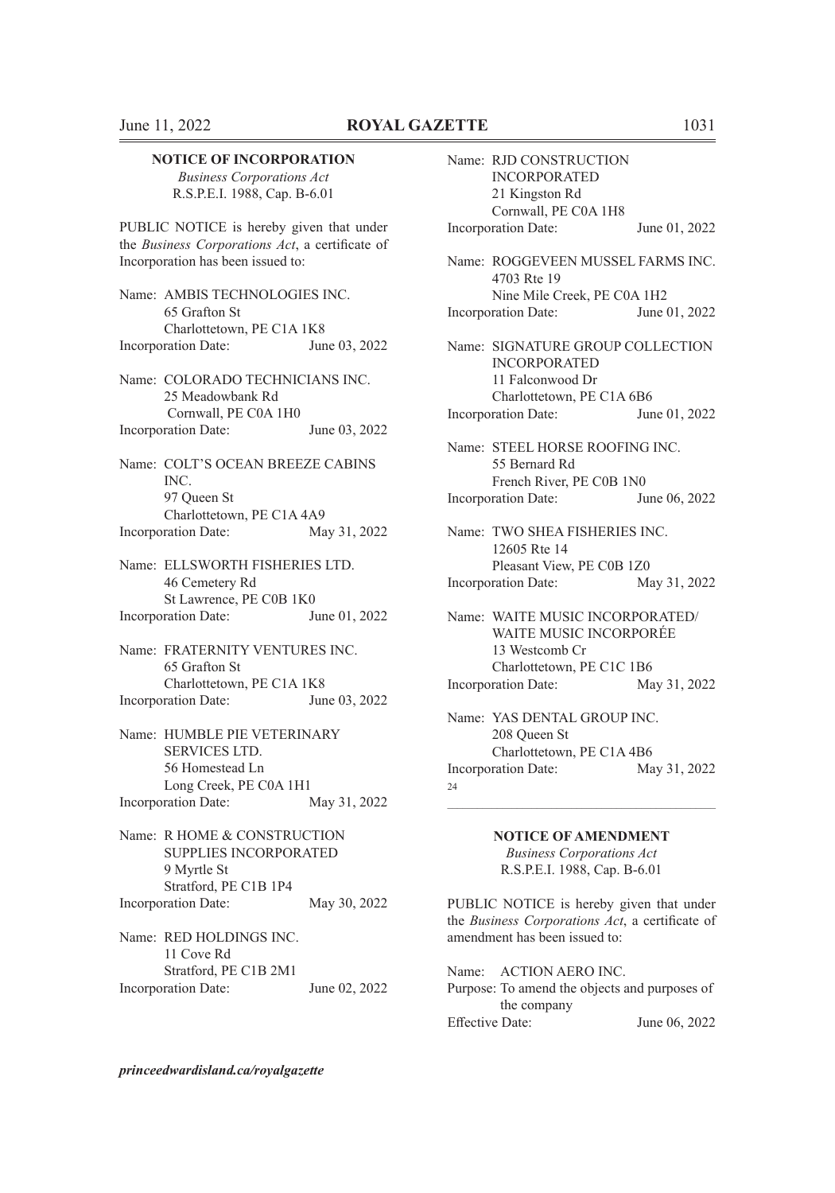**NOTICE OF INCORPORATION**

*Business Corporations Act*
R.S.P.E.I. 1988, Cap. B-6.01

PUBLIC NOTICE is hereby given that under the *Business Corporations Act*, a certificate of Incorporation has been issued to:

Name: AMBIS TECHNOLOGIES INC.
65 Grafton St
Charlottetown, PE C1A 1K8
Incorporation Date: June 03, 2022

Name: COLORADO TECHNICIANS INC.
25 Meadowbank Rd
Cornwall, PE C0A 1H0
Incorporation Date: June 03, 2022

Name: COLT'S OCEAN BREEZE CABINS INC.
97 Queen St
Charlottetown, PE C1A 4A9
Incorporation Date: May 31, 2022

Name: ELLSWORTH FISHERIES LTD.
46 Cemetery Rd
St Lawrence, PE C0B 1K0
Incorporation Date: June 01, 2022

Name: FRATERNITY VENTURES INC.
65 Grafton St
Charlottetown, PE C1A 1K8
Incorporation Date: June 03, 2022

Name: HUMBLE PIE VETERINARY SERVICES LTD.
56 Homestead Ln
Long Creek, PE C0A 1H1
Incorporation Date: May 31, 2022

Name: R HOME & CONSTRUCTION SUPPLIES INCORPORATED
9 Myrtle St
Stratford, PE C1B 1P4
Incorporation Date: May 30, 2022

Name: RED HOLDINGS INC.
11 Cove Rd
Stratford, PE C1B 2M1
Incorporation Date: June 02, 2022

Name: RJD CONSTRUCTION INCORPORATED
21 Kingston Rd
Cornwall, PE C0A 1H8
Incorporation Date: June 01, 2022

Name: ROGGEVEEN MUSSEL FARMS INC.
4703 Rte 19
Nine Mile Creek, PE C0A 1H2
Incorporation Date: June 01, 2022

Name: SIGNATURE GROUP COLLECTION INCORPORATED
11 Falconwood Dr
Charlottetown, PE C1A 6B6
Incorporation Date: June 01, 2022

Name: STEEL HORSE ROOFING INC.
55 Bernard Rd
French River, PE C0B 1N0
Incorporation Date: June 06, 2022

Name: TWO SHEA FISHERIES INC.
12605 Rte 14
Pleasant View, PE C0B 1Z0
Incorporation Date: May 31, 2022

Name: WAITE MUSIC INCORPORATED/ WAITE MUSIC INCORPORÉE
13 Westcomb Cr
Charlottetown, PE C1C 1B6
Incorporation Date: May 31, 2022

Name: YAS DENTAL GROUP INC.
208 Queen St
Charlottetown, PE C1A 4B6
Incorporation Date: May 31, 2022

24

---

**NOTICE OF AMENDMENT**

*Business Corporations Act*
R.S.P.E.I. 1988, Cap. B-6.01

PUBLIC NOTICE is hereby given that under the *Business Corporations Act*, a certificate of amendment has been issued to:

Name: ACTION AERO INC.
Purpose: To amend the objects and purposes of the company
Effective Date: June 06, 2022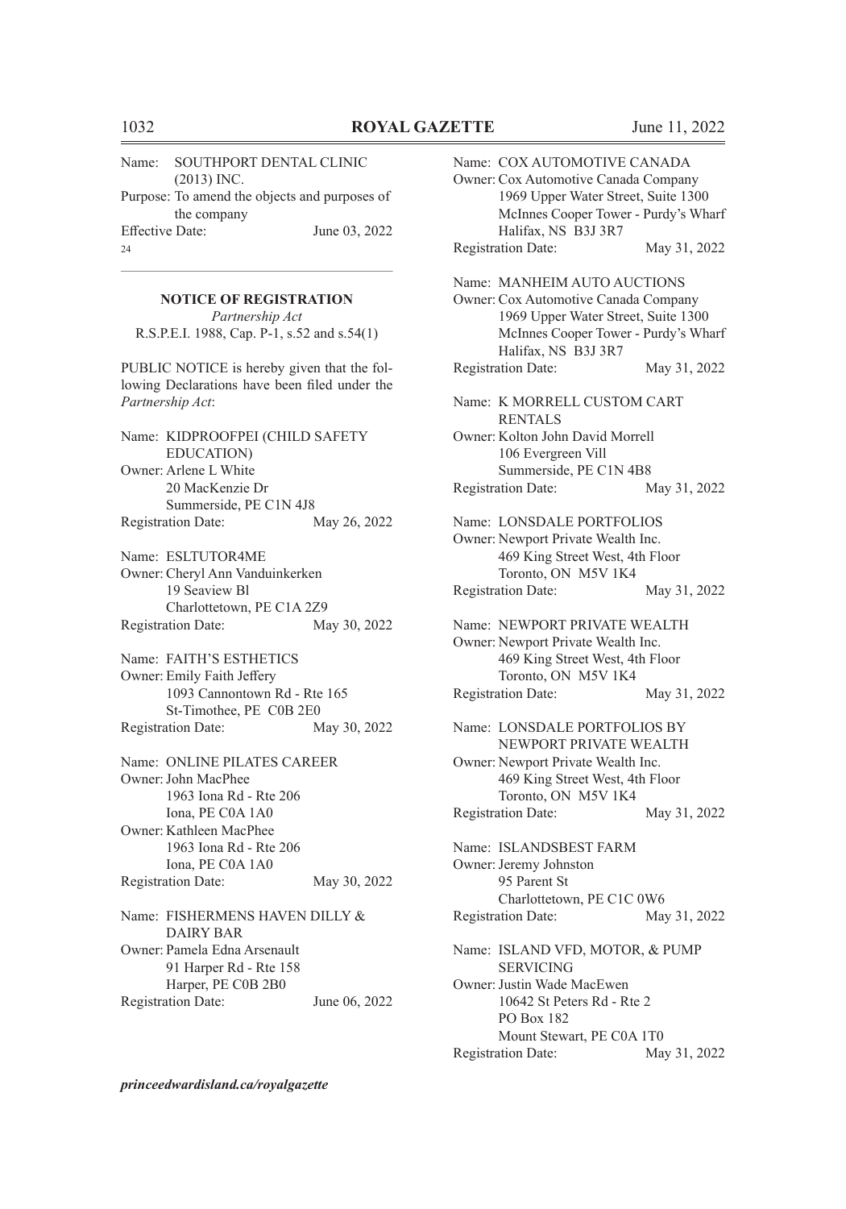Name: SOUTHPORT DENTAL CLINIC (2013) INC.
Purpose: To amend the objects and purposes of the company
Effective Date: June 03, 2022

24

---

**NOTICE OF REGISTRATION**

*Partnership Act*

R.S.P.E.I. 1988, Cap. P-1, s.52 and s.54(1)

PUBLIC NOTICE is hereby given that the following Declarations have been filed under the *Partnership Act*:

Name: KIDPROOFPEI (CHILD SAFETY EDUCATION)
Owner: Arlene L White
20 MacKenzie Dr
Summerside, PE C1N 4J8
Registration Date: May 26, 2022

Name: ESLTUTOR4ME
Owner: Cheryl Ann Vanduinkerken
19 Seaview Bl
Charlottetown, PE C1A 2Z9
Registration Date: May 30, 2022

Name: FAITH'S ESTHETICS
Owner: Emily Faith Jeffery
1093 Cannontown Rd - Rte 165
St-Timothee, PE C0B 2E0
Registration Date: May 30, 2022

Name: ONLINE PILATES CAREER
Owner: John MacPhee
1963 Iona Rd - Rte 206
Iona, PE C0A 1A0
Owner: Kathleen MacPhee
1963 Iona Rd - Rte 206
Iona, PE C0A 1A0
Registration Date: May 30, 2022

Name: FISHERMENS HAVEN DILLY & DAIRY BAR
Owner: Pamela Edna Arsenault
91 Harper Rd - Rte 158
Harper, PE C0B 2B0
Registration Date: June 06, 2022

Name: COX AUTOMOTIVE CANADA
Owner: Cox Automotive Canada Company
1969 Upper Water Street, Suite 1300
McInnes Cooper Tower - Purdy's Wharf
Halifax, NS B3J 3R7
Registration Date: May 31, 2022

Name: MANHEIM AUTO AUCTIONS
Owner: Cox Automotive Canada Company
1969 Upper Water Street, Suite 1300
McInnes Cooper Tower - Purdy's Wharf
Halifax, NS B3J 3R7
Registration Date: May 31, 2022

Name: K MORRELL CUSTOM CART RENTALS
Owner: Kolton John David Morrell
106 Evergreen Vill
Summerside, PE C1N 4B8
Registration Date: May 31, 2022

Name: LONSDALE PORTFOLIOS
Owner: Newport Private Wealth Inc.
469 King Street West, 4th Floor
Toronto, ON M5V 1K4
Registration Date: May 31, 2022

Name: NEWPORT PRIVATE WEALTH
Owner: Newport Private Wealth Inc.
469 King Street West, 4th Floor
Toronto, ON M5V 1K4
Registration Date: May 31, 2022

Name: LONSDALE PORTFOLIOS BY NEWPORT PRIVATE WEALTH
Owner: Newport Private Wealth Inc.
469 King Street West, 4th Floor
Toronto, ON M5V 1K4
Registration Date: May 31, 2022

Name: ISLANDSBEST FARM
Owner: Jeremy Johnston
95 Parent St
Charlottetown, PE C1C 0W6
Registration Date: May 31, 2022

Name: ISLAND VFD, MOTOR, & PUMP SERVICING
Owner: Justin Wade MacEwen
10642 St Peters Rd - Rte 2
PO Box 182
Mount Stewart, PE C0A 1T0
Registration Date: May 31, 2022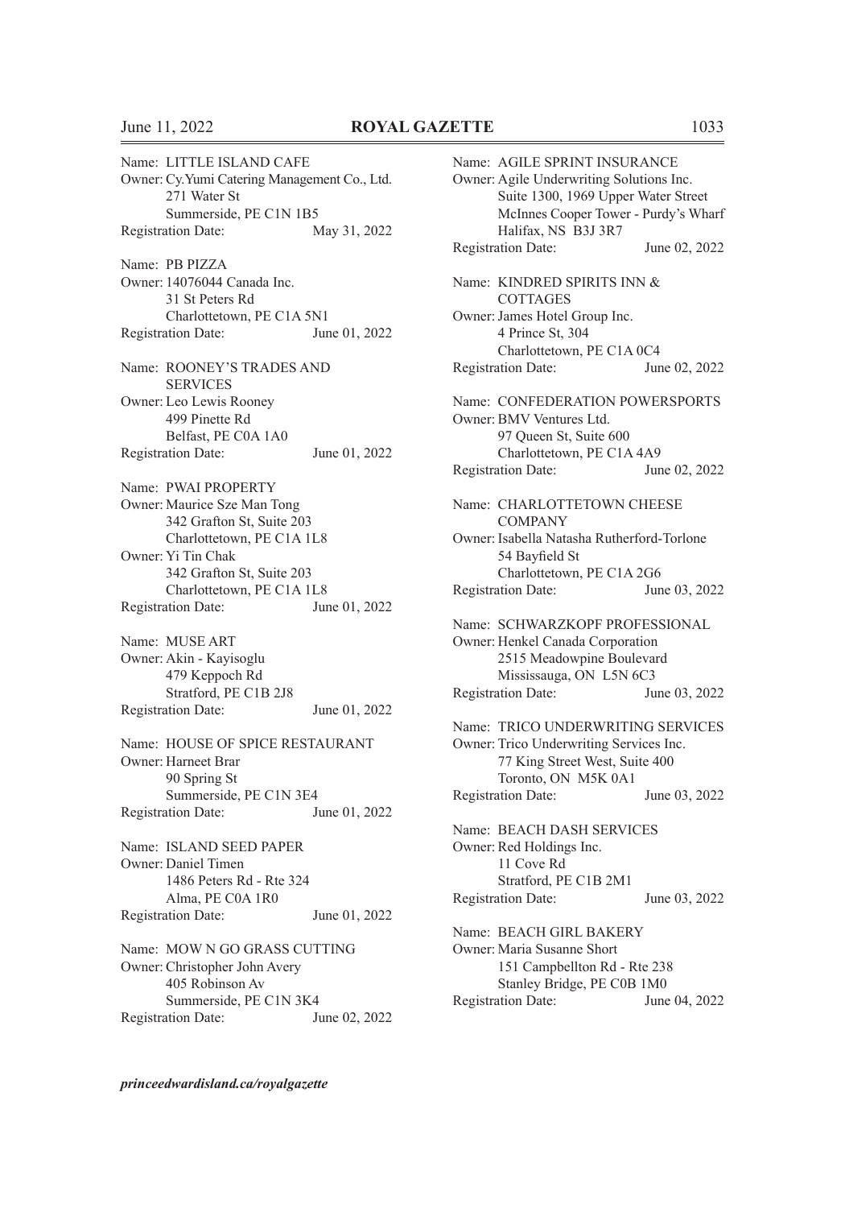Name: LITTLE ISLAND CAFE
Owner: Cy.Yumi Catering Management Co., Ltd.
271 Water St
Summerside, PE C1N 1B5
Registration Date: May 31, 2022

Name: PB PIZZA
Owner: 14076044 Canada Inc.
31 St Peters Rd
Charlottetown, PE C1A 5N1
Registration Date: June 01, 2022

Name: ROONEY'S TRADES AND SERVICES
Owner: Leo Lewis Rooney
499 Pinette Rd
Belfast, PE C0A 1A0
Registration Date: June 01, 2022

Name: PWAI PROPERTY
Owner: Maurice Sze Man Tong
342 Grafton St, Suite 203
Charlottetown, PE C1A 1L8
Owner: Yi Tin Chak
342 Grafton St, Suite 203
Charlottetown, PE C1A 1L8
Registration Date: June 01, 2022

Name: MUSE ART
Owner: Akin - Kayisoglu
479 Keppoch Rd
Stratford, PE C1B 2J8
Registration Date: June 01, 2022

Name: HOUSE OF SPICE RESTAURANT
Owner: Harneet Brar
90 Spring St
Summerside, PE C1N 3E4
Registration Date: June 01, 2022

Name: ISLAND SEED PAPER
Owner: Daniel Timen
1486 Peters Rd - Rte 324
Alma, PE C0A 1R0
Registration Date: June 01, 2022

Name: MOW N GO GRASS CUTTING
Owner: Christopher John Avery
405 Robinson Av
Summerside, PE C1N 3K4
Registration Date: June 02, 2022

Name: AGILE SPRINT INSURANCE
Owner: Agile Underwriting Solutions Inc.
Suite 1300, 1969 Upper Water Street
McInnes Cooper Tower - Purdy's Wharf
Halifax, NS B3J 3R7
Registration Date: June 02, 2022

Name: KINDRED SPIRITS INN & COTTAGES
Owner: James Hotel Group Inc.
4 Prince St, 304
Charlottetown, PE C1A 0C4
Registration Date: June 02, 2022

Name: CONFEDERATION POWERSPORTS
Owner: BMV Ventures Ltd.
97 Queen St, Suite 600
Charlottetown, PE C1A 4A9
Registration Date: June 02, 2022

Name: CHARLOTTETOWN CHEESE COMPANY
Owner: Isabella Natasha Rutherford-Torlone
54 Bayfield St
Charlottetown, PE C1A 2G6
Registration Date: June 03, 2022

Name: SCHWARZKOPF PROFESSIONAL
Owner: Henkel Canada Corporation
2515 Meadowpine Boulevard
Mississauga, ON L5N 6C3
Registration Date: June 03, 2022

Name: TRICO UNDERWRITING SERVICES
Owner: Trico Underwriting Services Inc.
77 King Street West, Suite 400
Toronto, ON M5K 0A1
Registration Date: June 03, 2022

Name: BEACH DASH SERVICES
Owner: Red Holdings Inc.
11 Cove Rd
Stratford, PE C1B 2M1
Registration Date: June 03, 2022

Name: BEACH GIRL BAKERY
Owner: Maria Susanne Short
151 Campbellton Rd - Rte 238
Stanley Bridge, PE C0B 1M0
Registration Date: June 04, 2022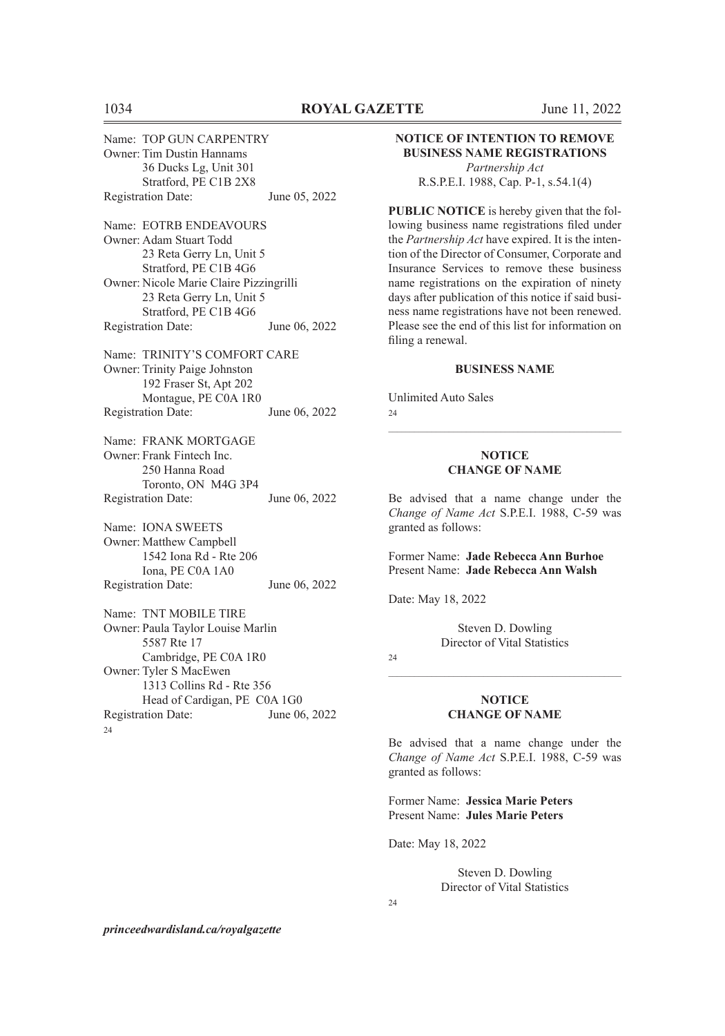Name: TOP GUN CARPENTRY
Owner: Tim Dustin Hannams
36 Ducks Lg, Unit 301
Stratford, PE C1B 2X8
Registration Date: June 05, 2022

Name: EOTRB ENDEAVOURS
Owner: Adam Stuart Todd
23 Reta Gerry Ln, Unit 5
Stratford, PE C1B 4G6
Owner: Nicole Marie Claire Pizzingrilli
23 Reta Gerry Ln, Unit 5
Stratford, PE C1B 4G6
Registration Date: June 06, 2022

Name: TRINITY'S COMFORT CARE
Owner: Trinity Paige Johnston
192 Fraser St, Apt 202
Montague, PE C0A 1R0
Registration Date: June 06, 2022

Name: FRANK MORTGAGE
Owner: Frank Fintech Inc.
250 Hanna Road
Toronto, ON M4G 3P4
Registration Date: June 06, 2022

Name: IONA SWEETS
Owner: Matthew Campbell
1542 Iona Rd - Rte 206
Iona, PE C0A 1A0
Registration Date: June 06, 2022

Name: TNT MOBILE TIRE
Owner: Paula Taylor Louise Marlin
5587 Rte 17
Cambridge, PE C0A 1R0
Owner: Tyler S MacEwen
1313 Collins Rd - Rte 356
Head of Cardigan, PE C0A 1G0
Registration Date: June 06, 2022

24

## NOTICE OF INTENTION TO REMOVE BUSINESS NAME REGISTRATIONS

*Partnership Act*
R.S.P.E.I. 1988, Cap. P-1, s.54.1(4)

**PUBLIC NOTICE** is hereby given that the following business name registrations filed under the *Partnership Act* have expired. It is the intention of the Director of Consumer, Corporate and Insurance Services to remove these business name registrations on the expiration of ninety days after publication of this notice if said business name registrations have not been renewed. Please see the end of this list for information on filing a renewal.

**BUSINESS NAME**

Unlimited Auto Sales

24

## NOTICE CHANGE OF NAME

Be advised that a name change under the *Change of Name Act* S.P.E.I. 1988, C-59 was granted as follows:

Former Name: **Jade Rebecca Ann Burhoe**
Present Name: **Jade Rebecca Ann Walsh**

Date: May 18, 2022

Steven D. Dowling
Director of Vital Statistics

24

## NOTICE CHANGE OF NAME

Be advised that a name change under the *Change of Name Act* S.P.E.I. 1988, C-59 was granted as follows:

Former Name: **Jessica Marie Peters**
Present Name: **Jules Marie Peters**

Date: May 18, 2022

Steven D. Dowling
Director of Vital Statistics

24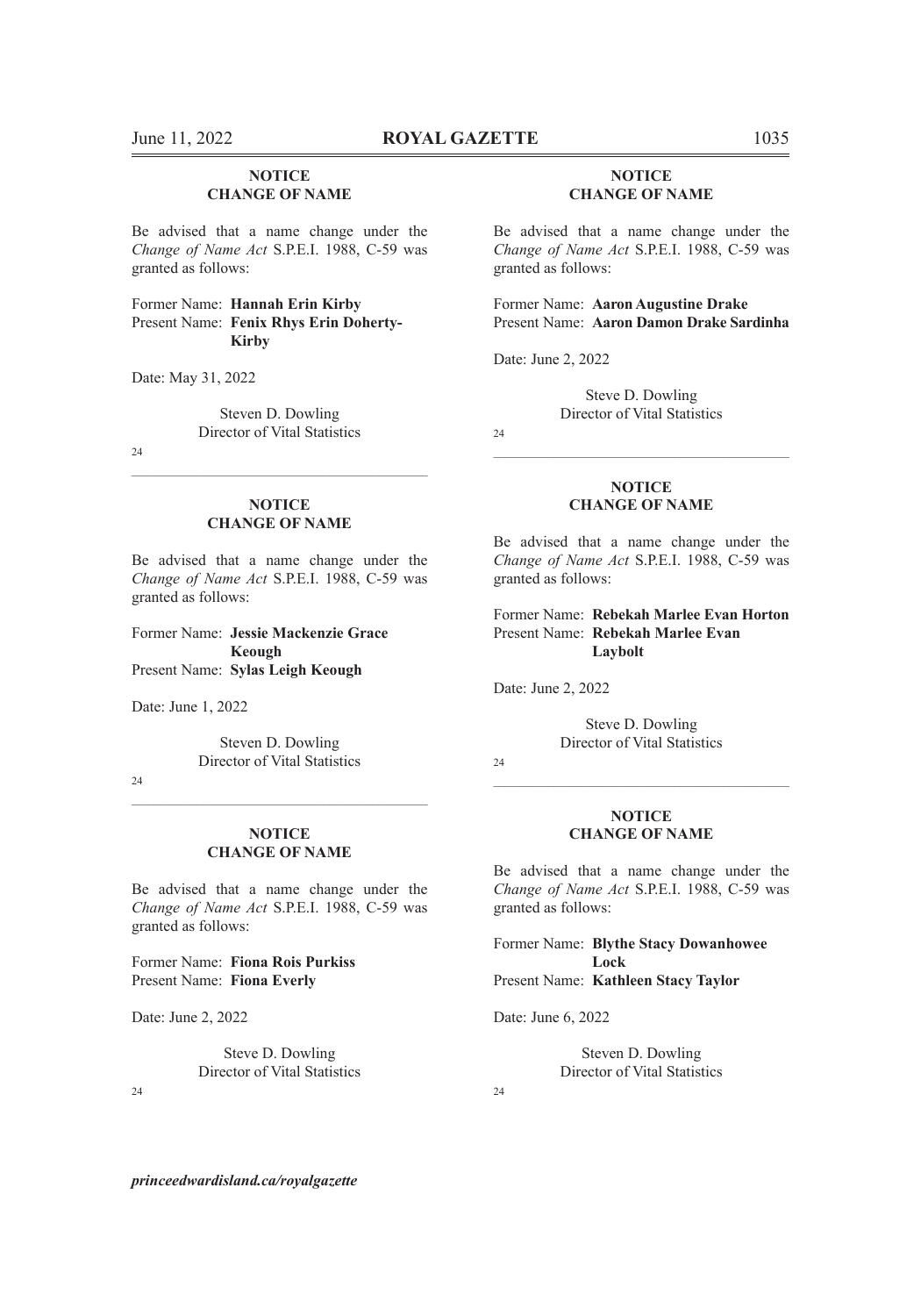**NOTICE**
**CHANGE OF NAME**

Be advised that a name change under the *Change of Name Act* S.P.E.I. 1988, C-59 was granted as follows:

Former Name: **Hannah Erin Kirby**
Present Name: **Fenix Rhys Erin Doherty-Kirby**

Date: May 31, 2022

Steven D. Dowling
Director of Vital Statistics

24

---

**NOTICE**
**CHANGE OF NAME**

Be advised that a name change under the *Change of Name Act* S.P.E.I. 1988, C-59 was granted as follows:

Former Name: **Jessie Mackenzie Grace Keough**
Present Name: **Sylas Leigh Keough**

Date: June 1, 2022

Steven D. Dowling
Director of Vital Statistics

24

---

**NOTICE**
**CHANGE OF NAME**

Be advised that a name change under the *Change of Name Act* S.P.E.I. 1988, C-59 was granted as follows:

Former Name: **Fiona Rois Purkiss**
Present Name: **Fiona Everly**

Date: June 2, 2022

Steve D. Dowling
Director of Vital Statistics

24

---

**NOTICE**
**CHANGE OF NAME**

Be advised that a name change under the *Change of Name Act* S.P.E.I. 1988, C-59 was granted as follows:

Former Name: **Aaron Augustine Drake**
Present Name: **Aaron Damon Drake Sardinha**

Date: June 2, 2022

Steve D. Dowling
Director of Vital Statistics

24

---

**NOTICE**
**CHANGE OF NAME**

Be advised that a name change under the *Change of Name Act* S.P.E.I. 1988, C-59 was granted as follows:

Former Name: **Rebekah Marlee Evan Horton**
Present Name: **Rebekah Marlee Evan Laybolt**

Date: June 2, 2022

Steve D. Dowling
Director of Vital Statistics

24

---

**NOTICE**
**CHANGE OF NAME**

Be advised that a name change under the *Change of Name Act* S.P.E.I. 1988, C-59 was granted as follows:

Former Name: **Blythe Stacy Dowanhowee Lock**
Present Name: **Kathleen Stacy Taylor**

Date: June 6, 2022

Steven D. Dowling
Director of Vital Statistics

24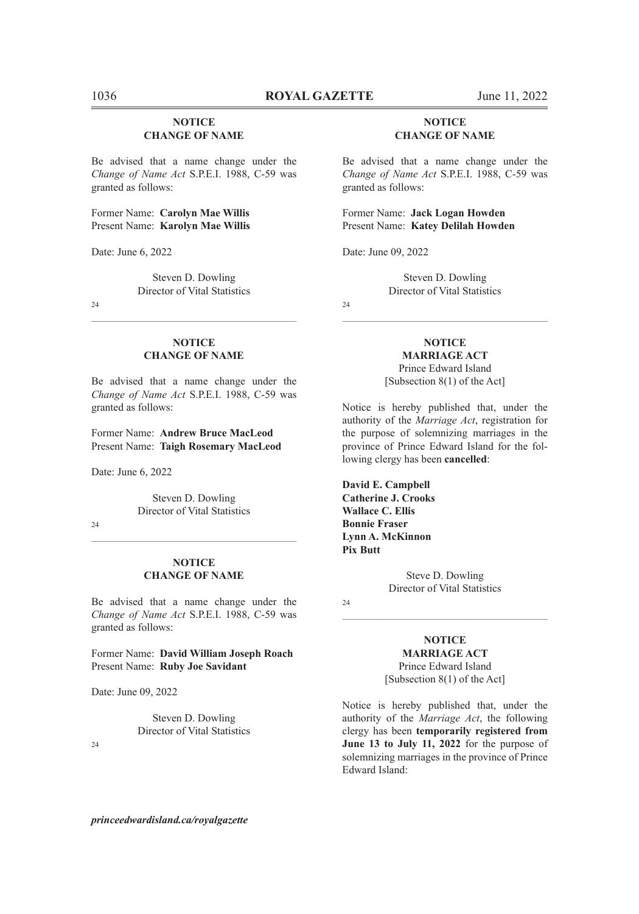**NOTICE**
**CHANGE OF NAME**

Be advised that a name change under the *Change of Name Act* S.P.E.I. 1988, C-59 was granted as follows:

Former Name: **Carolyn Mae Willis**
Present Name: **Karolyn Mae Willis**

Date: June 6, 2022

Steven D. Dowling
Director of Vital Statistics

24

---

**NOTICE**
**CHANGE OF NAME**

Be advised that a name change under the *Change of Name Act* S.P.E.I. 1988, C-59 was granted as follows:

Former Name: **Andrew Bruce MacLeod**
Present Name: **Taigh Rosemary MacLeod**

Date: June 6, 2022

Steven D. Dowling
Director of Vital Statistics

24

---

**NOTICE**
**CHANGE OF NAME**

Be advised that a name change under the *Change of Name Act* S.P.E.I. 1988, C-59 was granted as follows:

Former Name: **David William Joseph Roach**
Present Name: **Ruby Joe Savidant**

Date: June 09, 2022

Steven D. Dowling
Director of Vital Statistics

24

---

**NOTICE**
**CHANGE OF NAME**

Be advised that a name change under the *Change of Name Act* S.P.E.I. 1988, C-59 was granted as follows:

Former Name: **Jack Logan Howden**
Present Name: **Katey Delilah Howden**

Date: June 09, 2022

Steven D. Dowling
Director of Vital Statistics

24

---

**NOTICE**
**MARRIAGE ACT**
Prince Edward Island
[Subsection 8(1) of the Act]

Notice is hereby published that, under the authority of the *Marriage Act*, registration for the purpose of solemnizing marriages in the province of Prince Edward Island for the following clergy has been **cancelled**:

**David E. Campbell**
**Catherine J. Crooks**
**Wallace C. Ellis**
**Bonnie Fraser**
**Lynn A. McKinnon**
**Pix Butt**

Steve D. Dowling
Director of Vital Statistics

24

---

**NOTICE**
**MARRIAGE ACT**
Prince Edward Island
[Subsection 8(1) of the Act]

Notice is hereby published that, under the authority of the *Marriage Act*, the following clergy has been **temporarily registered from June 13 to July 11, 2022** for the purpose of solemnizing marriages in the province of Prince Edward Island: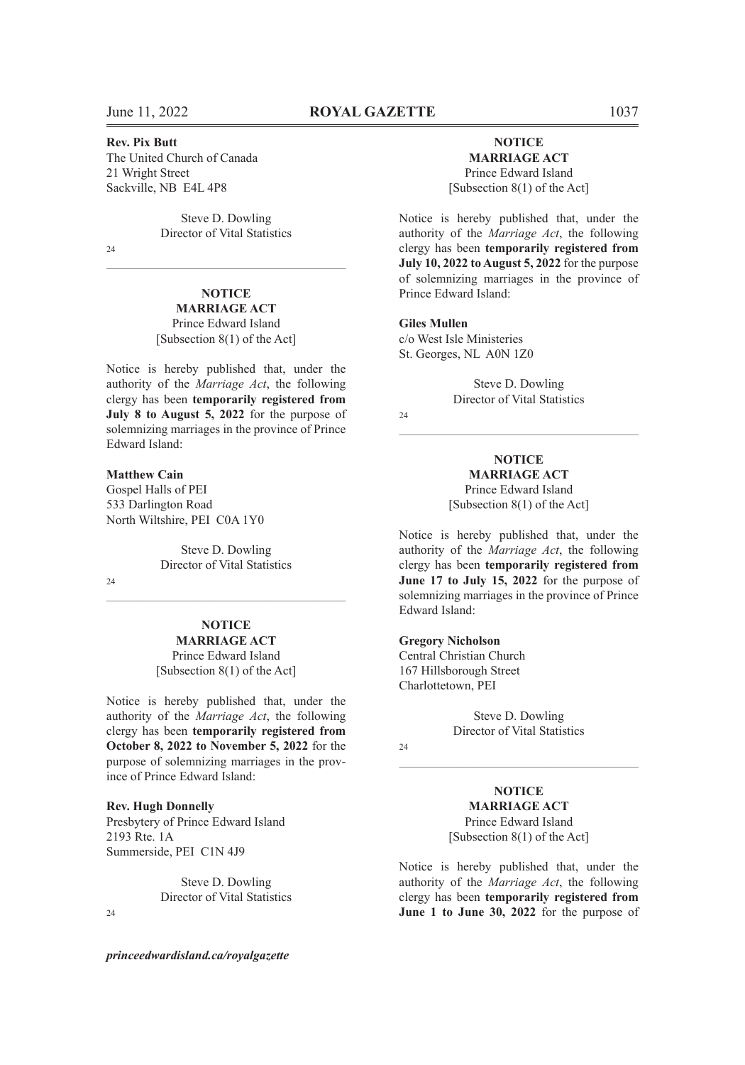**Rev. Pix Butt**
The United Church of Canada
21 Wright Street
Sackville, NB E4L 4P8

Steve D. Dowling
Director of Vital Statistics

24

---

**NOTICE**
**MARRIAGE ACT**
Prince Edward Island
[Subsection 8(1) of the Act]

Notice is hereby published that, under the authority of the *Marriage Act*, the following clergy has been **temporarily registered from July 8 to August 5, 2022** for the purpose of solemnizing marriages in the province of Prince Edward Island:

**Matthew Cain**
Gospel Halls of PEI
533 Darlington Road
North Wiltshire, PEI C0A 1Y0

Steve D. Dowling
Director of Vital Statistics

24

---

**NOTICE**
**MARRIAGE ACT**
Prince Edward Island
[Subsection 8(1) of the Act]

Notice is hereby published that, under the authority of the *Marriage Act*, the following clergy has been **temporarily registered from October 8, 2022 to November 5, 2022** for the purpose of solemnizing marriages in the province of Prince Edward Island:

**Rev. Hugh Donnelly**
Presbytery of Prince Edward Island
2193 Rte. 1A
Summerside, PEI C1N 4J9

Steve D. Dowling
Director of Vital Statistics

24

---

**NOTICE**
**MARRIAGE ACT**
Prince Edward Island
[Subsection 8(1) of the Act]

Notice is hereby published that, under the authority of the *Marriage Act*, the following clergy has been **temporarily registered from July 10, 2022 to August 5, 2022** for the purpose of solemnizing marriages in the province of Prince Edward Island:

**Giles Mullen**
c/o West Isle Ministeries
St. Georges, NL A0N 1Z0

Steve D. Dowling
Director of Vital Statistics

24

---

**NOTICE**
**MARRIAGE ACT**
Prince Edward Island
[Subsection 8(1) of the Act]

Notice is hereby published that, under the authority of the *Marriage Act*, the following clergy has been **temporarily registered from June 17 to July 15, 2022** for the purpose of solemnizing marriages in the province of Prince Edward Island:

**Gregory Nicholson**
Central Christian Church
167 Hillsborough Street
Charlottetown, PEI

Steve D. Dowling
Director of Vital Statistics

24

---

**NOTICE**
**MARRIAGE ACT**
Prince Edward Island
[Subsection 8(1) of the Act]

Notice is hereby published that, under the authority of the *Marriage Act*, the following clergy has been **temporarily registered from June 1 to June 30, 2022** for the purpose of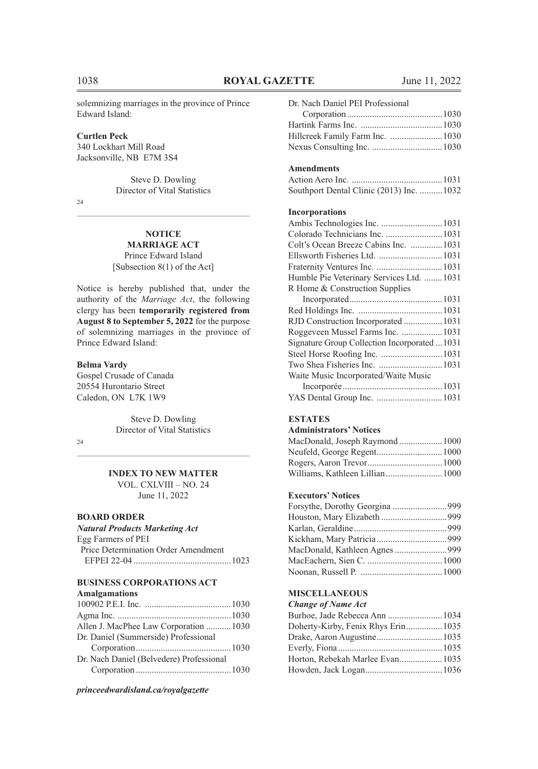solemnizing marriages in the province of Prince Edward Island:

**Curtlen Peck**
340 Lockhart Mill Road
Jacksonville, NB E7M 3S4

Steve D. Dowling
Director of Vital Statistics

24

---

**NOTICE**
**MARRIAGE ACT**
Prince Edward Island
[Subsection 8(1) of the Act]

Notice is hereby published that, under the authority of the *Marriage Act*, the following clergy has been **temporarily registered from August 8 to September 5, 2022** for the purpose of solemnizing marriages in the province of Prince Edward Island:

**Belma Vardy**
Gospel Crusade of Canada
20554 Hurontario Street
Caledon, ON L7K 1W9

Steve D. Dowling
Director of Vital Statistics

24

---

**INDEX TO NEW MATTER**
VOL. CXLVIII – NO. 24
June 11, 2022

**BOARD ORDER**

***Natural Products Marketing Act***

Egg Farmers of PEI
Price Determination Order Amendment
EFPEI 22-04 ....................1023

**BUSINESS CORPORATIONS ACT**

**Amalgamations**

100902 P.E.I. Inc. ....................1030
Agma Inc. ....................1030
Allen J. MacPhee Law Corporation ....................1030
Dr. Daniel (Summerside) Professional Corporation ....................1030
Dr. Nach Daniel (Belvedere) Professional Corporation ....................1030
Dr. Nach Daniel PEI Professional Corporation ....................1030
Hartink Farms Inc. ....................1030
Hillcreek Family Farm Inc. ....................1030
Nexus Consulting Inc. ....................1030

**Amendments**

Action Aero Inc. ....................1031
Southport Dental Clinic (2013) Inc. ....................1032

**Incorporations**

Ambis Technologies Inc. ....................1031
Colorado Technicians Inc. ....................1031
Colt's Ocean Breeze Cabins Inc. ....................1031
Ellsworth Fisheries Ltd. ....................1031
Fraternity Ventures Inc. ....................1031
Humble Pie Veterinary Services Ltd. ....................1031
R Home & Construction Supplies Incorporated ....................1031
Red Holdings Inc. ....................1031
RJD Construction Incorporated ....................1031
Roggeveen Mussel Farms Inc. ....................1031
Signature Group Collection Incorporated ....................1031
Steel Horse Roofing Inc. ....................1031
Two Shea Fisheries Inc. ....................1031
Waite Music Incorporated/Waite Music Incorporée ....................1031
YAS Dental Group Inc. ....................1031

**ESTATES**

**Administrators' Notices**

MacDonald, Joseph Raymond ....................1000
Neufeld, George Regent ....................1000
Rogers, Aaron Trevor ....................1000
Williams, Kathleen Lillian ....................1000

**Executors' Notices**

Forsythe, Dorothy Georgina ....................999
Houston, Mary Elizabeth ....................999
Karlan, Geraldine ....................999
Kickham, Mary Patricia ....................999
MacDonald, Kathleen Agnes ....................999
MacEachern, Sien C. ....................1000
Noonan, Russell P. ....................1000

**MISCELLANEOUS**

***Change of Name Act***

Burhoe, Jade Rebecca Ann ....................1034
Doherty-Kirby, Fenix Rhys Erin ....................1035
Drake, Aaron Augustine ....................1035
Everly, Fiona ....................1035
Horton, Rebekah Marlee Evan ....................1035
Howden, Jack Logan ....................1036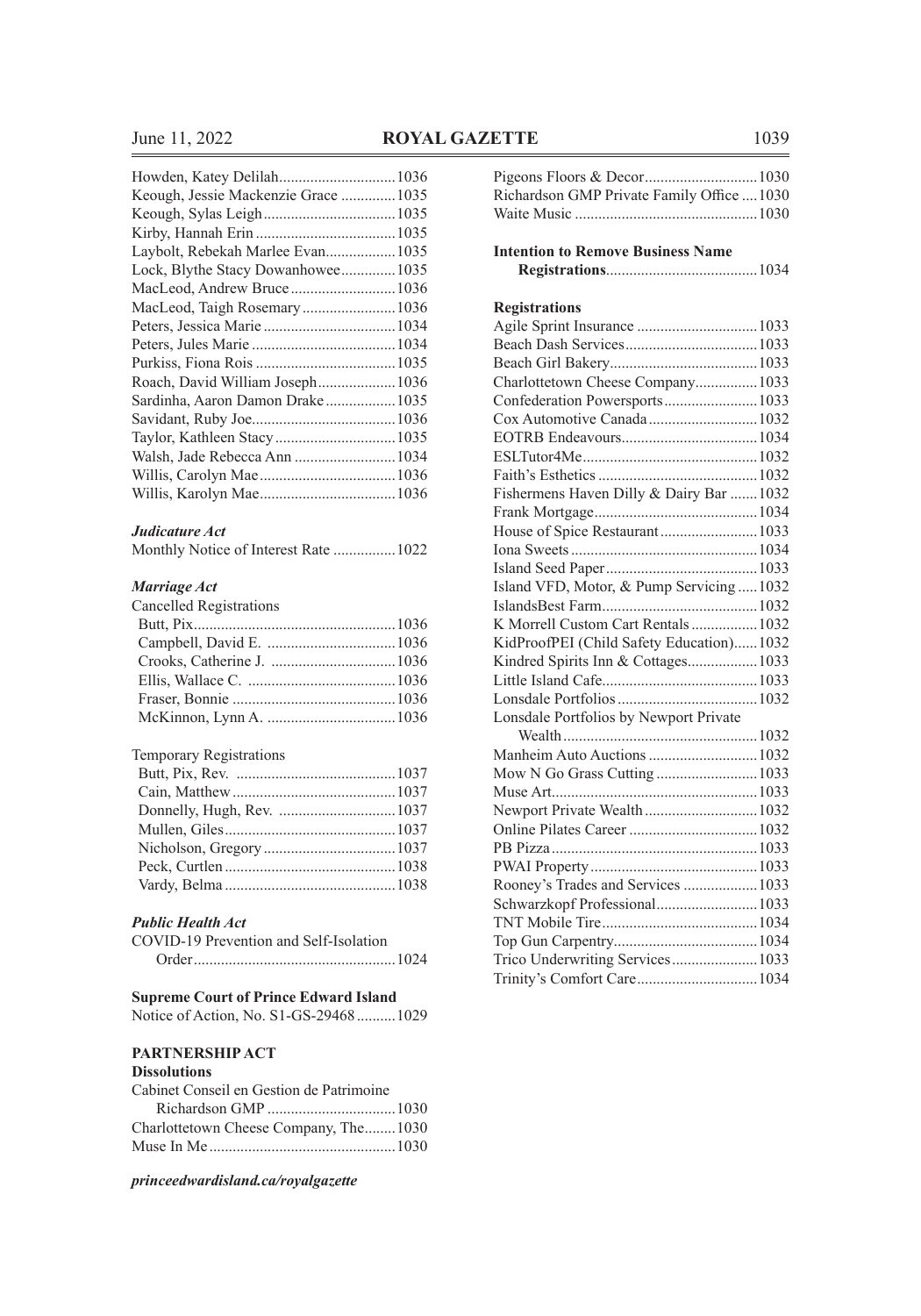Howden, Katey Delilah..............................1036
Keough, Jessie Mackenzie Grace ..............1035
Keough, Sylas Leigh..................................1035
Kirby, Hannah Erin ....................................1035
Laybolt, Rebekah Marlee Evan..................1035
Lock, Blythe Stacy Dowanhowee..............1035
MacLeod, Andrew Bruce...........................1036
MacLeod, Taigh Rosemary........................1036
Peters, Jessica Marie..................................1034
Peters, Jules Marie .....................................1034
Purkiss, Fiona Rois ....................................1035
Roach, David William Joseph....................1036
Sardinha, Aaron Damon Drake..................1035
Savidant, Ruby Joe.....................................1036
Taylor, Kathleen Stacy...............................1035
Walsh, Jade Rebecca Ann ..........................1034
Willis, Carolyn Mae...................................1036
Willis, Karolyn Mae...................................1036

***Judicature Act***

Monthly Notice of Interest Rate ................1022

***Marriage Act***

Cancelled Registrations

- Butt, Pix....................................................1036
- Campbell, David E. .................................1036
- Crooks, Catherine J. ................................1036
- Ellis, Wallace C. ......................................1036
- Fraser, Bonnie ..........................................1036
- McKinnon, Lynn A. .................................1036

Temporary Registrations

- Butt, Pix, Rev. .........................................1037
- Cain, Matthew ..........................................1037
- Donnelly, Hugh, Rev. ..............................1037
- Mullen, Giles............................................1037
- Nicholson, Gregory ..................................1037
- Peck, Curtlen ............................................1038
- Vardy, Belma ............................................1038

***Public Health Act***

COVID-19 Prevention and Self-Isolation Order....................................................1024

**Supreme Court of Prince Edward Island**

Notice of Action, No. S1-GS-29468..........1029

**PARTNERSHIP ACT**

**Dissolutions**

Cabinet Conseil en Gestion de Patrimoine Richardson GMP .................................1030
Charlottetown Cheese Company, The........1030
Muse In Me................................................1030

***princeedwardisland.ca/royalgazette***

Pigeons Floors & Decor.............................1030
Richardson GMP Private Family Office ....1030
Waite Music ...............................................1030

**Intention to Remove Business Name Registrations**.......................................1034

**Registrations**

Agile Sprint Insurance ...............................1033
Beach Dash Services..................................1033
Beach Girl Bakery......................................1033
Charlottetown Cheese Company................1033
Confederation Powersports........................1033
Cox Automotive Canada............................1032
EOTRB Endeavours...................................1034
ESLTutor4Me.............................................1032
Faith's Esthetics .........................................1032
Fishermens Haven Dilly & Dairy Bar .......1032
Frank Mortgage..........................................1034
House of Spice Restaurant.........................1033
Iona Sweets................................................1034
Island Seed Paper.......................................1033
Island VFD, Motor, & Pump Servicing .....1032
IslandsBest Farm........................................1032
K Morrell Custom Cart Rentals.................1032
KidProofPEI (Child Safety Education)......1032
Kindred Spirits Inn & Cottages..................1033
Little Island Cafe........................................1033
Lonsdale Portfolios....................................1032
Lonsdale Portfolios by Newport Private Wealth.................................................1032
Manheim Auto Auctions ............................1032
Mow N Go Grass Cutting..........................1033
Muse Art.....................................................1033
Newport Private Wealth.............................1032
Online Pilates Career .................................1032
PB Pizza.....................................................1033
PWAI Property...........................................1033
Rooney's Trades and Services ...................1033
Schwarzkopf Professional..........................1033
TNT Mobile Tire........................................1034
Top Gun Carpentry.....................................1034
Trico Underwriting Services......................1033
Trinity's Comfort Care...............................1034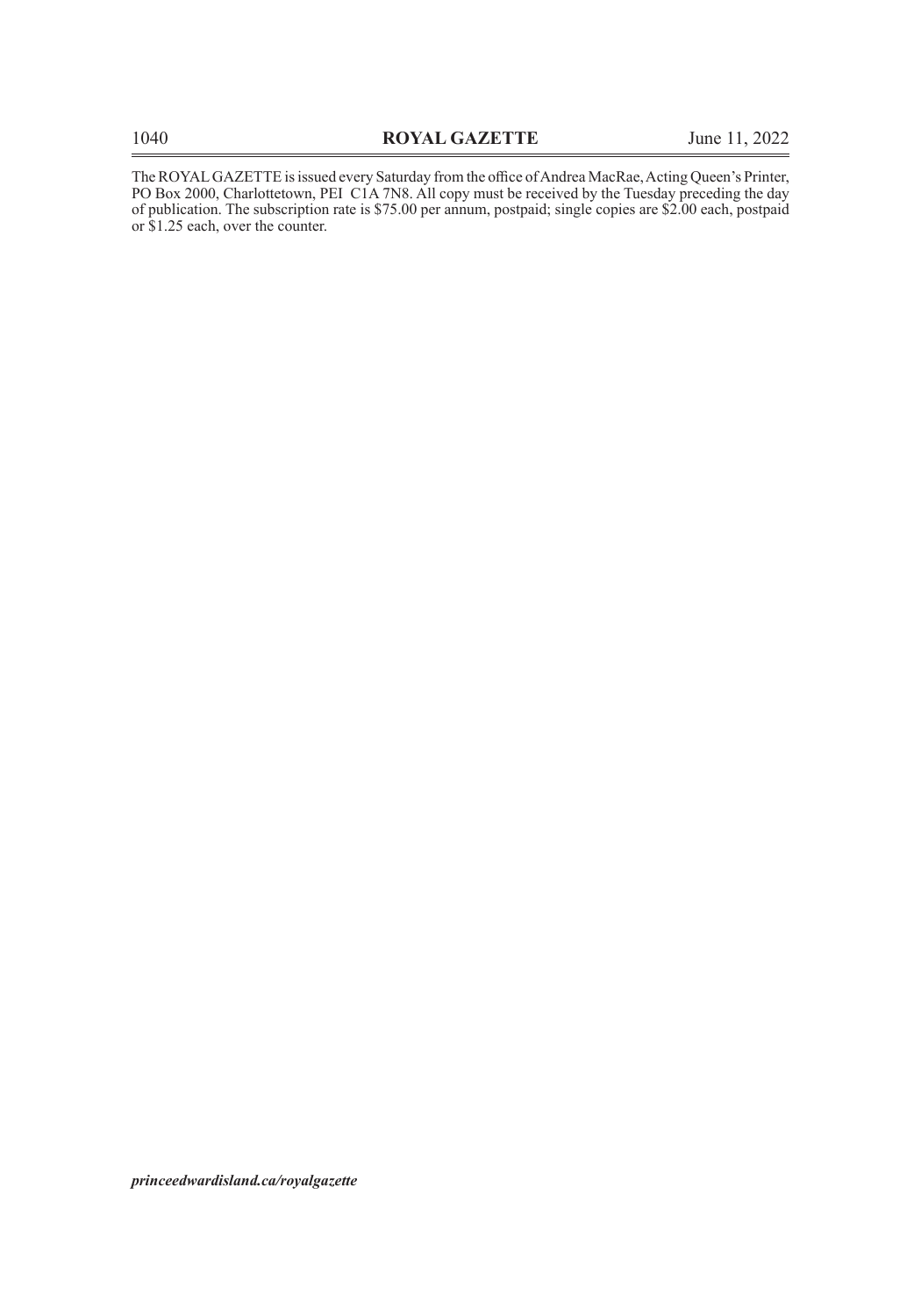The ROYAL GAZETTE is issued every Saturday from the office of Andrea MacRae, Acting Queen's Printer, PO Box 2000, Charlottetown, PEI C1A 7N8. All copy must be received by the Tuesday preceding the day of publication. The subscription rate is $75.00 per annum, postpaid; single copies are $2.00 each, postpaid or $1.25 each, over the counter.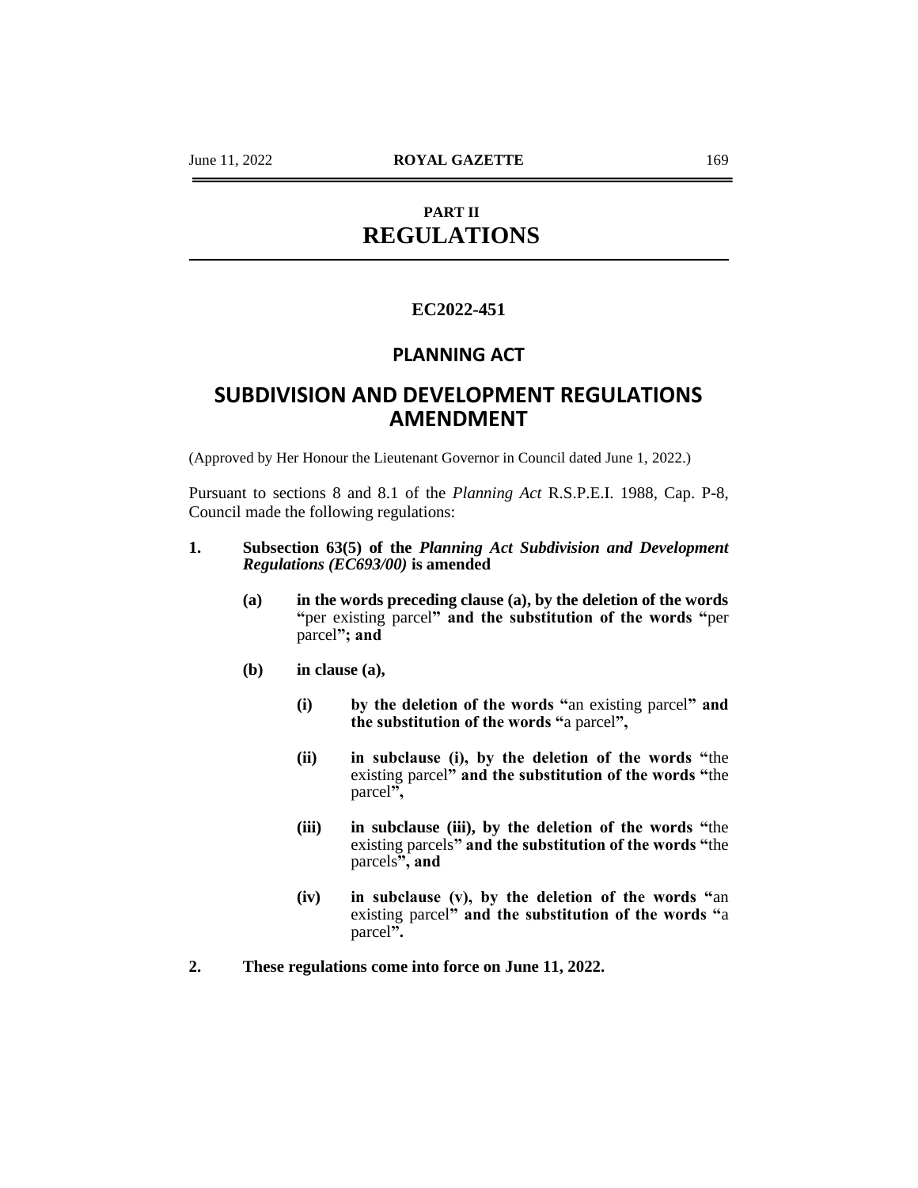## PART II
# REGULATIONS

### EC2022-451

### PLANNING ACT

## SUBDIVISION AND DEVELOPMENT REGULATIONS AMENDMENT

(Approved by Her Honour the Lieutenant Governor in Council dated June 1, 2022.)

Pursuant to sections 8 and 8.1 of the *Planning Act* R.S.P.E.I. 1988, Cap. P-8, Council made the following regulations:

**1. Subsection 63(5) of the *Planning Act Subdivision and Development Regulations (EC693/00)* is amended**

**(a) in the words preceding clause (a), by the deletion of the words "**per existing parcel**" and the substitution of the words "**per parcel**"; and**

**(b) in clause (a),**

**(i) by the deletion of the words "**an existing parcel**" and the substitution of the words "**a parcel**",**

**(ii) in subclause (i), by the deletion of the words "**the existing parcel**" and the substitution of the words "**the parcel**",**

**(iii) in subclause (iii), by the deletion of the words "**the existing parcels**" and the substitution of the words "**the parcels**", and**

**(iv) in subclause (v), by the deletion of the words "**an existing parcel**" and the substitution of the words "**a parcel**".**

**2. These regulations come into force on June 11, 2022.**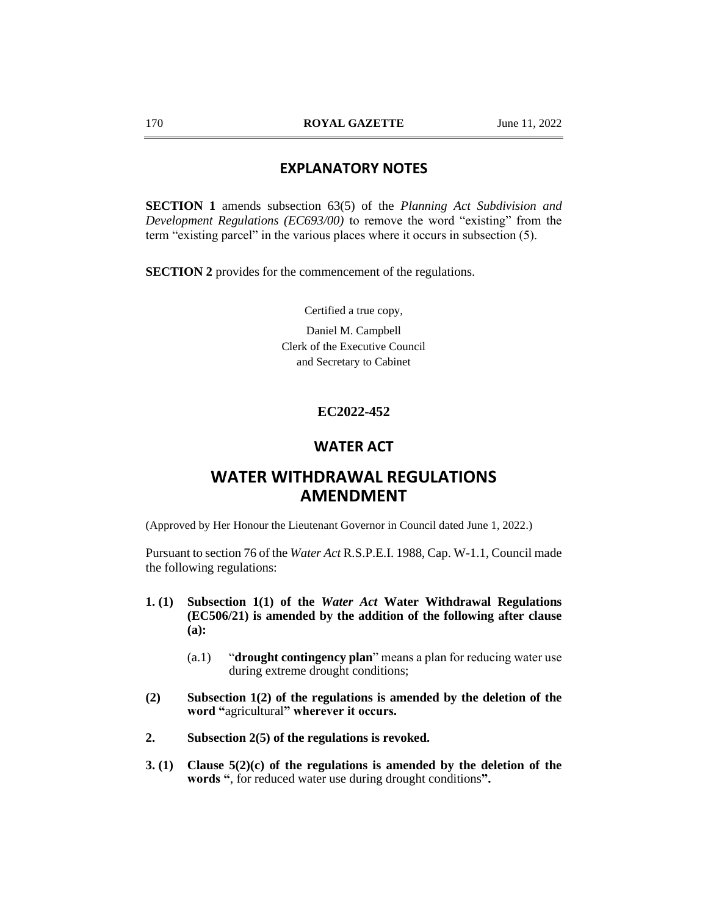## EXPLANATORY NOTES

**SECTION 1** amends subsection 63(5) of the *Planning Act Subdivision and Development Regulations (EC693/00)* to remove the word "existing" from the term "existing parcel" in the various places where it occurs in subsection (5).

**SECTION 2** provides for the commencement of the regulations.

Certified a true copy,

Daniel M. Campbell
Clerk of the Executive Council
and Secretary to Cabinet

**EC2022-452**

## WATER ACT

# WATER WITHDRAWAL REGULATIONS AMENDMENT

(Approved by Her Honour the Lieutenant Governor in Council dated June 1, 2022.)

Pursuant to section 76 of the *Water Act* R.S.P.E.I. 1988, Cap. W-1.1, Council made the following regulations:

**1. (1) Subsection 1(1) of the *Water Act* Water Withdrawal Regulations (EC506/21) is amended by the addition of the following after clause (a):**

(a.1) "**drought contingency plan**" means a plan for reducing water use during extreme drought conditions;

**(2) Subsection 1(2) of the regulations is amended by the deletion of the word "**agricultural**" wherever it occurs.**

**2. Subsection 2(5) of the regulations is revoked.**

**3. (1) Clause 5(2)(c) of the regulations is amended by the deletion of the words "**, for reduced water use during drought conditions**".**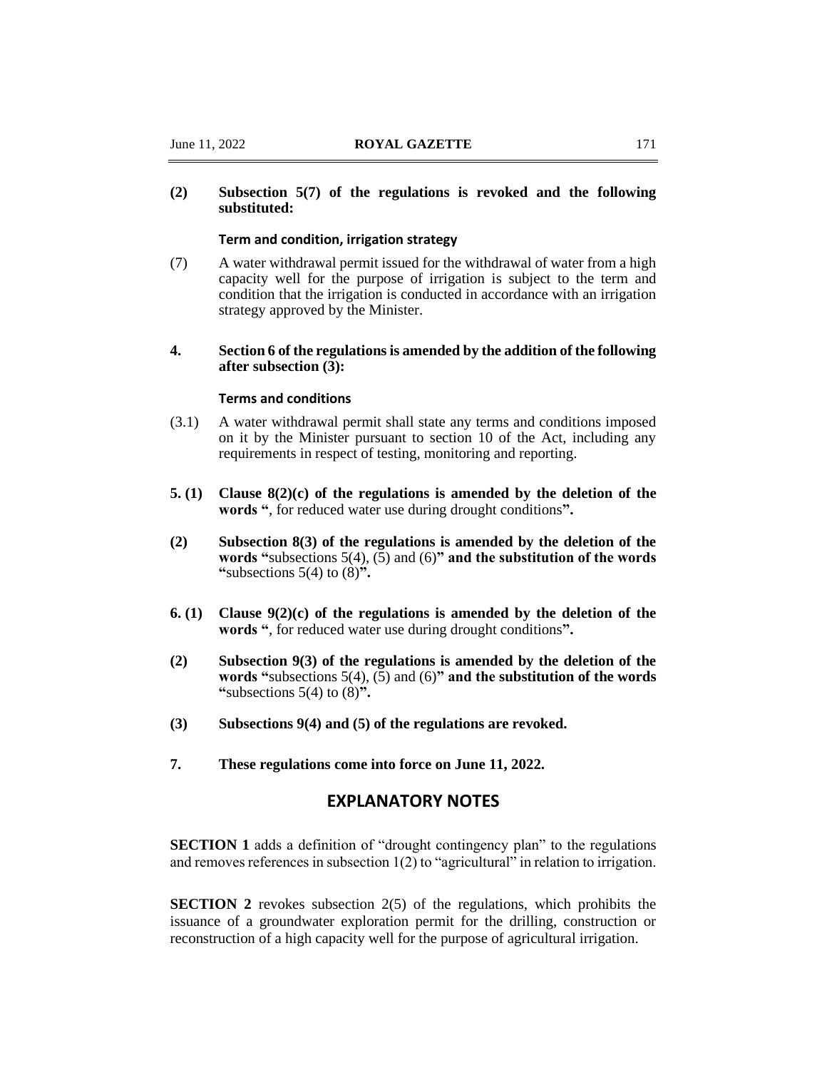**(2) Subsection 5(7) of the regulations is revoked and the following substituted:**

**Term and condition, irrigation strategy**

(7) A water withdrawal permit issued for the withdrawal of water from a high capacity well for the purpose of irrigation is subject to the term and condition that the irrigation is conducted in accordance with an irrigation strategy approved by the Minister.

**4. Section 6 of the regulations is amended by the addition of the following after subsection (3):**

**Terms and conditions**

(3.1) A water withdrawal permit shall state any terms and conditions imposed on it by the Minister pursuant to section 10 of the Act, including any requirements in respect of testing, monitoring and reporting.

**5. (1) Clause 8(2)(c) of the regulations is amended by the deletion of the words "**, for reduced water use during drought conditions**".**

**(2) Subsection 8(3) of the regulations is amended by the deletion of the words "**subsections 5(4), (5) and (6)**" and the substitution of the words "**subsections 5(4) to (8)**".**

**6. (1) Clause 9(2)(c) of the regulations is amended by the deletion of the words "**, for reduced water use during drought conditions**".**

**(2) Subsection 9(3) of the regulations is amended by the deletion of the words "**subsections 5(4), (5) and (6)**" and the substitution of the words "**subsections 5(4) to (8)**".**

**(3) Subsections 9(4) and (5) of the regulations are revoked.**

**7. These regulations come into force on June 11, 2022.**

## EXPLANATORY NOTES

**SECTION 1** adds a definition of "drought contingency plan" to the regulations and removes references in subsection 1(2) to "agricultural" in relation to irrigation.

**SECTION 2** revokes subsection 2(5) of the regulations, which prohibits the issuance of a groundwater exploration permit for the drilling, construction or reconstruction of a high capacity well for the purpose of agricultural irrigation.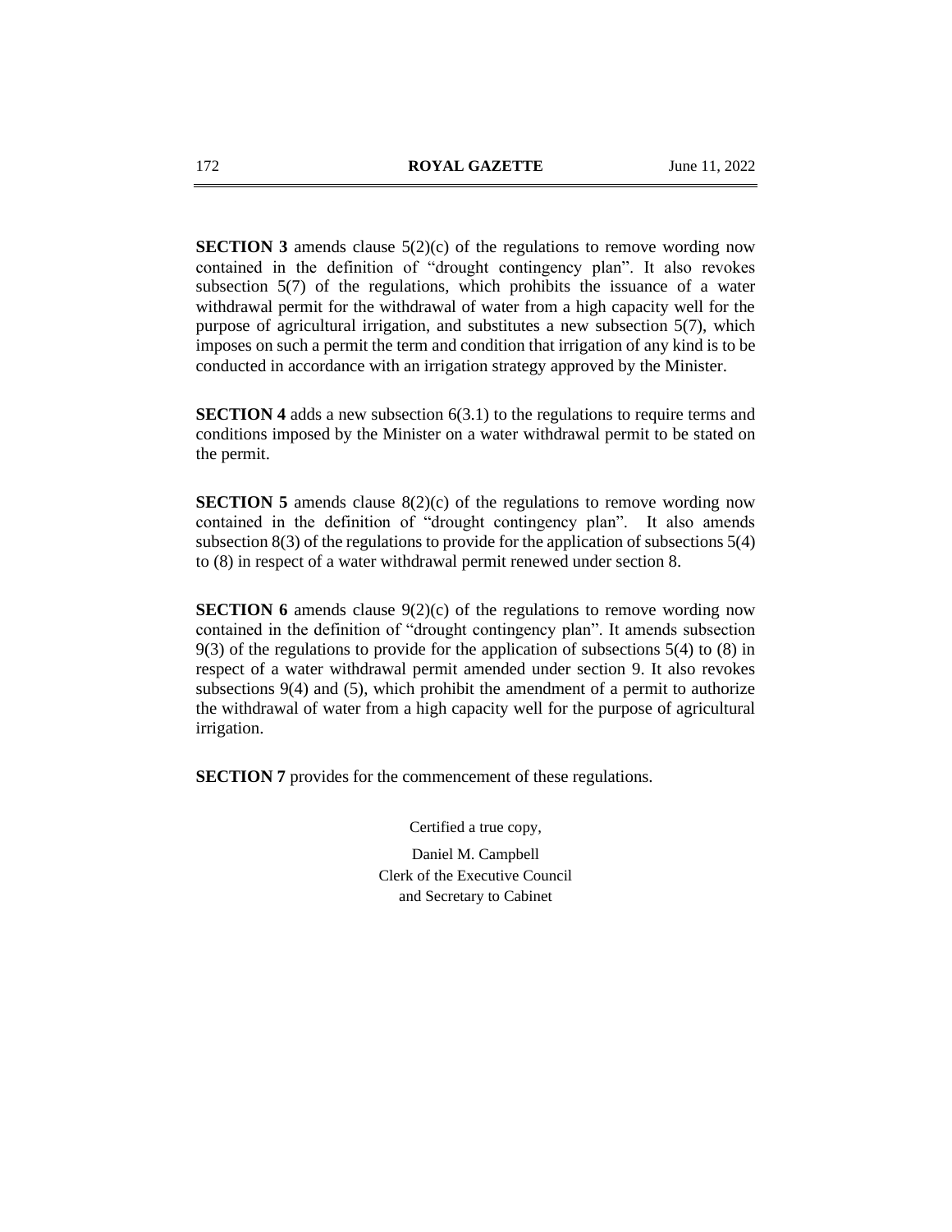**SECTION 3** amends clause 5(2)(c) of the regulations to remove wording now contained in the definition of "drought contingency plan". It also revokes subsection 5(7) of the regulations, which prohibits the issuance of a water withdrawal permit for the withdrawal of water from a high capacity well for the purpose of agricultural irrigation, and substitutes a new subsection 5(7), which imposes on such a permit the term and condition that irrigation of any kind is to be conducted in accordance with an irrigation strategy approved by the Minister.

**SECTION 4** adds a new subsection 6(3.1) to the regulations to require terms and conditions imposed by the Minister on a water withdrawal permit to be stated on the permit.

**SECTION 5** amends clause 8(2)(c) of the regulations to remove wording now contained in the definition of "drought contingency plan". It also amends subsection 8(3) of the regulations to provide for the application of subsections 5(4) to (8) in respect of a water withdrawal permit renewed under section 8.

**SECTION 6** amends clause 9(2)(c) of the regulations to remove wording now contained in the definition of "drought contingency plan". It amends subsection 9(3) of the regulations to provide for the application of subsections 5(4) to (8) in respect of a water withdrawal permit amended under section 9. It also revokes subsections 9(4) and (5), which prohibit the amendment of a permit to authorize the withdrawal of water from a high capacity well for the purpose of agricultural irrigation.

**SECTION 7** provides for the commencement of these regulations.

Certified a true copy,

Daniel M. Campbell
Clerk of the Executive Council
and Secretary to Cabinet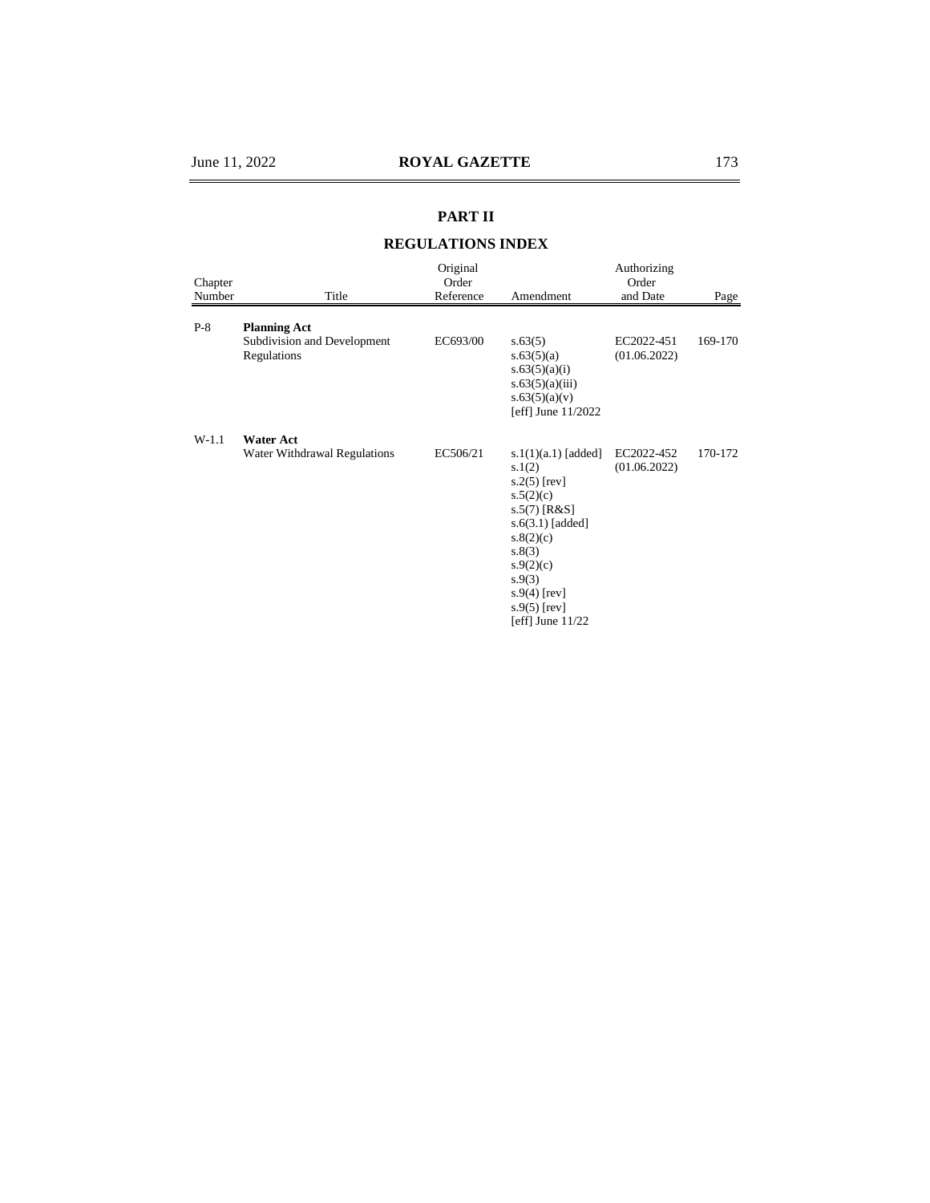## PART II

## REGULATIONS INDEX

| Chapter Number | Title | Original Order Reference | Amendment | Authorizing Order and Date | Page |
|---|---|---|---|---|---|
| P-8 | **Planning Act** | | | | |
| | Subdivision and Development Regulations | EC693/00 | s.63(5)<br>s.63(5)(a)<br>s.63(5)(a)(i)<br>s.63(5)(a)(iii)<br>s.63(5)(a)(v)<br>[eff] June 11/2022 | EC2022-451 (01.06.2022) | 169-170 |
| W-1.1 | **Water Act** | | | | |
| | Water Withdrawal Regulations | EC506/21 | s.1(1)(a.1) [added]<br>s.1(2)<br>s.2(5) [rev]<br>s.5(2)(c)<br>s.5(7) [R&S]<br>s.6(3.1) [added]<br>s.8(2)(c)<br>s.8(3)<br>s.9(2)(c)<br>s.9(3)<br>s.9(4) [rev]<br>s.9(5) [rev]<br>[eff] June 11/22 | EC2022-452 (01.06.2022) | 170-172 |